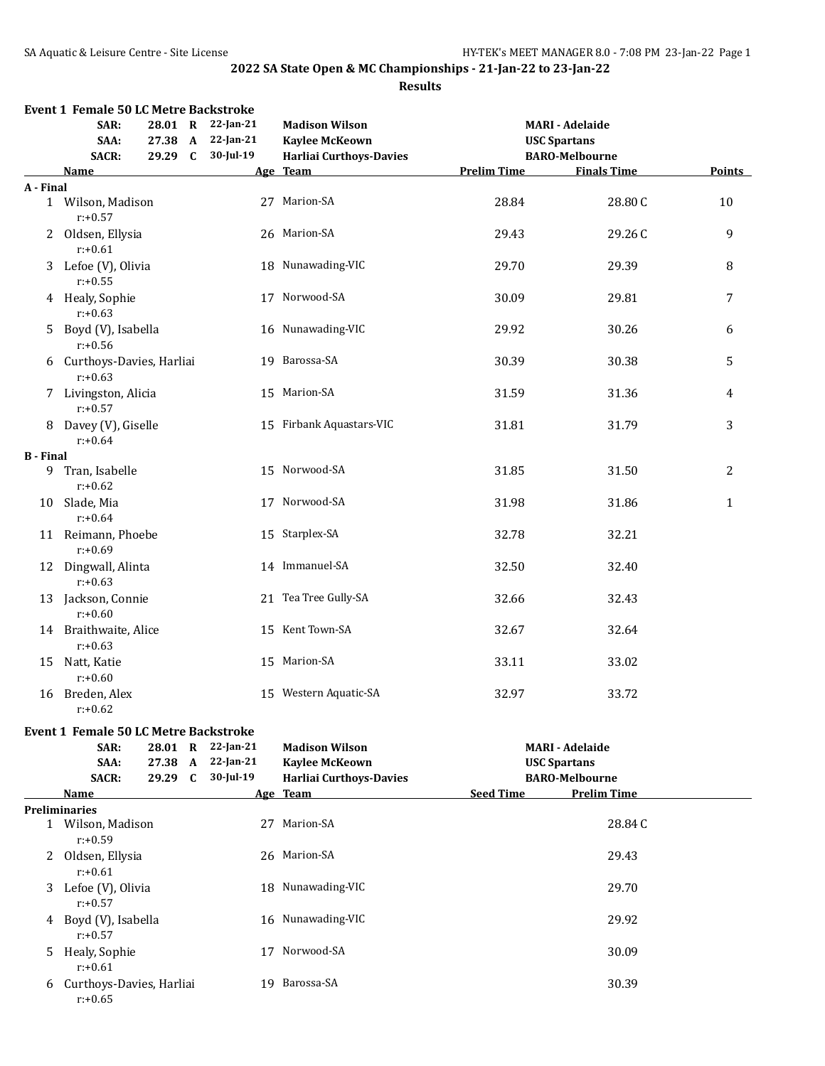## 2022 SA State Open & MC Championships - 21-Jan-22 to 23-Jan-22

### Results

**Event 1 Female 50 LC Metre Backstroke**

| | | | | | |
|---|---|---|---|---|---|
| SAR: | 28.01 | R | 22-Jan-21 | Madison Wilson | MARI - Adelaide |
| SAA: | 27.38 | A | 22-Jan-21 | Kaylee McKeown | USC Spartans |
| SACR: | 29.29 | C | 30-Jul-19 | Harliai Curthoys-Davies | BARO-Melbourne |

| | Name | Age | Team | Prelim Time | Finals Time | Points |
|---|---|---|---|---|---|---|
| **A - Final** | | | | | | |
| 1 | Wilson, Madison<br>r:+0.57 | 27 | Marion-SA | 28.84 | 28.80 C | 10 |
| 2 | Oldsen, Ellysia<br>r:+0.61 | 26 | Marion-SA | 29.43 | 29.26 C | 9 |
| 3 | Lefoe (V), Olivia<br>r:+0.55 | 18 | Nunawading-VIC | 29.70 | 29.39 | 8 |
| 4 | Healy, Sophie<br>r:+0.63 | 17 | Norwood-SA | 30.09 | 29.81 | 7 |
| 5 | Boyd (V), Isabella<br>r:+0.56 | 16 | Nunawading-VIC | 29.92 | 30.26 | 6 |
| 6 | Curthoys-Davies, Harliai<br>r:+0.63 | 19 | Barossa-SA | 30.39 | 30.38 | 5 |
| 7 | Livingston, Alicia<br>r:+0.57 | 15 | Marion-SA | 31.59 | 31.36 | 4 |
| 8 | Davey (V), Giselle<br>r:+0.64 | 15 | Firbank Aquastars-VIC | 31.81 | 31.79 | 3 |
| **B - Final** | | | | | | |
| 9 | Tran, Isabelle<br>r:+0.62 | 15 | Norwood-SA | 31.85 | 31.50 | 2 |
| 10 | Slade, Mia<br>r:+0.64 | 17 | Norwood-SA | 31.98 | 31.86 | 1 |
| 11 | Reimann, Phoebe<br>r:+0.69 | 15 | Starplex-SA | 32.78 | 32.21 | |
| 12 | Dingwall, Alinta<br>r:+0.63 | 14 | Immanuel-SA | 32.50 | 32.40 | |
| 13 | Jackson, Connie<br>r:+0.60 | 21 | Tea Tree Gully-SA | 32.66 | 32.43 | |
| 14 | Braithwaite, Alice<br>r:+0.63 | 15 | Kent Town-SA | 32.67 | 32.64 | |
| 15 | Natt, Katie<br>r:+0.60 | 15 | Marion-SA | 33.11 | 33.02 | |
| 16 | Breden, Alex<br>r:+0.62 | 15 | Western Aquatic-SA | 32.97 | 33.72 | |

**Event 1 Female 50 LC Metre Backstroke**

| | | | | | |
|---|---|---|---|---|---|
| SAR: | 28.01 | R | 22-Jan-21 | Madison Wilson | MARI - Adelaide |
| SAA: | 27.38 | A | 22-Jan-21 | Kaylee McKeown | USC Spartans |
| SACR: | 29.29 | C | 30-Jul-19 | Harliai Curthoys-Davies | BARO-Melbourne |

| | Name | Age | Team | Seed Time | Prelim Time |
|---|---|---|---|---|---|
| **Preliminaries** | | | | | |
| 1 | Wilson, Madison<br>r:+0.59 | 27 | Marion-SA | | 28.84 C |
| 2 | Oldsen, Ellysia<br>r:+0.61 | 26 | Marion-SA | | 29.43 |
| 3 | Lefoe (V), Olivia<br>r:+0.57 | 18 | Nunawading-VIC | | 29.70 |
| 4 | Boyd (V), Isabella<br>r:+0.57 | 16 | Nunawading-VIC | | 29.92 |
| 5 | Healy, Sophie<br>r:+0.61 | 17 | Norwood-SA | | 30.09 |
| 6 | Curthoys-Davies, Harliai<br>r:+0.65 | 19 | Barossa-SA | | 30.39 |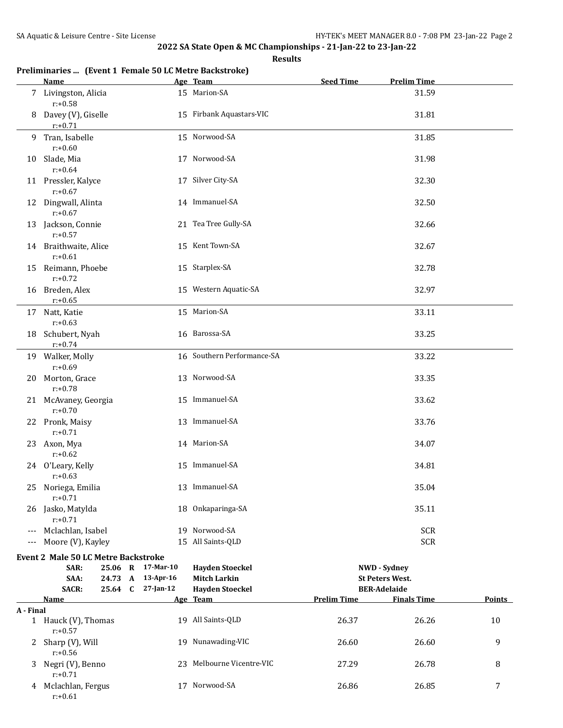## 2022 SA State Open & MC Championships - 21-Jan-22 to 23-Jan-22

### Results

**Preliminaries ... (Event 1 Female 50 LC Metre Backstroke)**

| | Name | Age | Team | Seed Time | Prelim Time |
|---|---|---|---|---|---|
| 7 | Livingston, Alicia r:+0.58 | 15 | Marion-SA | | 31.59 |
| 8 | Davey (V), Giselle r:+0.71 | 15 | Firbank Aquastars-VIC | | 31.81 |
| 9 | Tran, Isabelle r:+0.60 | 15 | Norwood-SA | | 31.85 |
| 10 | Slade, Mia r:+0.64 | 17 | Norwood-SA | | 31.98 |
| 11 | Pressler, Kalyce r:+0.67 | 17 | Silver City-SA | | 32.30 |
| 12 | Dingwall, Alinta r:+0.67 | 14 | Immanuel-SA | | 32.50 |
| 13 | Jackson, Connie r:+0.57 | 21 | Tea Tree Gully-SA | | 32.66 |
| 14 | Braithwaite, Alice r:+0.61 | 15 | Kent Town-SA | | 32.67 |
| 15 | Reimann, Phoebe r:+0.72 | 15 | Starplex-SA | | 32.78 |
| 16 | Breden, Alex r:+0.65 | 15 | Western Aquatic-SA | | 32.97 |
| 17 | Natt, Katie r:+0.63 | 15 | Marion-SA | | 33.11 |
| 18 | Schubert, Nyah r:+0.74 | 16 | Barossa-SA | | 33.25 |
| 19 | Walker, Molly r:+0.69 | 16 | Southern Performance-SA | | 33.22 |
| 20 | Morton, Grace r:+0.78 | 13 | Norwood-SA | | 33.35 |
| 21 | McAvaney, Georgia r:+0.70 | 15 | Immanuel-SA | | 33.62 |
| 22 | Pronk, Maisy r:+0.71 | 13 | Immanuel-SA | | 33.76 |
| 23 | Axon, Mya r:+0.62 | 14 | Marion-SA | | 34.07 |
| 24 | O'Leary, Kelly r:+0.63 | 15 | Immanuel-SA | | 34.81 |
| 25 | Noriega, Emilia r:+0.71 | 13 | Immanuel-SA | | 35.04 |
| 26 | Jasko, Matylda r:+0.71 | 18 | Onkaparinga-SA | | 35.11 |
| --- | Mclachlan, Isabel | 19 | Norwood-SA | | SCR |
| --- | Moore (V), Kayley | 15 | All Saints-QLD | | SCR |

**Event 2 Male 50 LC Metre Backstroke**

| | | | | | |
|---|---|---|---|---|---|
| SAR: | 25.06 | R | 17-Mar-10 | Hayden Stoeckel | NWD - Sydney |
| SAA: | 24.73 | A | 13-Apr-16 | Mitch Larkin | St Peters West. |
| SACR: | 25.64 | C | 27-Jan-12 | Hayden Stoeckel | BER-Adelaide |

| | Name | Age | Team | Prelim Time | Finals Time | Points |
|---|---|---|---|---|---|---|
| **A - Final** | | | | | | |
| 1 | Hauck (V), Thomas r:+0.57 | 19 | All Saints-QLD | 26.37 | 26.26 | 10 |
| 2 | Sharp (V), Will r:+0.56 | 19 | Nunawading-VIC | 26.60 | 26.60 | 9 |
| 3 | Negri (V), Benno r:+0.71 | 23 | Melbourne Vicentre-VIC | 27.29 | 26.78 | 8 |
| 4 | Mclachlan, Fergus r:+0.61 | 17 | Norwood-SA | 26.86 | 26.85 | 7 |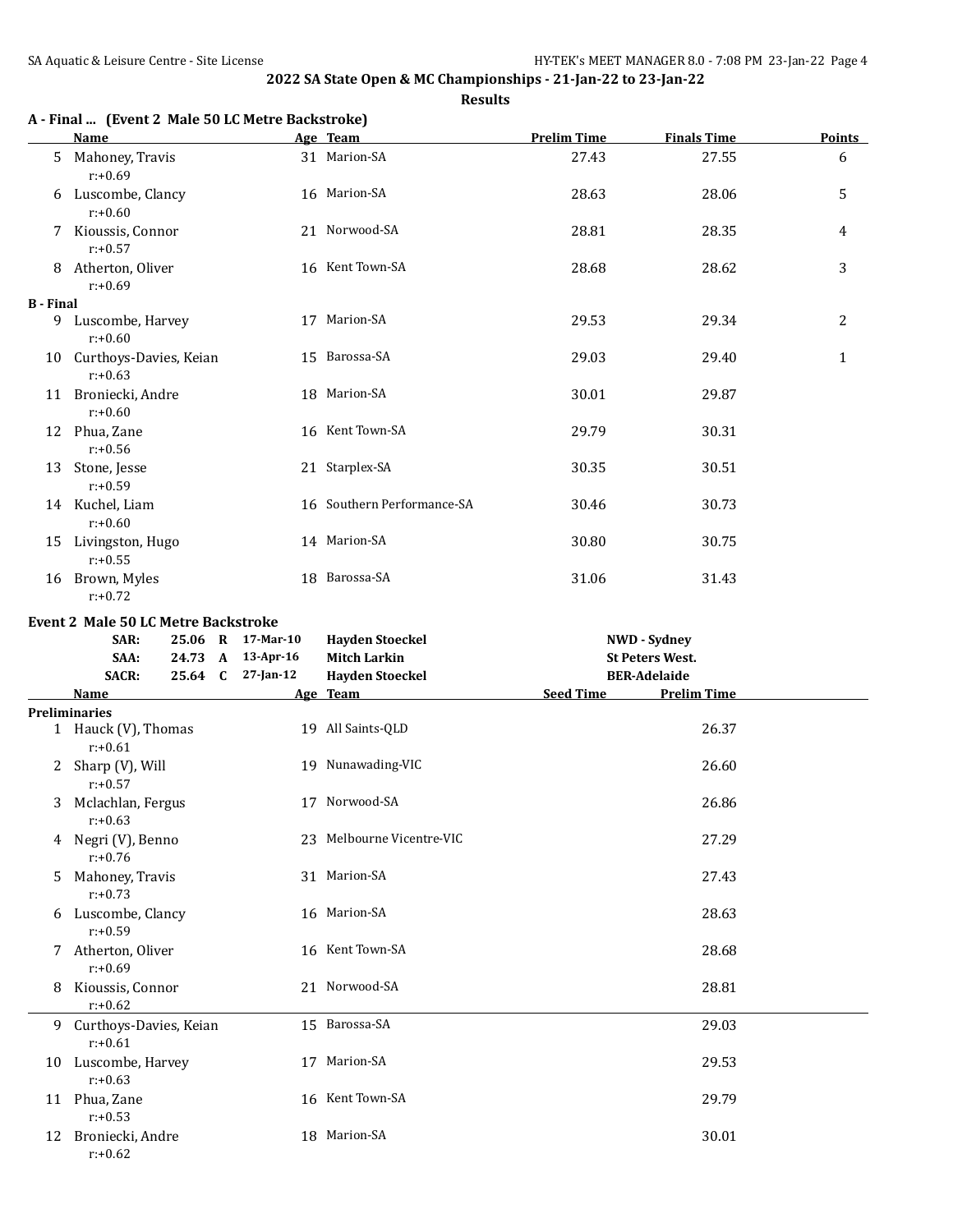## 2022 SA State Open & MC Championships - 21-Jan-22 to 23-Jan-22

**Results**

### A - Final ... (Event 2 Male 50 LC Metre Backstroke)

| | Name | Age | Team | Prelim Time | Finals Time | Points |
|---|---|---|---|---|---|---|
| 5 | Mahoney, Travis | 31 | Marion-SA | 27.43 | 27.55 | 6 |
| | r:+0.69 | | | | | |
| 6 | Luscombe, Clancy | 16 | Marion-SA | 28.63 | 28.06 | 5 |
| | r:+0.60 | | | | | |
| 7 | Kioussis, Connor | 21 | Norwood-SA | 28.81 | 28.35 | 4 |
| | r:+0.57 | | | | | |
| 8 | Atherton, Oliver | 16 | Kent Town-SA | 28.68 | 28.62 | 3 |
| | r:+0.69 | | | | | |
| **B - Final** | | | | | | |
| 9 | Luscombe, Harvey | 17 | Marion-SA | 29.53 | 29.34 | 2 |
| | r:+0.60 | | | | | |
| 10 | Curthoys-Davies, Keian | 15 | Barossa-SA | 29.03 | 29.40 | 1 |
| | r:+0.63 | | | | | |
| 11 | Broniecki, Andre | 18 | Marion-SA | 30.01 | 29.87 | |
| | r:+0.60 | | | | | |
| 12 | Phua, Zane | 16 | Kent Town-SA | 29.79 | 30.31 | |
| | r:+0.56 | | | | | |
| 13 | Stone, Jesse | 21 | Starplex-SA | 30.35 | 30.51 | |
| | r:+0.59 | | | | | |
| 14 | Kuchel, Liam | 16 | Southern Performance-SA | 30.46 | 30.73 | |
| | r:+0.60 | | | | | |
| 15 | Livingston, Hugo | 14 | Marion-SA | 30.80 | 30.75 | |
| | r:+0.55 | | | | | |
| 16 | Brown, Myles | 18 | Barossa-SA | 31.06 | 31.43 | |
| | r:+0.72 | | | | | |

### Event 2 Male 50 LC Metre Backstroke

| | | | | | |
|---|---|---|---|---|---|
| SAR: | 25.06 | R | 17-Mar-10 | Hayden Stoeckel | NWD - Sydney |
| SAA: | 24.73 | A | 13-Apr-16 | Mitch Larkin | St Peters West. |
| SACR: | 25.64 | C | 27-Jan-12 | Hayden Stoeckel | BER-Adelaide |

| | Name | Age | Team | Seed Time | Prelim Time |
|---|---|---|---|---|---|
| **Preliminaries** | | | | | |
| 1 | Hauck (V), Thomas | 19 | All Saints-QLD | | 26.37 |
| | r:+0.61 | | | | |
| 2 | Sharp (V), Will | 19 | Nunawading-VIC | | 26.60 |
| | r:+0.57 | | | | |
| 3 | Mclachlan, Fergus | 17 | Norwood-SA | | 26.86 |
| | r:+0.63 | | | | |
| 4 | Negri (V), Benno | 23 | Melbourne Vicentre-VIC | | 27.29 |
| | r:+0.76 | | | | |
| 5 | Mahoney, Travis | 31 | Marion-SA | | 27.43 |
| | r:+0.73 | | | | |
| 6 | Luscombe, Clancy | 16 | Marion-SA | | 28.63 |
| | r:+0.59 | | | | |
| 7 | Atherton, Oliver | 16 | Kent Town-SA | | 28.68 |
| | r:+0.69 | | | | |
| 8 | Kioussis, Connor | 21 | Norwood-SA | | 28.81 |
| | r:+0.62 | | | | |
| 9 | Curthoys-Davies, Keian | 15 | Barossa-SA | | 29.03 |
| | r:+0.61 | | | | |
| 10 | Luscombe, Harvey | 17 | Marion-SA | | 29.53 |
| | r:+0.63 | | | | |
| 11 | Phua, Zane | 16 | Kent Town-SA | | 29.79 |
| | r:+0.53 | | | | |
| 12 | Broniecki, Andre | 18 | Marion-SA | | 30.01 |
| | r:+0.62 | | | | |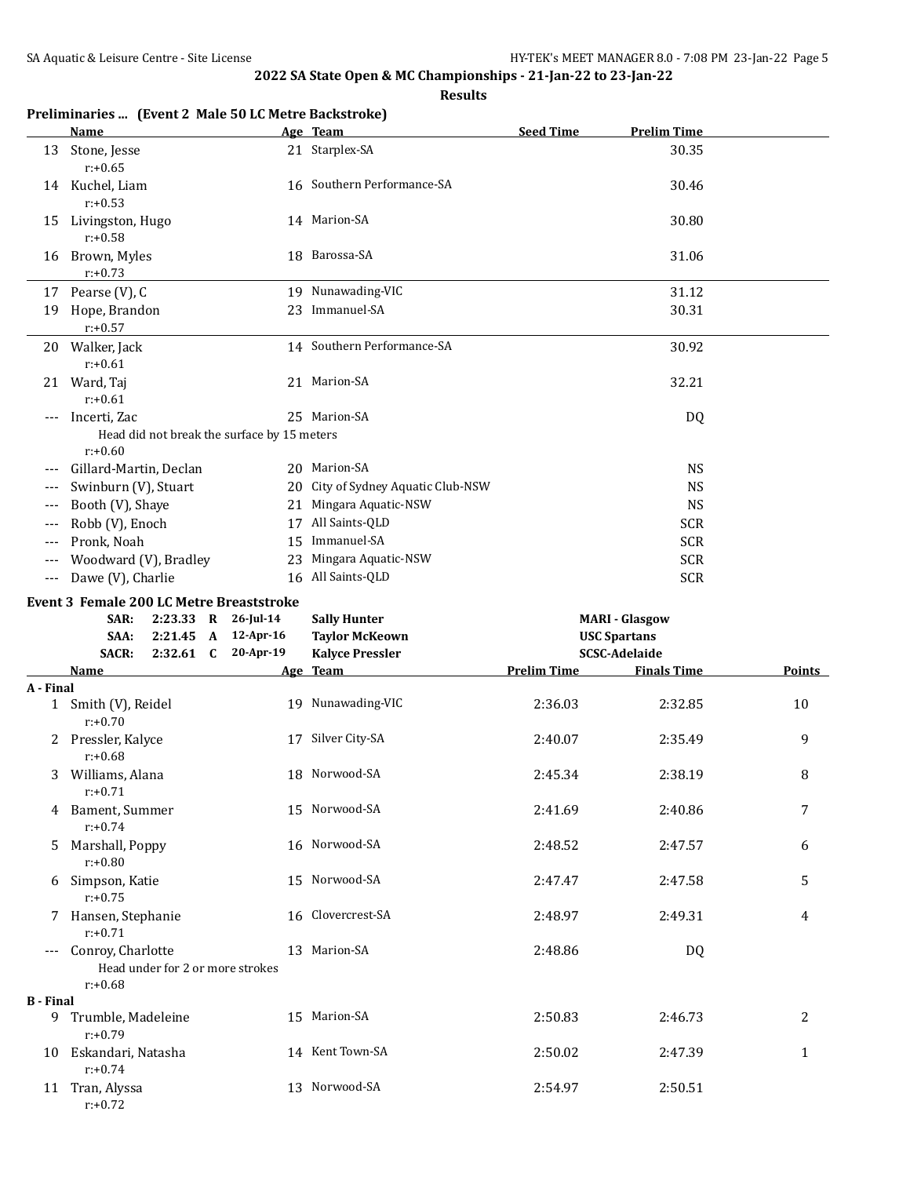**2022 SA State Open & MC Championships - 21-Jan-22 to 23-Jan-22**

**Results**

### Preliminaries ... (Event 2 Male 50 LC Metre Backstroke)

| | Name | Age | Team | Seed Time | Prelim Time |
|---|---|---|---|---|---|
| 13 | Stone, Jesse<br>r:+0.65 | 21 | Starplex-SA | | 30.35 |
| 14 | Kuchel, Liam<br>r:+0.53 | 16 | Southern Performance-SA | | 30.46 |
| 15 | Livingston, Hugo<br>r:+0.58 | 14 | Marion-SA | | 30.80 |
| 16 | Brown, Myles<br>r:+0.73 | 18 | Barossa-SA | | 31.06 |
| 17 | Pearse (V), C | 19 | Nunawading-VIC | | 31.12 |
| 19 | Hope, Brandon<br>r:+0.57 | 23 | Immanuel-SA | | 30.31 |
| 20 | Walker, Jack<br>r:+0.61 | 14 | Southern Performance-SA | | 30.92 |
| 21 | Ward, Taj<br>r:+0.61 | 21 | Marion-SA | | 32.21 |
| --- | Incerti, Zac<br>Head did not break the surface by 15 meters<br>r:+0.60 | 25 | Marion-SA | | DQ |
| --- | Gillard-Martin, Declan | 20 | Marion-SA | | NS |
| --- | Swinburn (V), Stuart | 20 | City of Sydney Aquatic Club-NSW | | NS |
| --- | Booth (V), Shaye | 21 | Mingara Aquatic-NSW | | NS |
| --- | Robb (V), Enoch | 17 | All Saints-QLD | | SCR |
| --- | Pronk, Noah | 15 | Immanuel-SA | | SCR |
| --- | Woodward (V), Bradley | 23 | Mingara Aquatic-NSW | | SCR |
| --- | Dawe (V), Charlie | 16 | All Saints-QLD | | SCR |

### Event 3 Female 200 LC Metre Breaststroke

| | | | | | |
|---|---|---|---|---|---|
| SAR: | 2:23.33 | R | 26-Jul-14 | Sally Hunter | MARI - Glasgow |
| SAA: | 2:21.45 | A | 12-Apr-16 | Taylor McKeown | USC Spartans |
| SACR: | 2:32.61 | C | 20-Apr-19 | Kalyce Pressler | SCSC-Adelaide |

| | Name | Age | Team | Prelim Time | Finals Time | Points |
|---|---|---|---|---|---|---|
| **A - Final** | | | | | | |
| 1 | Smith (V), Reidel<br>r:+0.70 | 19 | Nunawading-VIC | 2:36.03 | 2:32.85 | 10 |
| 2 | Pressler, Kalyce<br>r:+0.68 | 17 | Silver City-SA | 2:40.07 | 2:35.49 | 9 |
| 3 | Williams, Alana<br>r:+0.71 | 18 | Norwood-SA | 2:45.34 | 2:38.19 | 8 |
| 4 | Bament, Summer<br>r:+0.74 | 15 | Norwood-SA | 2:41.69 | 2:40.86 | 7 |
| 5 | Marshall, Poppy<br>r:+0.80 | 16 | Norwood-SA | 2:48.52 | 2:47.57 | 6 |
| 6 | Simpson, Katie<br>r:+0.75 | 15 | Norwood-SA | 2:47.47 | 2:47.58 | 5 |
| 7 | Hansen, Stephanie<br>r:+0.71 | 16 | Clovercrest-SA | 2:48.97 | 2:49.31 | 4 |
| --- | Conroy, Charlotte<br>Head under for 2 or more strokes<br>r:+0.68 | 13 | Marion-SA | 2:48.86 | DQ | |
| **B - Final** | | | | | | |
| 9 | Trumble, Madeleine<br>r:+0.79 | 15 | Marion-SA | 2:50.83 | 2:46.73 | 2 |
| 10 | Eskandari, Natasha<br>r:+0.74 | 14 | Kent Town-SA | 2:50.02 | 2:47.39 | 1 |
| 11 | Tran, Alyssa<br>r:+0.72 | 13 | Norwood-SA | 2:54.97 | 2:50.51 | |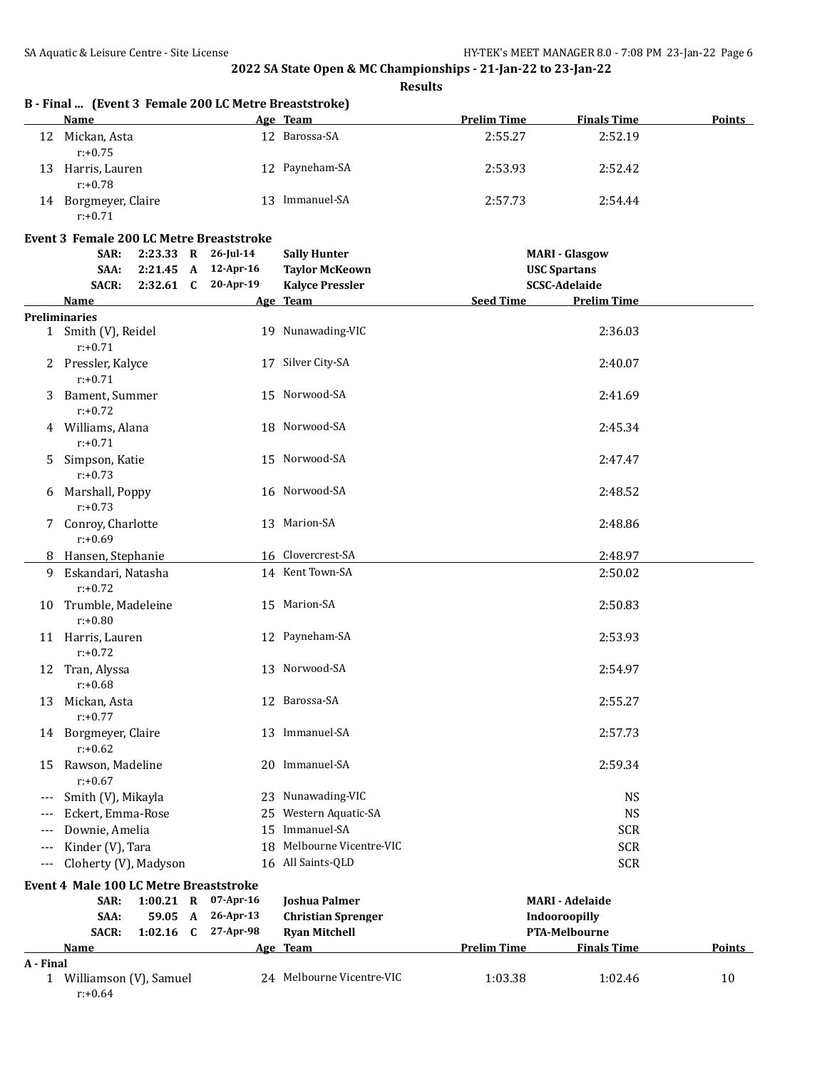2022 SA State Open & MC Championships - 21-Jan-22 to 23-Jan-22

Results

### B - Final ... (Event 3 Female 200 LC Metre Breaststroke)

| | Name | Age | Team | Prelim Time | Finals Time | Points |
|---|---|---|---|---|---|---|
| 12 | Mickan, Asta r:+0.75 | 12 | Barossa-SA | 2:55.27 | 2:52.19 | |
| 13 | Harris, Lauren r:+0.78 | 12 | Payneham-SA | 2:53.93 | 2:52.42 | |
| 14 | Borgmeyer, Claire r:+0.71 | 13 | Immanuel-SA | 2:57.73 | 2:54.44 | |

### Event 3 Female 200 LC Metre Breaststroke

| | | | | | |
|---|---|---|---|---|---|
| SAR: | 2:23.33 | R | 26-Jul-14 | Sally Hunter | MARI - Glasgow |
| SAA: | 2:21.45 | A | 12-Apr-16 | Taylor McKeown | USC Spartans |
| SACR: | 2:32.61 | C | 20-Apr-19 | Kalyce Pressler | SCSC-Adelaide |

| | Name | Age | Team | Seed Time | Prelim Time |
|---|---|---|---|---|---|
| **Preliminaries** | | | | | |
| 1 | Smith (V), Reidel r:+0.71 | 19 | Nunawading-VIC | | 2:36.03 |
| 2 | Pressler, Kalyce r:+0.71 | 17 | Silver City-SA | | 2:40.07 |
| 3 | Bament, Summer r:+0.72 | 15 | Norwood-SA | | 2:41.69 |
| 4 | Williams, Alana r:+0.71 | 18 | Norwood-SA | | 2:45.34 |
| 5 | Simpson, Katie r:+0.73 | 15 | Norwood-SA | | 2:47.47 |
| 6 | Marshall, Poppy r:+0.73 | 16 | Norwood-SA | | 2:48.52 |
| 7 | Conroy, Charlotte r:+0.69 | 13 | Marion-SA | | 2:48.86 |
| 8 | Hansen, Stephanie | 16 | Clovercrest-SA | | 2:48.97 |
| 9 | Eskandari, Natasha r:+0.72 | 14 | Kent Town-SA | | 2:50.02 |
| 10 | Trumble, Madeleine r:+0.80 | 15 | Marion-SA | | 2:50.83 |
| 11 | Harris, Lauren r:+0.72 | 12 | Payneham-SA | | 2:53.93 |
| 12 | Tran, Alyssa r:+0.68 | 13 | Norwood-SA | | 2:54.97 |
| 13 | Mickan, Asta r:+0.77 | 12 | Barossa-SA | | 2:55.27 |
| 14 | Borgmeyer, Claire r:+0.62 | 13 | Immanuel-SA | | 2:57.73 |
| 15 | Rawson, Madeline r:+0.67 | 20 | Immanuel-SA | | 2:59.34 |
| --- | Smith (V), Mikayla | 23 | Nunawading-VIC | | NS |
| --- | Eckert, Emma-Rose | 25 | Western Aquatic-SA | | NS |
| --- | Downie, Amelia | 15 | Immanuel-SA | | SCR |
| --- | Kinder (V), Tara | 18 | Melbourne Vicentre-VIC | | SCR |
| --- | Cloherty (V), Madyson | 16 | All Saints-QLD | | SCR |

### Event 4 Male 100 LC Metre Breaststroke

| | | | | | |
|---|---|---|---|---|---|
| SAR: | 1:00.21 | R | 07-Apr-16 | Joshua Palmer | MARI - Adelaide |
| SAA: | 59.05 | A | 26-Apr-13 | Christian Sprenger | Indooroopilly |
| SACR: | 1:02.16 | C | 27-Apr-98 | Ryan Mitchell | PTA-Melbourne |

| | Name | Age | Team | Prelim Time | Finals Time | Points |
|---|---|---|---|---|---|---|
| **A - Final** | | | | | | |
| 1 | Williamson (V), Samuel r:+0.64 | 24 | Melbourne Vicentre-VIC | 1:03.38 | 1:02.46 | 10 |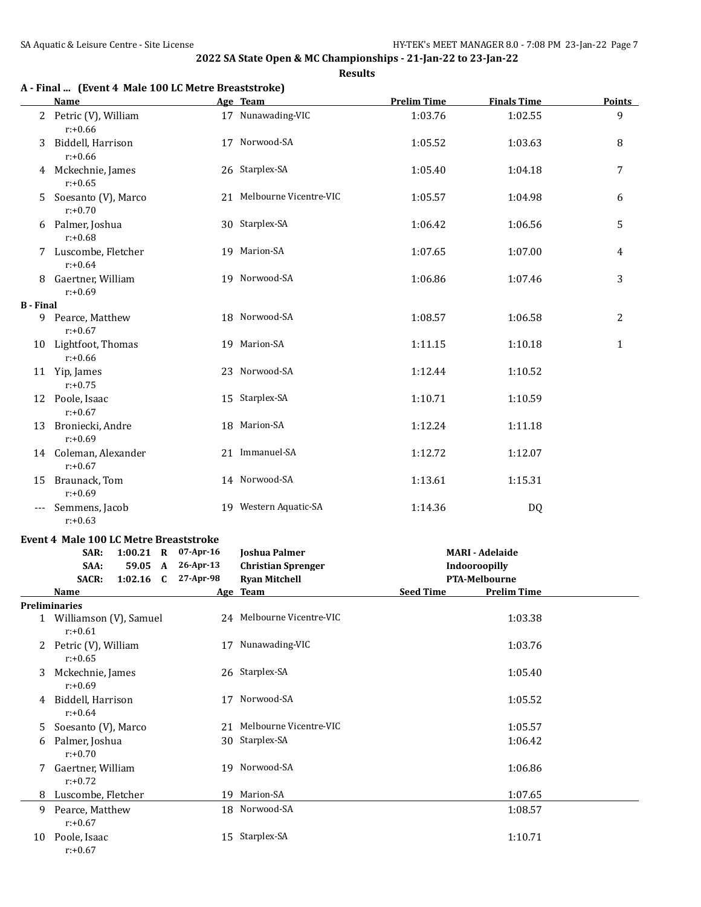## 2022 SA State Open & MC Championships - 21-Jan-22 to 23-Jan-22

### Results

**A - Final ... (Event 4 Male 100 LC Metre Breaststroke)**

| | Name | Age | Team | Prelim Time | Finals Time | Points |
|---|---|---|---|---|---|---|
| 2 | Petric (V), William<br>r:+0.66 | 17 | Nunawading-VIC | 1:03.76 | 1:02.55 | 9 |
| 3 | Biddell, Harrison<br>r:+0.66 | 17 | Norwood-SA | 1:05.52 | 1:03.63 | 8 |
| 4 | Mckechnie, James<br>r:+0.65 | 26 | Starplex-SA | 1:05.40 | 1:04.18 | 7 |
| 5 | Soesanto (V), Marco<br>r:+0.70 | 21 | Melbourne Vicentre-VIC | 1:05.57 | 1:04.98 | 6 |
| 6 | Palmer, Joshua<br>r:+0.68 | 30 | Starplex-SA | 1:06.42 | 1:06.56 | 5 |
| 7 | Luscombe, Fletcher<br>r:+0.64 | 19 | Marion-SA | 1:07.65 | 1:07.00 | 4 |
| 8 | Gaertner, William<br>r:+0.69 | 19 | Norwood-SA | 1:06.86 | 1:07.46 | 3 |
| **B - Final** | | | | | | |
| 9 | Pearce, Matthew<br>r:+0.67 | 18 | Norwood-SA | 1:08.57 | 1:06.58 | 2 |
| 10 | Lightfoot, Thomas<br>r:+0.66 | 19 | Marion-SA | 1:11.15 | 1:10.18 | 1 |
| 11 | Yip, James<br>r:+0.75 | 23 | Norwood-SA | 1:12.44 | 1:10.52 | |
| 12 | Poole, Isaac<br>r:+0.67 | 15 | Starplex-SA | 1:10.71 | 1:10.59 | |
| 13 | Broniecki, Andre<br>r:+0.69 | 18 | Marion-SA | 1:12.24 | 1:11.18 | |
| 14 | Coleman, Alexander<br>r:+0.67 | 21 | Immanuel-SA | 1:12.72 | 1:12.07 | |
| 15 | Braunack, Tom<br>r:+0.69 | 14 | Norwood-SA | 1:13.61 | 1:15.31 | |
| --- | Semmens, Jacob<br>r:+0.63 | 19 | Western Aquatic-SA | 1:14.36 | DQ | |

**Event 4 Male 100 LC Metre Breaststroke**

| | | | | | |
|---|---|---|---|---|---|
| SAR: | 1:00.21 | R | 07-Apr-16 | Joshua Palmer | MARI - Adelaide |
| SAA: | 59.05 | A | 26-Apr-13 | Christian Sprenger | Indooroopilly |
| SACR: | 1:02.16 | C | 27-Apr-98 | Ryan Mitchell | PTA-Melbourne |

| | Name | Age | Team | Seed Time | Prelim Time |
|---|---|---|---|---|---|
| **Preliminaries** | | | | | |
| 1 | Williamson (V), Samuel<br>r:+0.61 | 24 | Melbourne Vicentre-VIC | | 1:03.38 |
| 2 | Petric (V), William<br>r:+0.65 | 17 | Nunawading-VIC | | 1:03.76 |
| 3 | Mckechnie, James<br>r:+0.69 | 26 | Starplex-SA | | 1:05.40 |
| 4 | Biddell, Harrison<br>r:+0.64 | 17 | Norwood-SA | | 1:05.52 |
| 5 | Soesanto (V), Marco | 21 | Melbourne Vicentre-VIC | | 1:05.57 |
| 6 | Palmer, Joshua<br>r:+0.70 | 30 | Starplex-SA | | 1:06.42 |
| 7 | Gaertner, William<br>r:+0.72 | 19 | Norwood-SA | | 1:06.86 |
| 8 | Luscombe, Fletcher | 19 | Marion-SA | | 1:07.65 |
| 9 | Pearce, Matthew<br>r:+0.67 | 18 | Norwood-SA | | 1:08.57 |
| 10 | Poole, Isaac<br>r:+0.67 | 15 | Starplex-SA | | 1:10.71 |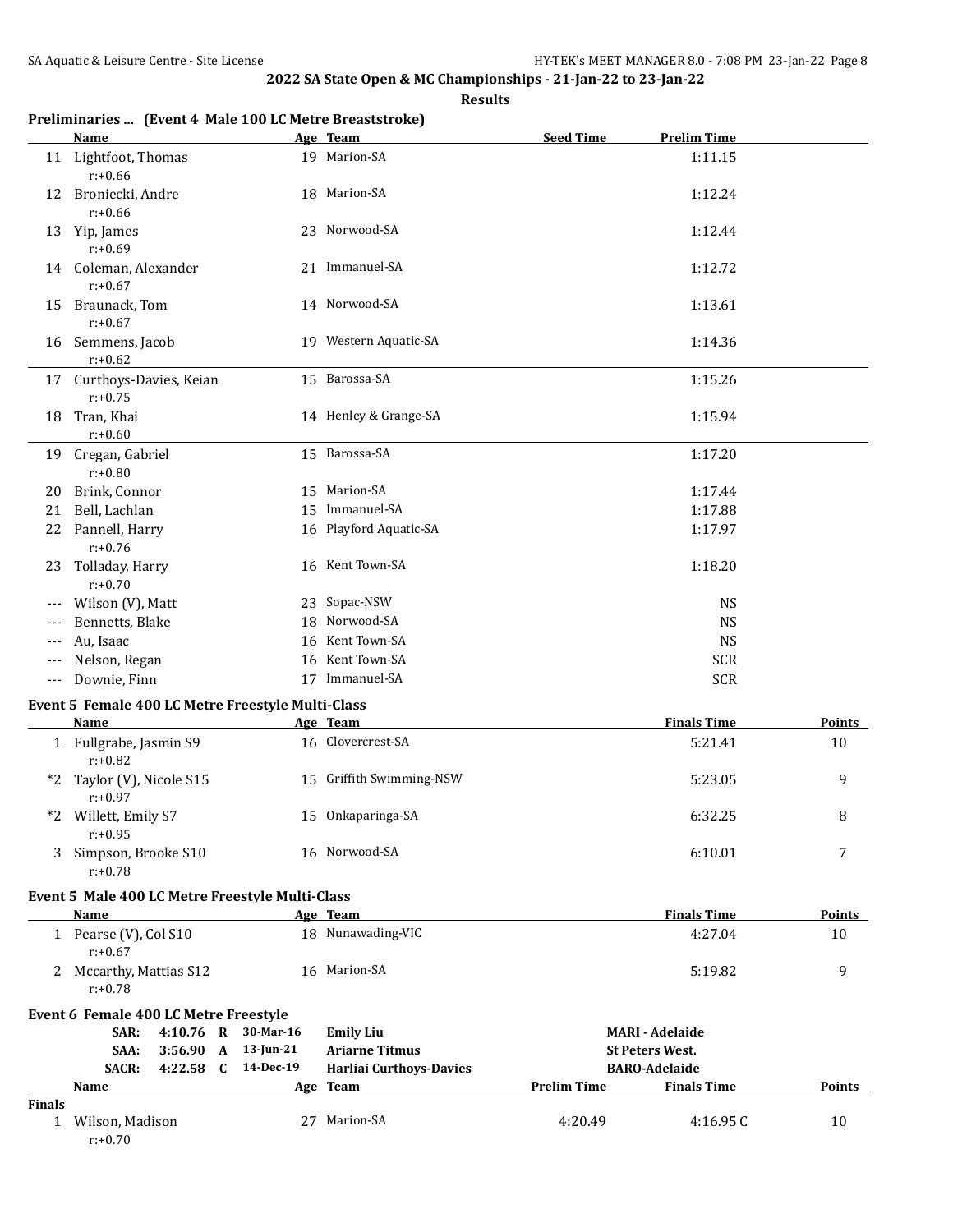## 2022 SA State Open & MC Championships - 21-Jan-22 to 23-Jan-22

### Results

**Preliminaries ... (Event 4 Male 100 LC Metre Breaststroke)**

| | Name | Age | Team | Seed Time | Prelim Time |
|---|---|---|---|---|---|
| 11 | Lightfoot, Thomas r:+0.66 | 19 | Marion-SA | | 1:11.15 |
| 12 | Broniecki, Andre r:+0.66 | 18 | Marion-SA | | 1:12.24 |
| 13 | Yip, James r:+0.69 | 23 | Norwood-SA | | 1:12.44 |
| 14 | Coleman, Alexander r:+0.67 | 21 | Immanuel-SA | | 1:12.72 |
| 15 | Braunack, Tom r:+0.67 | 14 | Norwood-SA | | 1:13.61 |
| 16 | Semmens, Jacob r:+0.62 | 19 | Western Aquatic-SA | | 1:14.36 |
| 17 | Curthoys-Davies, Keian r:+0.75 | 15 | Barossa-SA | | 1:15.26 |
| 18 | Tran, Khai r:+0.60 | 14 | Henley & Grange-SA | | 1:15.94 |
| 19 | Cregan, Gabriel r:+0.80 | 15 | Barossa-SA | | 1:17.20 |
| 20 | Brink, Connor | 15 | Marion-SA | | 1:17.44 |
| 21 | Bell, Lachlan | 15 | Immanuel-SA | | 1:17.88 |
| 22 | Pannell, Harry r:+0.76 | 16 | Playford Aquatic-SA | | 1:17.97 |
| 23 | Tolladay, Harry r:+0.70 | 16 | Kent Town-SA | | 1:18.20 |
| --- | Wilson (V), Matt | 23 | Sopac-NSW | | NS |
| --- | Bennetts, Blake | 18 | Norwood-SA | | NS |
| --- | Au, Isaac | 16 | Kent Town-SA | | NS |
| --- | Nelson, Regan | 16 | Kent Town-SA | | SCR |
| --- | Downie, Finn | 17 | Immanuel-SA | | SCR |

**Event 5 Female 400 LC Metre Freestyle Multi-Class**

| | Name | Age | Team | Finals Time | Points |
|---|---|---|---|---|---|
| 1 | Fullgrabe, Jasmin S9 r:+0.82 | 16 | Clovercrest-SA | 5:21.41 | 10 |
| *2 | Taylor (V), Nicole S15 r:+0.97 | 15 | Griffith Swimming-NSW | 5:23.05 | 9 |
| *2 | Willett, Emily S7 r:+0.95 | 15 | Onkaparinga-SA | 6:32.25 | 8 |
| 3 | Simpson, Brooke S10 r:+0.78 | 16 | Norwood-SA | 6:10.01 | 7 |

**Event 5 Male 400 LC Metre Freestyle Multi-Class**

| | Name | Age | Team | Finals Time | Points |
|---|---|---|---|---|---|
| 1 | Pearse (V), Col S10 r:+0.67 | 18 | Nunawading-VIC | 4:27.04 | 10 |
| 2 | Mccarthy, Mattias S12 r:+0.78 | 16 | Marion-SA | 5:19.82 | 9 |

**Event 6 Female 400 LC Metre Freestyle**

| | | | | | |
|---|---|---|---|---|---|
| SAR: | 4:10.76 | R | 30-Mar-16 | Emily Liu | MARI - Adelaide |
| SAA: | 3:56.90 | A | 13-Jun-21 | Ariarne Titmus | St Peters West. |
| SACR: | 4:22.58 | C | 14-Dec-19 | Harliai Curthoys-Davies | BARO-Adelaide |

| | Name | Age | Team | Prelim Time | Finals Time | Points |
|---|---|---|---|---|---|---|
| **Finals** | | | | | | |
| 1 | Wilson, Madison r:+0.70 | 27 | Marion-SA | 4:20.49 | 4:16.95 C | 10 |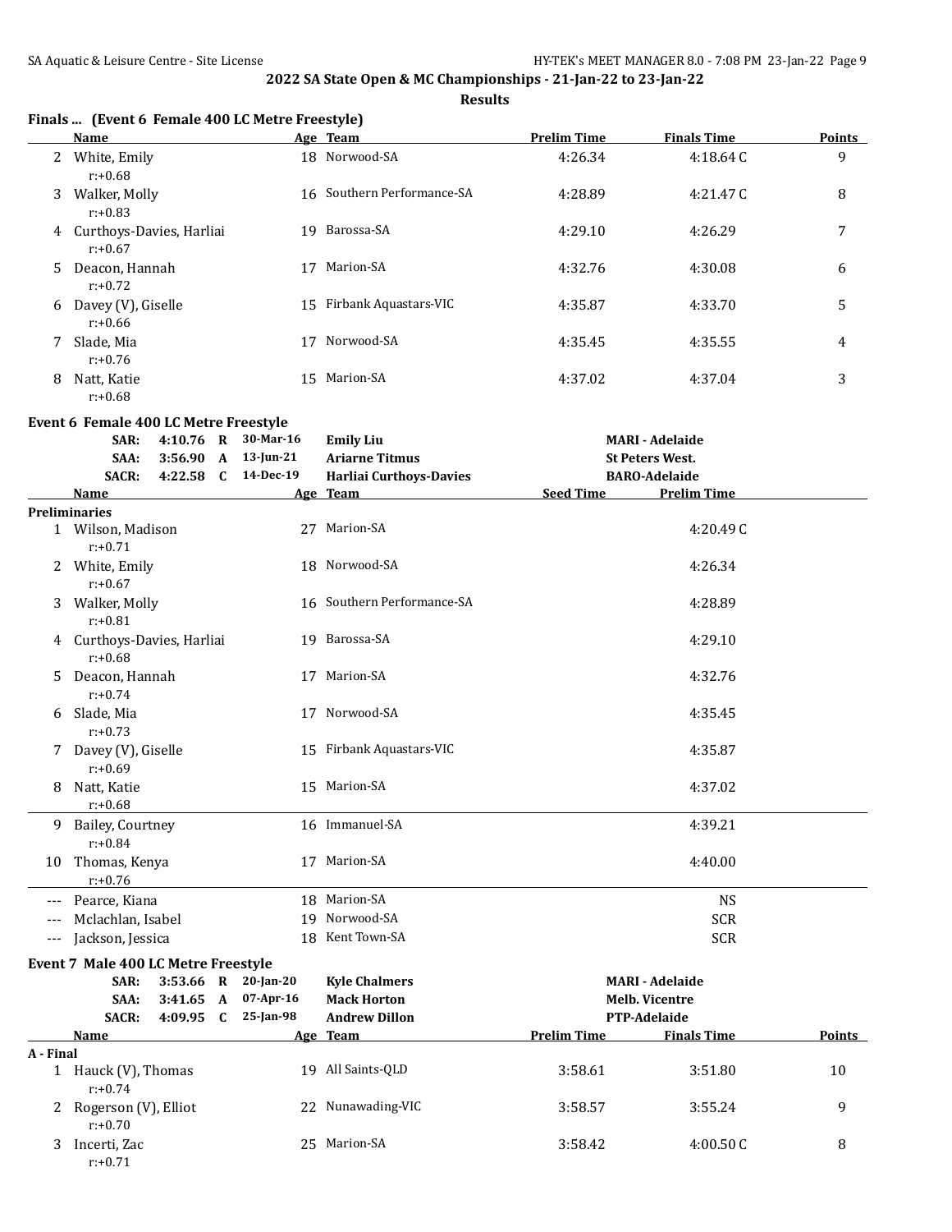**2022 SA State Open & MC Championships - 21-Jan-22 to 23-Jan-22**

**Results**

### Finals ... (Event 6 Female 400 LC Metre Freestyle)

| | Name | Age | Team | Prelim Time | Finals Time | Points |
|---|---|---|---|---|---|---|
| 2 | White, Emily<br>r:+0.68 | 18 | Norwood-SA | 4:26.34 | 4:18.64 C | 9 |
| 3 | Walker, Molly<br>r:+0.83 | 16 | Southern Performance-SA | 4:28.89 | 4:21.47 C | 8 |
| 4 | Curthoys-Davies, Harliai<br>r:+0.67 | 19 | Barossa-SA | 4:29.10 | 4:26.29 | 7 |
| 5 | Deacon, Hannah<br>r:+0.72 | 17 | Marion-SA | 4:32.76 | 4:30.08 | 6 |
| 6 | Davey (V), Giselle<br>r:+0.66 | 15 | Firbank Aquastars-VIC | 4:35.87 | 4:33.70 | 5 |
| 7 | Slade, Mia<br>r:+0.76 | 17 | Norwood-SA | 4:35.45 | 4:35.55 | 4 |
| 8 | Natt, Katie<br>r:+0.68 | 15 | Marion-SA | 4:37.02 | 4:37.04 | 3 |

### Event 6 Female 400 LC Metre Freestyle

| | | | | | |
|---|---|---|---|---|---|
| SAR: | 4:10.76 | R | 30-Mar-16 | Emily Liu | MARI - Adelaide |
| SAA: | 3:56.90 | A | 13-Jun-21 | Ariarne Titmus | St Peters West. |
| SACR: | 4:22.58 | C | 14-Dec-19 | Harliai Curthoys-Davies | BARO-Adelaide |

**Preliminaries**

| | Name | Age | Team | Seed Time | Prelim Time |
|---|---|---|---|---|---|
| 1 | Wilson, Madison<br>r:+0.71 | 27 | Marion-SA | | 4:20.49 C |
| 2 | White, Emily<br>r:+0.67 | 18 | Norwood-SA | | 4:26.34 |
| 3 | Walker, Molly<br>r:+0.81 | 16 | Southern Performance-SA | | 4:28.89 |
| 4 | Curthoys-Davies, Harliai<br>r:+0.68 | 19 | Barossa-SA | | 4:29.10 |
| 5 | Deacon, Hannah<br>r:+0.74 | 17 | Marion-SA | | 4:32.76 |
| 6 | Slade, Mia<br>r:+0.73 | 17 | Norwood-SA | | 4:35.45 |
| 7 | Davey (V), Giselle<br>r:+0.69 | 15 | Firbank Aquastars-VIC | | 4:35.87 |
| 8 | Natt, Katie<br>r:+0.68 | 15 | Marion-SA | | 4:37.02 |
| 9 | Bailey, Courtney<br>r:+0.84 | 16 | Immanuel-SA | | 4:39.21 |
| 10 | Thomas, Kenya<br>r:+0.76 | 17 | Marion-SA | | 4:40.00 |
| --- | Pearce, Kiana | 18 | Marion-SA | | NS |
| --- | Mclachlan, Isabel | 19 | Norwood-SA | | SCR |
| --- | Jackson, Jessica | 18 | Kent Town-SA | | SCR |

### Event 7 Male 400 LC Metre Freestyle

| | | | | | |
|---|---|---|---|---|---|
| SAR: | 3:53.66 | R | 20-Jan-20 | Kyle Chalmers | MARI - Adelaide |
| SAA: | 3:41.65 | A | 07-Apr-16 | Mack Horton | Melb. Vicentre |
| SACR: | 4:09.95 | C | 25-Jan-98 | Andrew Dillon | PTP-Adelaide |

**A - Final**

| | Name | Age | Team | Prelim Time | Finals Time | Points |
|---|---|---|---|---|---|---|
| 1 | Hauck (V), Thomas<br>r:+0.74 | 19 | All Saints-QLD | 3:58.61 | 3:51.80 | 10 |
| 2 | Rogerson (V), Elliot<br>r:+0.70 | 22 | Nunawading-VIC | 3:58.57 | 3:55.24 | 9 |
| 3 | Incerti, Zac<br>r:+0.71 | 25 | Marion-SA | 3:58.42 | 4:00.50 C | 8 |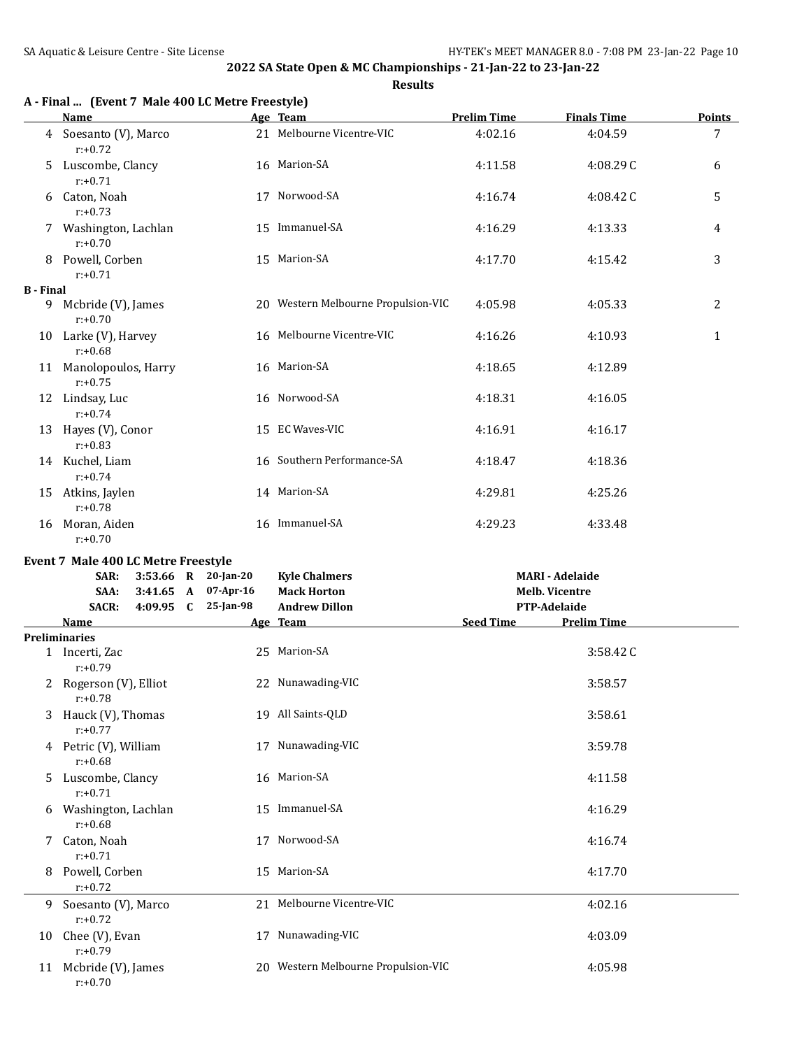## 2022 SA State Open & MC Championships - 21-Jan-22 to 23-Jan-22

### Results

### A - Final ... (Event 7 Male 400 LC Metre Freestyle)

| | Name | Age | Team | Prelim Time | Finals Time | Points |
|---|---|---|---|---|---|---|
| 4 | Soesanto (V), Marco<br>r:+0.72 | 21 | Melbourne Vicentre-VIC | 4:02.16 | 4:04.59 | 7 |
| 5 | Luscombe, Clancy<br>r:+0.71 | 16 | Marion-SA | 4:11.58 | 4:08.29 C | 6 |
| 6 | Caton, Noah<br>r:+0.73 | 17 | Norwood-SA | 4:16.74 | 4:08.42 C | 5 |
| 7 | Washington, Lachlan<br>r:+0.70 | 15 | Immanuel-SA | 4:16.29 | 4:13.33 | 4 |
| 8 | Powell, Corben<br>r:+0.71 | 15 | Marion-SA | 4:17.70 | 4:15.42 | 3 |
| **B - Final** | | | | | | |
| 9 | Mcbride (V), James<br>r:+0.70 | 20 | Western Melbourne Propulsion-VIC | 4:05.98 | 4:05.33 | 2 |
| 10 | Larke (V), Harvey<br>r:+0.68 | 16 | Melbourne Vicentre-VIC | 4:16.26 | 4:10.93 | 1 |
| 11 | Manolopoulos, Harry<br>r:+0.75 | 16 | Marion-SA | 4:18.65 | 4:12.89 | |
| 12 | Lindsay, Luc<br>r:+0.74 | 16 | Norwood-SA | 4:18.31 | 4:16.05 | |
| 13 | Hayes (V), Conor<br>r:+0.83 | 15 | EC Waves-VIC | 4:16.91 | 4:16.17 | |
| 14 | Kuchel, Liam<br>r:+0.74 | 16 | Southern Performance-SA | 4:18.47 | 4:18.36 | |
| 15 | Atkins, Jaylen<br>r:+0.78 | 14 | Marion-SA | 4:29.81 | 4:25.26 | |
| 16 | Moran, Aiden<br>r:+0.70 | 16 | Immanuel-SA | 4:29.23 | 4:33.48 | |

### Event 7 Male 400 LC Metre Freestyle

| | | | | | |
|---|---|---|---|---|---|
| SAR: | 3:53.66 | R | 20-Jan-20 | Kyle Chalmers | MARI - Adelaide |
| SAA: | 3:41.65 | A | 07-Apr-16 | Mack Horton | Melb. Vicentre |
| SACR: | 4:09.95 | C | 25-Jan-98 | Andrew Dillon | PTP-Adelaide |

| | Name | Age | Team | Seed Time | Prelim Time |
|---|---|---|---|---|---|
| **Preliminaries** | | | | | |
| 1 | Incerti, Zac<br>r:+0.79 | 25 | Marion-SA | | 3:58.42 C |
| 2 | Rogerson (V), Elliot<br>r:+0.78 | 22 | Nunawading-VIC | | 3:58.57 |
| 3 | Hauck (V), Thomas<br>r:+0.77 | 19 | All Saints-QLD | | 3:58.61 |
| 4 | Petric (V), William<br>r:+0.68 | 17 | Nunawading-VIC | | 3:59.78 |
| 5 | Luscombe, Clancy<br>r:+0.71 | 16 | Marion-SA | | 4:11.58 |
| 6 | Washington, Lachlan<br>r:+0.68 | 15 | Immanuel-SA | | 4:16.29 |
| 7 | Caton, Noah<br>r:+0.71 | 17 | Norwood-SA | | 4:16.74 |
| 8 | Powell, Corben<br>r:+0.72 | 15 | Marion-SA | | 4:17.70 |
| 9 | Soesanto (V), Marco<br>r:+0.72 | 21 | Melbourne Vicentre-VIC | | 4:02.16 |
| 10 | Chee (V), Evan<br>r:+0.79 | 17 | Nunawading-VIC | | 4:03.09 |
| 11 | Mcbride (V), James<br>r:+0.70 | 20 | Western Melbourne Propulsion-VIC | | 4:05.98 |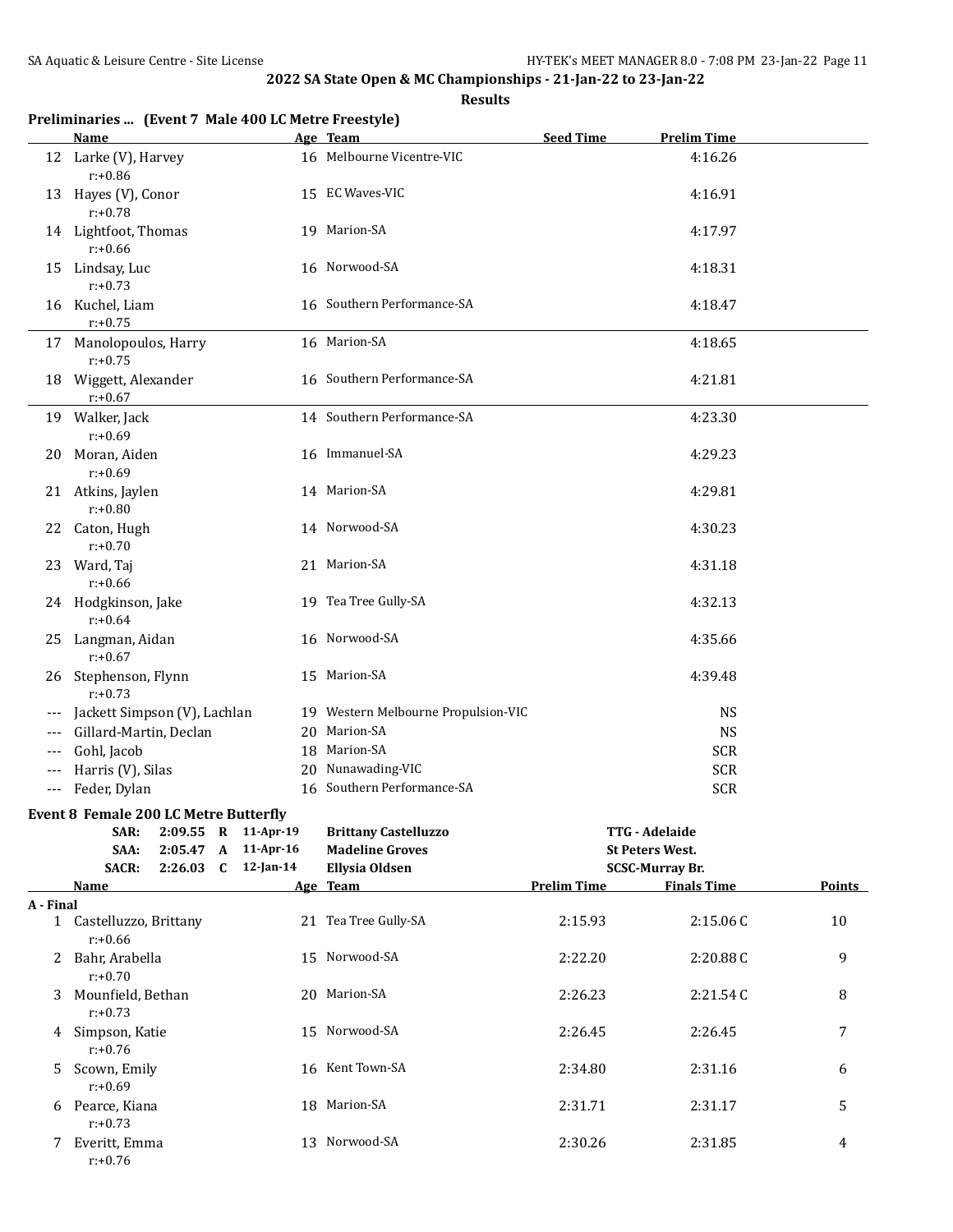**2022 SA State Open & MC Championships - 21-Jan-22 to 23-Jan-22**

**Results**

### Preliminaries ... (Event 7 Male 400 LC Metre Freestyle)

| | Name | Age | Team | Seed Time | Prelim Time |
|---|---|---|---|---|---|
| 12 | Larke (V), Harvey<br>r:+0.86 | 16 | Melbourne Vicentre-VIC | | 4:16.26 |
| 13 | Hayes (V), Conor<br>r:+0.78 | 15 | EC Waves-VIC | | 4:16.91 |
| 14 | Lightfoot, Thomas<br>r:+0.66 | 19 | Marion-SA | | 4:17.97 |
| 15 | Lindsay, Luc<br>r:+0.73 | 16 | Norwood-SA | | 4:18.31 |
| 16 | Kuchel, Liam<br>r:+0.75 | 16 | Southern Performance-SA | | 4:18.47 |
| 17 | Manolopoulos, Harry<br>r:+0.75 | 16 | Marion-SA | | 4:18.65 |
| 18 | Wiggett, Alexander<br>r:+0.67 | 16 | Southern Performance-SA | | 4:21.81 |
| 19 | Walker, Jack<br>r:+0.69 | 14 | Southern Performance-SA | | 4:23.30 |
| 20 | Moran, Aiden<br>r:+0.69 | 16 | Immanuel-SA | | 4:29.23 |
| 21 | Atkins, Jaylen<br>r:+0.80 | 14 | Marion-SA | | 4:29.81 |
| 22 | Caton, Hugh<br>r:+0.70 | 14 | Norwood-SA | | 4:30.23 |
| 23 | Ward, Taj<br>r:+0.66 | 21 | Marion-SA | | 4:31.18 |
| 24 | Hodgkinson, Jake<br>r:+0.64 | 19 | Tea Tree Gully-SA | | 4:32.13 |
| 25 | Langman, Aidan<br>r:+0.67 | 16 | Norwood-SA | | 4:35.66 |
| 26 | Stephenson, Flynn<br>r:+0.73 | 15 | Marion-SA | | 4:39.48 |
| --- | Jackett Simpson (V), Lachlan | 19 | Western Melbourne Propulsion-VIC | | NS |
| --- | Gillard-Martin, Declan | 20 | Marion-SA | | NS |
| --- | Gohl, Jacob | 18 | Marion-SA | | SCR |
| --- | Harris (V), Silas | 20 | Nunawading-VIC | | SCR |
| --- | Feder, Dylan | 16 | Southern Performance-SA | | SCR |

### Event 8 Female 200 LC Metre Butterfly

| | | | | | |
|---|---|---|---|---|---|
| SAR: | 2:09.55 | R | 11-Apr-19 | Brittany Castelluzzo | TTG - Adelaide |
| SAA: | 2:05.47 | A | 11-Apr-16 | Madeline Groves | St Peters West. |
| SACR: | 2:26.03 | C | 12-Jan-14 | Ellysia Oldsen | SCSC-Murray Br. |

| | Name | Age | Team | Prelim Time | Finals Time | Points |
|---|---|---|---|---|---|---|
| **A - Final** | | | | | | |
| 1 | Castelluzzo, Brittany<br>r:+0.66 | 21 | Tea Tree Gully-SA | 2:15.93 | 2:15.06 C | 10 |
| 2 | Bahr, Arabella<br>r:+0.70 | 15 | Norwood-SA | 2:22.20 | 2:20.88 C | 9 |
| 3 | Mounfield, Bethan<br>r:+0.73 | 20 | Marion-SA | 2:26.23 | 2:21.54 C | 8 |
| 4 | Simpson, Katie<br>r:+0.76 | 15 | Norwood-SA | 2:26.45 | 2:26.45 | 7 |
| 5 | Scown, Emily<br>r:+0.69 | 16 | Kent Town-SA | 2:34.80 | 2:31.16 | 6 |
| 6 | Pearce, Kiana<br>r:+0.73 | 18 | Marion-SA | 2:31.71 | 2:31.17 | 5 |
| 7 | Everitt, Emma<br>r:+0.76 | 13 | Norwood-SA | 2:30.26 | 2:31.85 | 4 |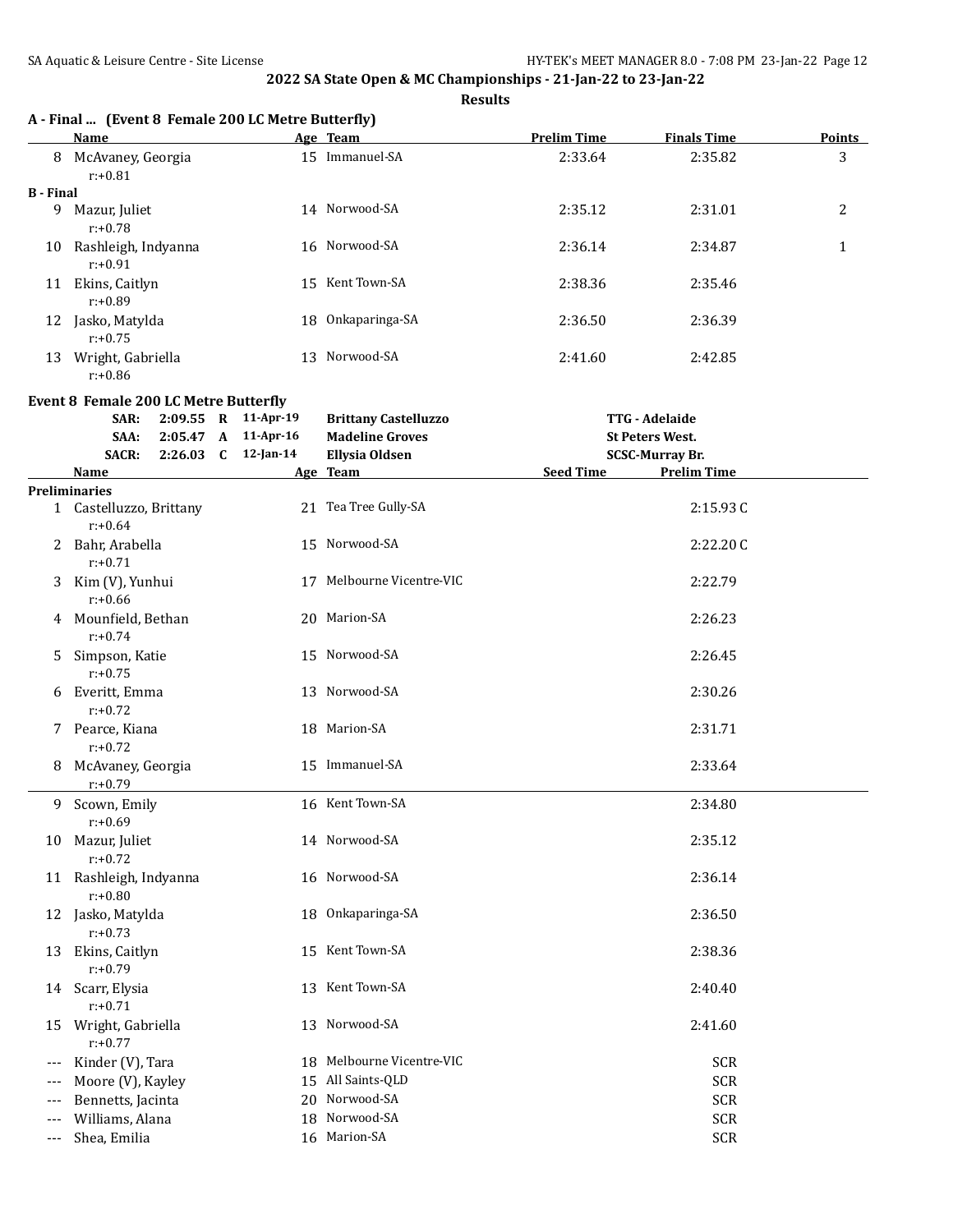## 2022 SA State Open & MC Championships - 21-Jan-22 to 23-Jan-22

**Results**

### A - Final ... (Event 8 Female 200 LC Metre Butterfly)

| | Name | Age | Team | Prelim Time | Finals Time | Points |
|---|---|---|---|---|---|---|
| 8 | McAvaney, Georgia<br>r:+0.81 | 15 | Immanuel-SA | 2:33.64 | 2:35.82 | 3 |
| **B - Final** | | | | | | |
| 9 | Mazur, Juliet<br>r:+0.78 | 14 | Norwood-SA | 2:35.12 | 2:31.01 | 2 |
| 10 | Rashleigh, Indyanna<br>r:+0.91 | 16 | Norwood-SA | 2:36.14 | 2:34.87 | 1 |
| 11 | Ekins, Caitlyn<br>r:+0.89 | 15 | Kent Town-SA | 2:38.36 | 2:35.46 | |
| 12 | Jasko, Matylda<br>r:+0.75 | 18 | Onkaparinga-SA | 2:36.50 | 2:36.39 | |
| 13 | Wright, Gabriella<br>r:+0.86 | 13 | Norwood-SA | 2:41.60 | 2:42.85 | |

### Event 8 Female 200 LC Metre Butterfly

| | | | | | |
|---|---|---|---|---|---|
| SAR: | 2:09.55 | R | 11-Apr-19 | Brittany Castelluzzo | TTG - Adelaide |
| SAA: | 2:05.47 | A | 11-Apr-16 | Madeline Groves | St Peters West. |
| SACR: | 2:26.03 | C | 12-Jan-14 | Ellysia Oldsen | SCSC-Murray Br. |

| | Name | Age | Team | Seed Time | Prelim Time |
|---|---|---|---|---|---|
| **Preliminaries** | | | | | |
| 1 | Castelluzzo, Brittany<br>r:+0.64 | 21 | Tea Tree Gully-SA | | 2:15.93 C |
| 2 | Bahr, Arabella<br>r:+0.71 | 15 | Norwood-SA | | 2:22.20 C |
| 3 | Kim (V), Yunhui<br>r:+0.66 | 17 | Melbourne Vicentre-VIC | | 2:22.79 |
| 4 | Mounfield, Bethan<br>r:+0.74 | 20 | Marion-SA | | 2:26.23 |
| 5 | Simpson, Katie<br>r:+0.75 | 15 | Norwood-SA | | 2:26.45 |
| 6 | Everitt, Emma<br>r:+0.72 | 13 | Norwood-SA | | 2:30.26 |
| 7 | Pearce, Kiana<br>r:+0.72 | 18 | Marion-SA | | 2:31.71 |
| 8 | McAvaney, Georgia<br>r:+0.79 | 15 | Immanuel-SA | | 2:33.64 |
| 9 | Scown, Emily<br>r:+0.69 | 16 | Kent Town-SA | | 2:34.80 |
| 10 | Mazur, Juliet<br>r:+0.72 | 14 | Norwood-SA | | 2:35.12 |
| 11 | Rashleigh, Indyanna<br>r:+0.80 | 16 | Norwood-SA | | 2:36.14 |
| 12 | Jasko, Matylda<br>r:+0.73 | 18 | Onkaparinga-SA | | 2:36.50 |
| 13 | Ekins, Caitlyn<br>r:+0.79 | 15 | Kent Town-SA | | 2:38.36 |
| 14 | Scarr, Elysia<br>r:+0.71 | 13 | Kent Town-SA | | 2:40.40 |
| 15 | Wright, Gabriella<br>r:+0.77 | 13 | Norwood-SA | | 2:41.60 |
| --- | Kinder (V), Tara | 18 | Melbourne Vicentre-VIC | | SCR |
| --- | Moore (V), Kayley | 15 | All Saints-QLD | | SCR |
| --- | Bennetts, Jacinta | 20 | Norwood-SA | | SCR |
| --- | Williams, Alana | 18 | Norwood-SA | | SCR |
| --- | Shea, Emilia | 16 | Marion-SA | | SCR |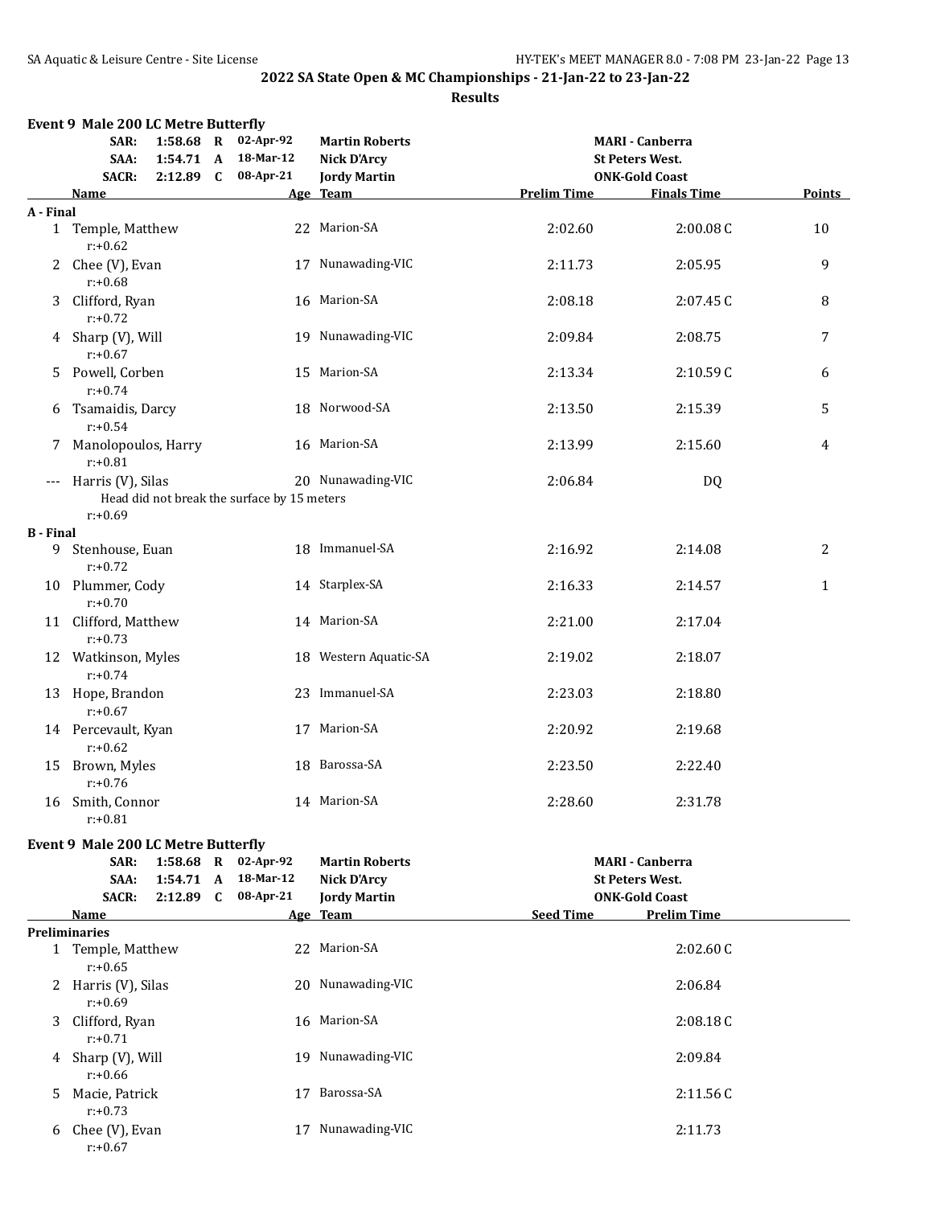## 2022 SA State Open & MC Championships - 21-Jan-22 to 23-Jan-22

**Results**

### Event 9 Male 200 LC Metre Butterfly

| | | | | | |
|---|---|---|---|---|---|
| SAR: | 1:58.68 | R | 02-Apr-92 | Martin Roberts | MARI - Canberra |
| SAA: | 1:54.71 | A | 18-Mar-12 | Nick D'Arcy | St Peters West. |
| SACR: | 2:12.89 | C | 08-Apr-21 | Jordy Martin | ONK-Gold Coast |

| | Name | Age | Team | Prelim Time | Finals Time | Points |
|---|---|---|---|---|---|---|
| **A - Final** | | | | | | |
| 1 | Temple, Matthew<br>r:+0.62 | 22 | Marion-SA | 2:02.60 | 2:00.08 C | 10 |
| 2 | Chee (V), Evan<br>r:+0.68 | 17 | Nunawading-VIC | 2:11.73 | 2:05.95 | 9 |
| 3 | Clifford, Ryan<br>r:+0.72 | 16 | Marion-SA | 2:08.18 | 2:07.45 C | 8 |
| 4 | Sharp (V), Will<br>r:+0.67 | 19 | Nunawading-VIC | 2:09.84 | 2:08.75 | 7 |
| 5 | Powell, Corben<br>r:+0.74 | 15 | Marion-SA | 2:13.34 | 2:10.59 C | 6 |
| 6 | Tsamaidis, Darcy<br>r:+0.54 | 18 | Norwood-SA | 2:13.50 | 2:15.39 | 5 |
| 7 | Manolopoulos, Harry<br>r:+0.81 | 16 | Marion-SA | 2:13.99 | 2:15.60 | 4 |
| --- | Harris (V), Silas<br>Head did not break the surface by 15 meters<br>r:+0.69 | 20 | Nunawading-VIC | 2:06.84 | DQ | |
| **B - Final** | | | | | | |
| 9 | Stenhouse, Euan<br>r:+0.72 | 18 | Immanuel-SA | 2:16.92 | 2:14.08 | 2 |
| 10 | Plummer, Cody<br>r:+0.70 | 14 | Starplex-SA | 2:16.33 | 2:14.57 | 1 |
| 11 | Clifford, Matthew<br>r:+0.73 | 14 | Marion-SA | 2:21.00 | 2:17.04 | |
| 12 | Watkinson, Myles<br>r:+0.74 | 18 | Western Aquatic-SA | 2:19.02 | 2:18.07 | |
| 13 | Hope, Brandon<br>r:+0.67 | 23 | Immanuel-SA | 2:23.03 | 2:18.80 | |
| 14 | Percevault, Kyan<br>r:+0.62 | 17 | Marion-SA | 2:20.92 | 2:19.68 | |
| 15 | Brown, Myles<br>r:+0.76 | 18 | Barossa-SA | 2:23.50 | 2:22.40 | |
| 16 | Smith, Connor<br>r:+0.81 | 14 | Marion-SA | 2:28.60 | 2:31.78 | |

### Event 9 Male 200 LC Metre Butterfly

| | | | | | |
|---|---|---|---|---|---|
| SAR: | 1:58.68 | R | 02-Apr-92 | Martin Roberts | MARI - Canberra |
| SAA: | 1:54.71 | A | 18-Mar-12 | Nick D'Arcy | St Peters West. |
| SACR: | 2:12.89 | C | 08-Apr-21 | Jordy Martin | ONK-Gold Coast |

| | Name | Age | Team | Seed Time | Prelim Time |
|---|---|---|---|---|---|
| **Preliminaries** | | | | | |
| 1 | Temple, Matthew<br>r:+0.65 | 22 | Marion-SA | | 2:02.60 C |
| 2 | Harris (V), Silas<br>r:+0.69 | 20 | Nunawading-VIC | | 2:06.84 |
| 3 | Clifford, Ryan<br>r:+0.71 | 16 | Marion-SA | | 2:08.18 C |
| 4 | Sharp (V), Will<br>r:+0.66 | 19 | Nunawading-VIC | | 2:09.84 |
| 5 | Macie, Patrick<br>r:+0.73 | 17 | Barossa-SA | | 2:11.56 C |
| 6 | Chee (V), Evan<br>r:+0.67 | 17 | Nunawading-VIC | | 2:11.73 |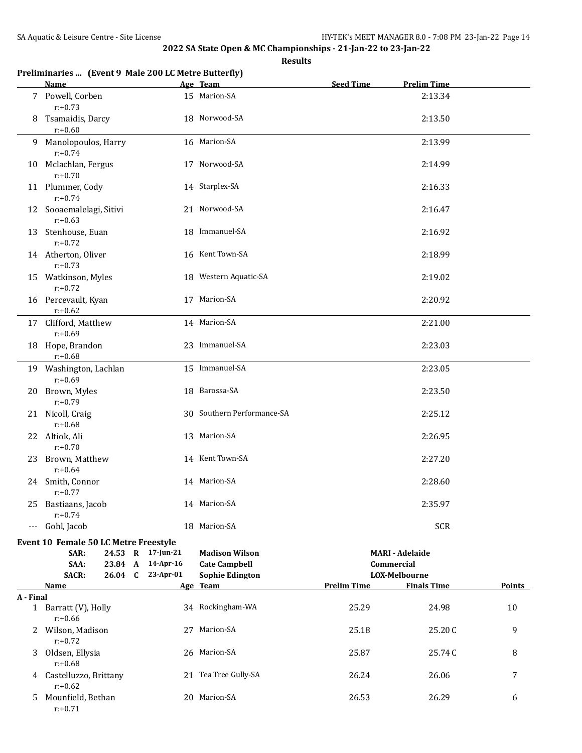## 2022 SA State Open & MC Championships - 21-Jan-22 to 23-Jan-22

**Results**

### Preliminaries ... (Event 9 Male 200 LC Metre Butterfly)

| | Name | Age | Team | Seed Time | Prelim Time |
|---|---|---|---|---|---|
| 7 | Powell, Corben<br>r:+0.73 | 15 | Marion-SA | | 2:13.34 |
| 8 | Tsamaidis, Darcy<br>r:+0.60 | 18 | Norwood-SA | | 2:13.50 |
| 9 | Manolopoulos, Harry<br>r:+0.74 | 16 | Marion-SA | | 2:13.99 |
| 10 | Mclachlan, Fergus<br>r:+0.70 | 17 | Norwood-SA | | 2:14.99 |
| 11 | Plummer, Cody<br>r:+0.74 | 14 | Starplex-SA | | 2:16.33 |
| 12 | Sooaemalelagi, Sitivi<br>r:+0.63 | 21 | Norwood-SA | | 2:16.47 |
| 13 | Stenhouse, Euan<br>r:+0.72 | 18 | Immanuel-SA | | 2:16.92 |
| 14 | Atherton, Oliver<br>r:+0.73 | 16 | Kent Town-SA | | 2:18.99 |
| 15 | Watkinson, Myles<br>r:+0.72 | 18 | Western Aquatic-SA | | 2:19.02 |
| 16 | Percevault, Kyan<br>r:+0.62 | 17 | Marion-SA | | 2:20.92 |
| 17 | Clifford, Matthew<br>r:+0.69 | 14 | Marion-SA | | 2:21.00 |
| 18 | Hope, Brandon<br>r:+0.68 | 23 | Immanuel-SA | | 2:23.03 |
| 19 | Washington, Lachlan<br>r:+0.69 | 15 | Immanuel-SA | | 2:23.05 |
| 20 | Brown, Myles<br>r:+0.79 | 18 | Barossa-SA | | 2:23.50 |
| 21 | Nicoll, Craig<br>r:+0.68 | 30 | Southern Performance-SA | | 2:25.12 |
| 22 | Altiok, Ali<br>r:+0.70 | 13 | Marion-SA | | 2:26.95 |
| 23 | Brown, Matthew<br>r:+0.64 | 14 | Kent Town-SA | | 2:27.20 |
| 24 | Smith, Connor<br>r:+0.77 | 14 | Marion-SA | | 2:28.60 |
| 25 | Bastiaans, Jacob<br>r:+0.74 | 14 | Marion-SA | | 2:35.97 |
| --- | Gohl, Jacob | 18 | Marion-SA | | SCR |

### Event 10 Female 50 LC Metre Freestyle

| | | | | | |
|---|---|---|---|---|---|
| SAR: | 24.53 | R | 17-Jun-21 | Madison Wilson | MARI - Adelaide |
| SAA: | 23.84 | A | 14-Apr-16 | Cate Campbell | Commercial |
| SACR: | 26.04 | C | 23-Apr-01 | Sophie Edington | LOX-Melbourne |

| | Name | Age | Team | Prelim Time | Finals Time | Points |
|---|---|---|---|---|---|---|
| **A - Final** | | | | | | |
| 1 | Barratt (V), Holly<br>r:+0.66 | 34 | Rockingham-WA | 25.29 | 24.98 | 10 |
| 2 | Wilson, Madison<br>r:+0.72 | 27 | Marion-SA | 25.18 | 25.20 C | 9 |
| 3 | Oldsen, Ellysia<br>r:+0.68 | 26 | Marion-SA | 25.87 | 25.74 C | 8 |
| 4 | Castelluzzo, Brittany<br>r:+0.62 | 21 | Tea Tree Gully-SA | 26.24 | 26.06 | 7 |
| 5 | Mounfield, Bethan<br>r:+0.71 | 20 | Marion-SA | 26.53 | 26.29 | 6 |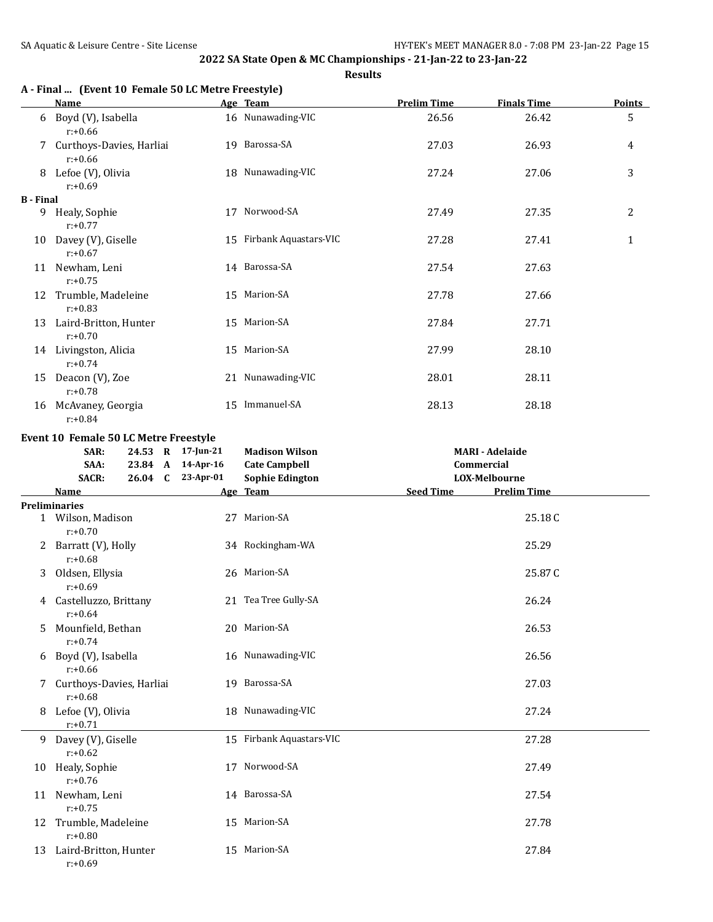**2022 SA State Open & MC Championships - 21-Jan-22 to 23-Jan-22**

**Results**

### A - Final ... (Event 10 Female 50 LC Metre Freestyle)

| | Name | Age | Team | Prelim Time | Finals Time | Points |
|---|---|---|---|---|---|---|
| 6 | Boyd (V), Isabella<br>r:+0.66 | 16 | Nunawading-VIC | 26.56 | 26.42 | 5 |
| 7 | Curthoys-Davies, Harliai<br>r:+0.66 | 19 | Barossa-SA | 27.03 | 26.93 | 4 |
| 8 | Lefoe (V), Olivia<br>r:+0.69 | 18 | Nunawading-VIC | 27.24 | 27.06 | 3 |
| **B - Final** | | | | | | |
| 9 | Healy, Sophie<br>r:+0.77 | 17 | Norwood-SA | 27.49 | 27.35 | 2 |
| 10 | Davey (V), Giselle<br>r:+0.67 | 15 | Firbank Aquastars-VIC | 27.28 | 27.41 | 1 |
| 11 | Newham, Leni<br>r:+0.75 | 14 | Barossa-SA | 27.54 | 27.63 | |
| 12 | Trumble, Madeleine<br>r:+0.83 | 15 | Marion-SA | 27.78 | 27.66 | |
| 13 | Laird-Britton, Hunter<br>r:+0.70 | 15 | Marion-SA | 27.84 | 27.71 | |
| 14 | Livingston, Alicia<br>r:+0.74 | 15 | Marion-SA | 27.99 | 28.10 | |
| 15 | Deacon (V), Zoe<br>r:+0.78 | 21 | Nunawading-VIC | 28.01 | 28.11 | |
| 16 | McAvaney, Georgia<br>r:+0.84 | 15 | Immanuel-SA | 28.13 | 28.18 | |

### Event 10 Female 50 LC Metre Freestyle

| | | | | | |
|---|---|---|---|---|---|
| SAR: | 24.53 | R | 17-Jun-21 | Madison Wilson | MARI - Adelaide |
| SAA: | 23.84 | A | 14-Apr-16 | Cate Campbell | Commercial |
| SACR: | 26.04 | C | 23-Apr-01 | Sophie Edington | LOX-Melbourne |

| | Name | Age | Team | Seed Time | Prelim Time |
|---|---|---|---|---|---|
| **Preliminaries** | | | | | |
| 1 | Wilson, Madison<br>r:+0.70 | 27 | Marion-SA | | 25.18 C |
| 2 | Barratt (V), Holly<br>r:+0.68 | 34 | Rockingham-WA | | 25.29 |
| 3 | Oldsen, Ellysia<br>r:+0.69 | 26 | Marion-SA | | 25.87 C |
| 4 | Castelluzzo, Brittany<br>r:+0.64 | 21 | Tea Tree Gully-SA | | 26.24 |
| 5 | Mounfield, Bethan<br>r:+0.74 | 20 | Marion-SA | | 26.53 |
| 6 | Boyd (V), Isabella<br>r:+0.66 | 16 | Nunawading-VIC | | 26.56 |
| 7 | Curthoys-Davies, Harliai<br>r:+0.68 | 19 | Barossa-SA | | 27.03 |
| 8 | Lefoe (V), Olivia<br>r:+0.71 | 18 | Nunawading-VIC | | 27.24 |
| 9 | Davey (V), Giselle<br>r:+0.62 | 15 | Firbank Aquastars-VIC | | 27.28 |
| 10 | Healy, Sophie<br>r:+0.76 | 17 | Norwood-SA | | 27.49 |
| 11 | Newham, Leni<br>r:+0.75 | 14 | Barossa-SA | | 27.54 |
| 12 | Trumble, Madeleine<br>r:+0.80 | 15 | Marion-SA | | 27.78 |
| 13 | Laird-Britton, Hunter<br>r:+0.69 | 15 | Marion-SA | | 27.84 |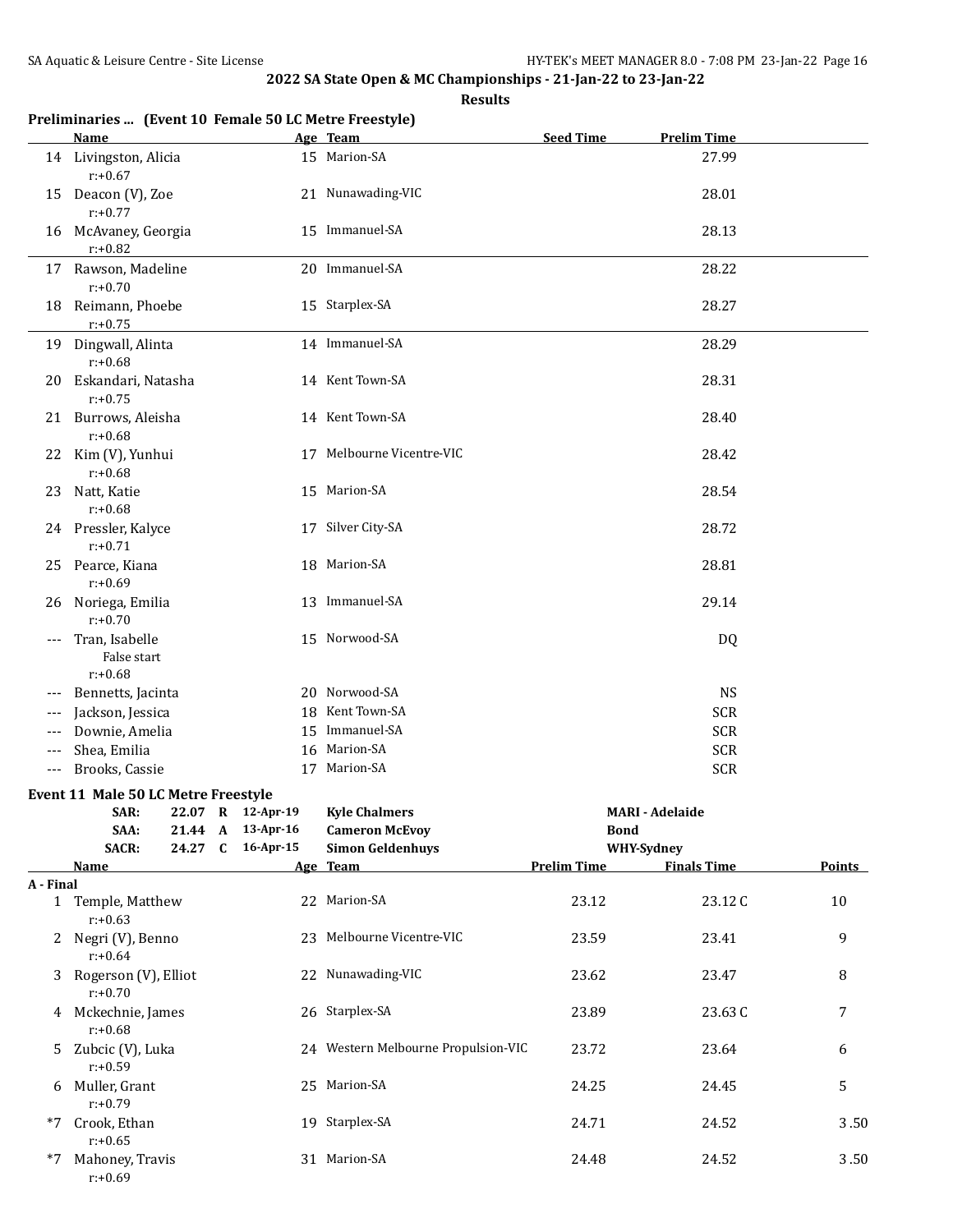## 2022 SA State Open & MC Championships - 21-Jan-22 to 23-Jan-22

**Results**

### Preliminaries ... (Event 10 Female 50 LC Metre Freestyle)

| | Name | Age | Team | Seed Time | Prelim Time |
|---|---|---|---|---|---|
| 14 | Livingston, Alicia<br>r:+0.67 | 15 | Marion-SA | | 27.99 |
| 15 | Deacon (V), Zoe<br>r:+0.77 | 21 | Nunawading-VIC | | 28.01 |
| 16 | McAvaney, Georgia<br>r:+0.82 | 15 | Immanuel-SA | | 28.13 |
| 17 | Rawson, Madeline<br>r:+0.70 | 20 | Immanuel-SA | | 28.22 |
| 18 | Reimann, Phoebe<br>r:+0.75 | 15 | Starplex-SA | | 28.27 |
| 19 | Dingwall, Alinta<br>r:+0.68 | 14 | Immanuel-SA | | 28.29 |
| 20 | Eskandari, Natasha<br>r:+0.75 | 14 | Kent Town-SA | | 28.31 |
| 21 | Burrows, Aleisha<br>r:+0.68 | 14 | Kent Town-SA | | 28.40 |
| 22 | Kim (V), Yunhui<br>r:+0.68 | 17 | Melbourne Vicentre-VIC | | 28.42 |
| 23 | Natt, Katie<br>r:+0.68 | 15 | Marion-SA | | 28.54 |
| 24 | Pressler, Kalyce<br>r:+0.71 | 17 | Silver City-SA | | 28.72 |
| 25 | Pearce, Kiana<br>r:+0.69 | 18 | Marion-SA | | 28.81 |
| 26 | Noriega, Emilia<br>r:+0.70 | 13 | Immanuel-SA | | 29.14 |
| --- | Tran, Isabelle<br>False start<br>r:+0.68 | 15 | Norwood-SA | | DQ |
| --- | Bennetts, Jacinta | 20 | Norwood-SA | | NS |
| --- | Jackson, Jessica | 18 | Kent Town-SA | | SCR |
| --- | Downie, Amelia | 15 | Immanuel-SA | | SCR |
| --- | Shea, Emilia | 16 | Marion-SA | | SCR |
| --- | Brooks, Cassie | 17 | Marion-SA | | SCR |

### Event 11 Male 50 LC Metre Freestyle

| | Time | | Date | Name | Team |
|---|---|---|---|---|---|
| SAR: | 22.07 | R | 12-Apr-19 | Kyle Chalmers | MARI - Adelaide |
| SAA: | 21.44 | A | 13-Apr-16 | Cameron McEvoy | Bond |
| SACR: | 24.27 | C | 16-Apr-15 | Simon Geldenhuys | WHY-Sydney |

| | Name | Age | Team | Prelim Time | Finals Time | Points |
|---|---|---|---|---|---|---|
| **A - Final** | | | | | | |
| 1 | Temple, Matthew<br>r:+0.63 | 22 | Marion-SA | 23.12 | 23.12 C | 10 |
| 2 | Negri (V), Benno<br>r:+0.64 | 23 | Melbourne Vicentre-VIC | 23.59 | 23.41 | 9 |
| 3 | Rogerson (V), Elliot<br>r:+0.70 | 22 | Nunawading-VIC | 23.62 | 23.47 | 8 |
| 4 | Mckechnie, James<br>r:+0.68 | 26 | Starplex-SA | 23.89 | 23.63 C | 7 |
| 5 | Zubcic (V), Luka<br>r:+0.59 | 24 | Western Melbourne Propulsion-VIC | 23.72 | 23.64 | 6 |
| 6 | Muller, Grant<br>r:+0.79 | 25 | Marion-SA | 24.25 | 24.45 | 5 |
| *7 | Crook, Ethan<br>r:+0.65 | 19 | Starplex-SA | 24.71 | 24.52 | 3.50 |
| *7 | Mahoney, Travis<br>r:+0.69 | 31 | Marion-SA | 24.48 | 24.52 | 3.50 |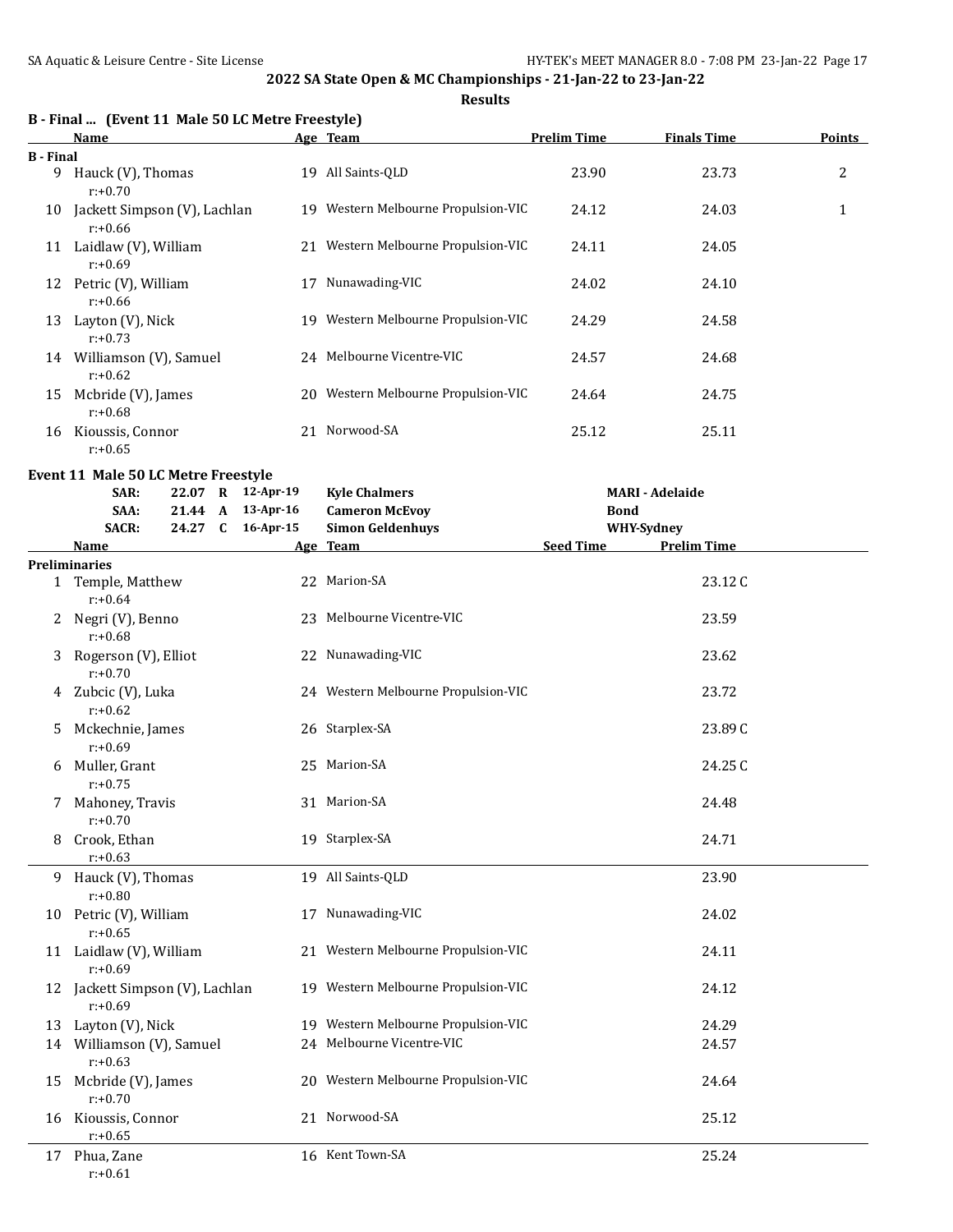## 2022 SA State Open & MC Championships - 21-Jan-22 to 23-Jan-22

### Results

### B - Final ... (Event 11 Male 50 LC Metre Freestyle)

| | Name | Age | Team | Prelim Time | Finals Time | Points |
|---|---|---|---|---|---|---|
| **B - Final** | | | | | | |
| 9 | Hauck (V), Thomas<br>r:+0.70 | 19 | All Saints-QLD | 23.90 | 23.73 | 2 |
| 10 | Jackett Simpson (V), Lachlan<br>r:+0.66 | 19 | Western Melbourne Propulsion-VIC | 24.12 | 24.03 | 1 |
| 11 | Laidlaw (V), William<br>r:+0.69 | 21 | Western Melbourne Propulsion-VIC | 24.11 | 24.05 | |
| 12 | Petric (V), William<br>r:+0.66 | 17 | Nunawading-VIC | 24.02 | 24.10 | |
| 13 | Layton (V), Nick<br>r:+0.73 | 19 | Western Melbourne Propulsion-VIC | 24.29 | 24.58 | |
| 14 | Williamson (V), Samuel<br>r:+0.62 | 24 | Melbourne Vicentre-VIC | 24.57 | 24.68 | |
| 15 | Mcbride (V), James<br>r:+0.68 | 20 | Western Melbourne Propulsion-VIC | 24.64 | 24.75 | |
| 16 | Kioussis, Connor<br>r:+0.65 | 21 | Norwood-SA | 25.12 | 25.11 | |

### Event 11 Male 50 LC Metre Freestyle

| | | | | | |
|---|---|---|---|---|---|
| SAR: | 22.07 | R | 12-Apr-19 | Kyle Chalmers | MARI - Adelaide |
| SAA: | 21.44 | A | 13-Apr-16 | Cameron McEvoy | Bond |
| SACR: | 24.27 | C | 16-Apr-15 | Simon Geldenhuys | WHY-Sydney |

| | Name | Age | Team | Seed Time | Prelim Time |
|---|---|---|---|---|---|
| **Preliminaries** | | | | | |
| 1 | Temple, Matthew<br>r:+0.64 | 22 | Marion-SA | | 23.12 C |
| 2 | Negri (V), Benno<br>r:+0.68 | 23 | Melbourne Vicentre-VIC | | 23.59 |
| 3 | Rogerson (V), Elliot<br>r:+0.70 | 22 | Nunawading-VIC | | 23.62 |
| 4 | Zubcic (V), Luka<br>r:+0.62 | 24 | Western Melbourne Propulsion-VIC | | 23.72 |
| 5 | Mckechnie, James<br>r:+0.69 | 26 | Starplex-SA | | 23.89 C |
| 6 | Muller, Grant<br>r:+0.75 | 25 | Marion-SA | | 24.25 C |
| 7 | Mahoney, Travis<br>r:+0.70 | 31 | Marion-SA | | 24.48 |
| 8 | Crook, Ethan<br>r:+0.63 | 19 | Starplex-SA | | 24.71 |
| 9 | Hauck (V), Thomas<br>r:+0.80 | 19 | All Saints-QLD | | 23.90 |
| 10 | Petric (V), William<br>r:+0.65 | 17 | Nunawading-VIC | | 24.02 |
| 11 | Laidlaw (V), William<br>r:+0.69 | 21 | Western Melbourne Propulsion-VIC | | 24.11 |
| 12 | Jackett Simpson (V), Lachlan<br>r:+0.69 | 19 | Western Melbourne Propulsion-VIC | | 24.12 |
| 13 | Layton (V), Nick | 19 | Western Melbourne Propulsion-VIC | | 24.29 |
| 14 | Williamson (V), Samuel<br>r:+0.63 | 24 | Melbourne Vicentre-VIC | | 24.57 |
| 15 | Mcbride (V), James<br>r:+0.70 | 20 | Western Melbourne Propulsion-VIC | | 24.64 |
| 16 | Kioussis, Connor<br>r:+0.65 | 21 | Norwood-SA | | 25.12 |
| 17 | Phua, Zane<br>r:+0.61 | 16 | Kent Town-SA | | 25.24 |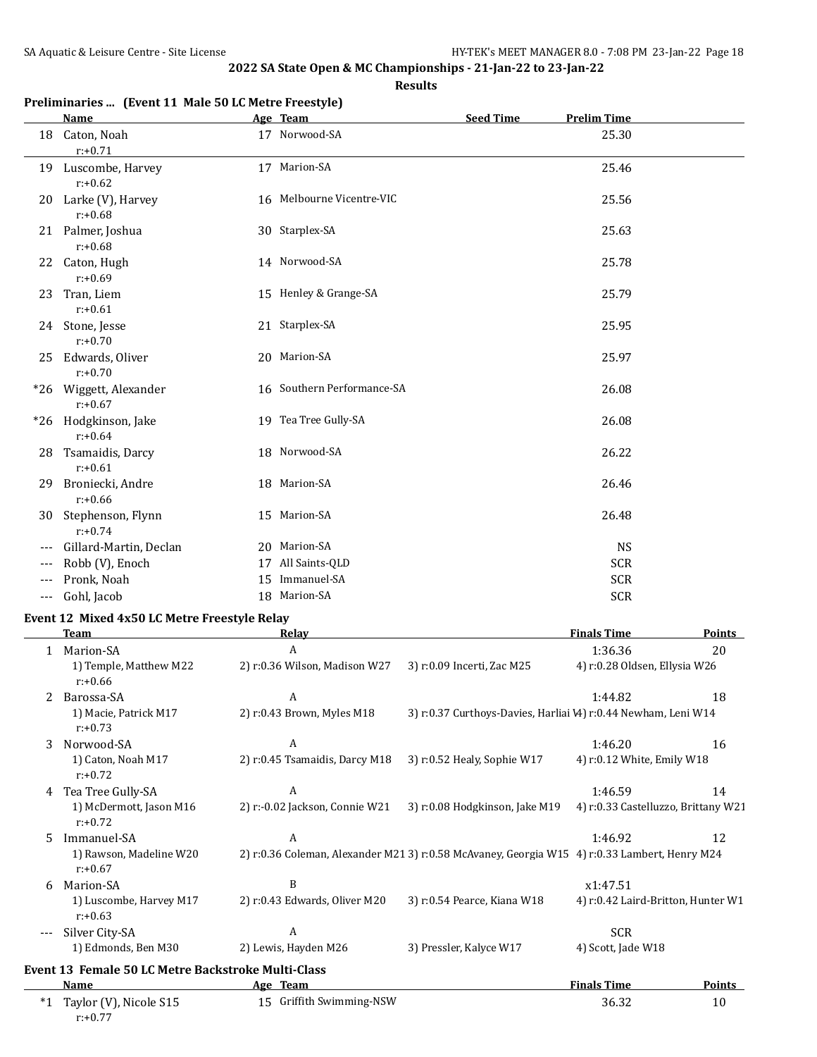## 2022 SA State Open & MC Championships - 21-Jan-22 to 23-Jan-22

### Results

**Preliminaries ... (Event 11 Male 50 LC Metre Freestyle)**

| | Name | Age | Team | Seed Time | Prelim Time |
|---|---|---|---|---|---|
| 18 | Caton, Noah<br>r:+0.71 | 17 | Norwood-SA | | 25.30 |
| 19 | Luscombe, Harvey<br>r:+0.62 | 17 | Marion-SA | | 25.46 |
| 20 | Larke (V), Harvey<br>r:+0.68 | 16 | Melbourne Vicentre-VIC | | 25.56 |
| 21 | Palmer, Joshua<br>r:+0.68 | 30 | Starplex-SA | | 25.63 |
| 22 | Caton, Hugh<br>r:+0.69 | 14 | Norwood-SA | | 25.78 |
| 23 | Tran, Liem<br>r:+0.61 | 15 | Henley & Grange-SA | | 25.79 |
| 24 | Stone, Jesse<br>r:+0.70 | 21 | Starplex-SA | | 25.95 |
| 25 | Edwards, Oliver<br>r:+0.70 | 20 | Marion-SA | | 25.97 |
| *26 | Wiggett, Alexander<br>r:+0.67 | 16 | Southern Performance-SA | | 26.08 |
| *26 | Hodgkinson, Jake<br>r:+0.64 | 19 | Tea Tree Gully-SA | | 26.08 |
| 28 | Tsamaidis, Darcy<br>r:+0.61 | 18 | Norwood-SA | | 26.22 |
| 29 | Broniecki, Andre<br>r:+0.66 | 18 | Marion-SA | | 26.46 |
| 30 | Stephenson, Flynn<br>r:+0.74 | 15 | Marion-SA | | 26.48 |
| --- | Gillard-Martin, Declan | 20 | Marion-SA | | NS |
| --- | Robb (V), Enoch | 17 | All Saints-QLD | | SCR |
| --- | Pronk, Noah | 15 | Immanuel-SA | | SCR |
| --- | Gohl, Jacob | 18 | Marion-SA | | SCR |

**Event 12 Mixed 4x50 LC Metre Freestyle Relay**

| | Team | Relay | | Finals Time | Points |
|---|---|---|---|---|---|
| 1 | Marion-SA | A | | 1:36.36 | 20 |
| | 1) Temple, Matthew M22<br>r:+0.66 | 2) r:0.36 Wilson, Madison W27 | 3) r:0.09 Incerti, Zac M25 | 4) r:0.28 Oldsen, Ellysia W26 | |
| 2 | Barossa-SA | A | | 1:44.82 | 18 |
| | 1) Macie, Patrick M17<br>r:+0.73 | 2) r:0.43 Brown, Myles M18 | 3) r:0.37 Curthoys-Davies, Harliai W | 4) r:0.44 Newham, Leni W14 | |
| 3 | Norwood-SA | A | | 1:46.20 | 16 |
| | 1) Caton, Noah M17<br>r:+0.72 | 2) r:0.45 Tsamaidis, Darcy M18 | 3) r:0.52 Healy, Sophie W17 | 4) r:0.12 White, Emily W18 | |
| 4 | Tea Tree Gully-SA | A | | 1:46.59 | 14 |
| | 1) McDermott, Jason M16<br>r:+0.72 | 2) r:-0.02 Jackson, Connie W21 | 3) r:0.08 Hodgkinson, Jake M19 | 4) r:0.33 Castelluzzo, Brittany W21 | |
| 5 | Immanuel-SA | A | | 1:46.92 | 12 |
| | 1) Rawson, Madeline W20<br>r:+0.67 | 2) r:0.36 Coleman, Alexander M21 | 3) r:0.58 McAvaney, Georgia W15 | 4) r:0.33 Lambert, Henry M24 | |
| 6 | Marion-SA | B | | x1:47.51 | |
| | 1) Luscombe, Harvey M17<br>r:+0.63 | 2) r:0.43 Edwards, Oliver M20 | 3) r:0.54 Pearce, Kiana W18 | 4) r:0.42 Laird-Britton, Hunter W1 | |
| --- | Silver City-SA | A | | SCR | |
| | 1) Edmonds, Ben M30 | 2) Lewis, Hayden M26 | 3) Pressler, Kalyce W17 | 4) Scott, Jade W18 | |

**Event 13 Female 50 LC Metre Backstroke Multi-Class**

| | Name | Age | Team | Finals Time | Points |
|---|---|---|---|---|---|
| *1 | Taylor (V), Nicole S15<br>r:+0.77 | 15 | Griffith Swimming-NSW | 36.32 | 10 |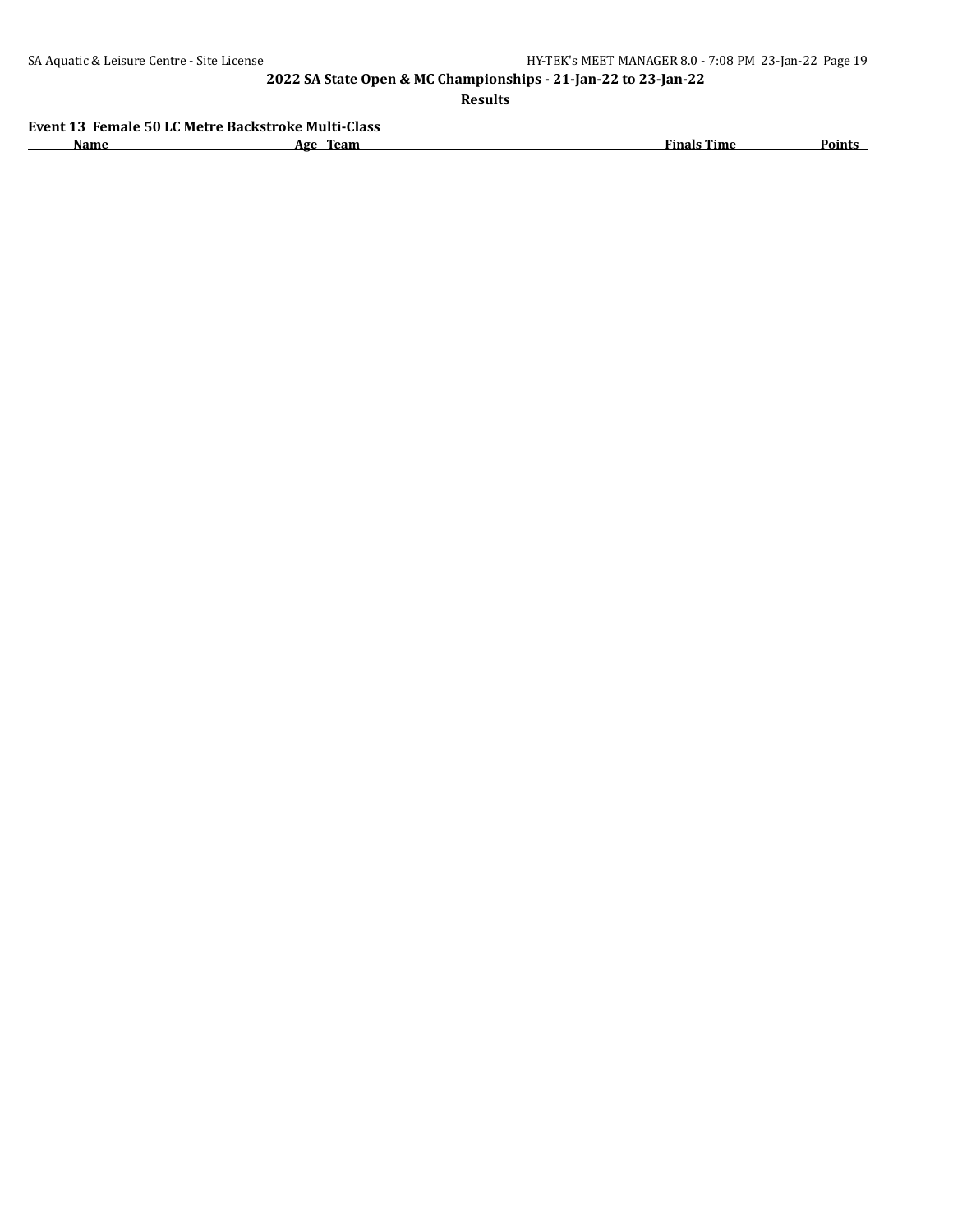**Results**

### Event 13 Female 50 LC Metre Backstroke Multi-Class

| Name | Age | Team | Finals Time | Points |
|---|---|---|---|---|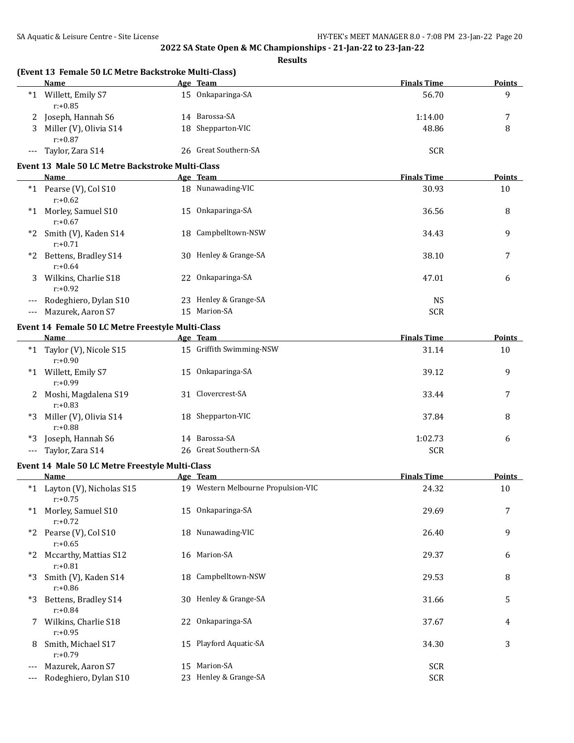## 2022 SA State Open & MC Championships - 21-Jan-22 to 23-Jan-22

**Results**

### (Event 13 Female 50 LC Metre Backstroke Multi-Class)

| | Name | Age | Team | Finals Time | Points |
|---|---|---|---|---|---|
| *1 | Willett, Emily S7<br>r:+0.85 | 15 | Onkaparinga-SA | 56.70 | 9 |
| 2 | Joseph, Hannah S6 | 14 | Barossa-SA | 1:14.00 | 7 |
| 3 | Miller (V), Olivia S14<br>r:+0.87 | 18 | Shepparton-VIC | 48.86 | 8 |
| --- | Taylor, Zara S14 | 26 | Great Southern-SA | SCR | |

### Event 13 Male 50 LC Metre Backstroke Multi-Class

| | Name | Age | Team | Finals Time | Points |
|---|---|---|---|---|---|
| *1 | Pearse (V), Col S10<br>r:+0.62 | 18 | Nunawading-VIC | 30.93 | 10 |
| *1 | Morley, Samuel S10<br>r:+0.67 | 15 | Onkaparinga-SA | 36.56 | 8 |
| *2 | Smith (V), Kaden S14<br>r:+0.71 | 18 | Campbelltown-NSW | 34.43 | 9 |
| *2 | Bettens, Bradley S14<br>r:+0.64 | 30 | Henley & Grange-SA | 38.10 | 7 |
| 3 | Wilkins, Charlie S18<br>r:+0.92 | 22 | Onkaparinga-SA | 47.01 | 6 |
| --- | Rodeghiero, Dylan S10 | 23 | Henley & Grange-SA | NS | |
| --- | Mazurek, Aaron S7 | 15 | Marion-SA | SCR | |

### Event 14 Female 50 LC Metre Freestyle Multi-Class

| | Name | Age | Team | Finals Time | Points |
|---|---|---|---|---|---|
| *1 | Taylor (V), Nicole S15<br>r:+0.90 | 15 | Griffith Swimming-NSW | 31.14 | 10 |
| *1 | Willett, Emily S7<br>r:+0.99 | 15 | Onkaparinga-SA | 39.12 | 9 |
| 2 | Moshi, Magdalena S19<br>r:+0.83 | 31 | Clovercrest-SA | 33.44 | 7 |
| *3 | Miller (V), Olivia S14<br>r:+0.88 | 18 | Shepparton-VIC | 37.84 | 8 |
| *3 | Joseph, Hannah S6 | 14 | Barossa-SA | 1:02.73 | 6 |
| --- | Taylor, Zara S14 | 26 | Great Southern-SA | SCR | |

### Event 14 Male 50 LC Metre Freestyle Multi-Class

| | Name | Age | Team | Finals Time | Points |
|---|---|---|---|---|---|
| *1 | Layton (V), Nicholas S15<br>r:+0.75 | 19 | Western Melbourne Propulsion-VIC | 24.32 | 10 |
| *1 | Morley, Samuel S10<br>r:+0.72 | 15 | Onkaparinga-SA | 29.69 | 7 |
| *2 | Pearse (V), Col S10<br>r:+0.65 | 18 | Nunawading-VIC | 26.40 | 9 |
| *2 | Mccarthy, Mattias S12<br>r:+0.81 | 16 | Marion-SA | 29.37 | 6 |
| *3 | Smith (V), Kaden S14<br>r:+0.86 | 18 | Campbelltown-NSW | 29.53 | 8 |
| *3 | Bettens, Bradley S14<br>r:+0.84 | 30 | Henley & Grange-SA | 31.66 | 5 |
| 7 | Wilkins, Charlie S18<br>r:+0.95 | 22 | Onkaparinga-SA | 37.67 | 4 |
| 8 | Smith, Michael S17<br>r:+0.79 | 15 | Playford Aquatic-SA | 34.30 | 3 |
| --- | Mazurek, Aaron S7 | 15 | Marion-SA | SCR | |
| --- | Rodeghiero, Dylan S10 | 23 | Henley & Grange-SA | SCR | |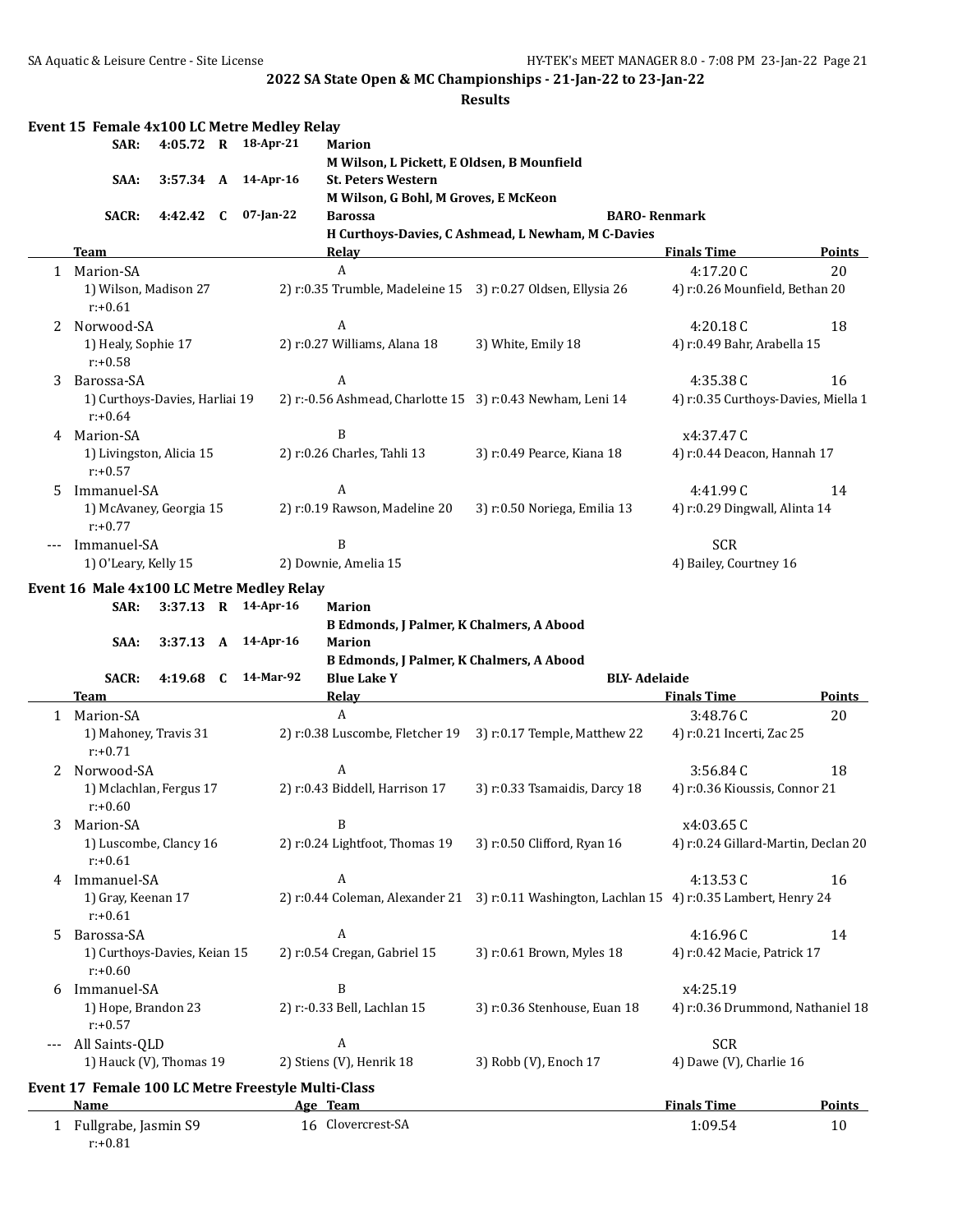## 2022 SA State Open & MC Championships - 21-Jan-22 to 23-Jan-22

### Results

#### Event 15 Female 4x100 LC Metre Medley Relay

| | | | | | |
|---|---|---|---|---|---|
| SAR: | 4:05.72 | R | 18-Apr-21 | **Marion** | |
| | | | | **M Wilson, L Pickett, E Oldsen, B Mounfield** | |
| SAA: | 3:57.34 | A | 14-Apr-16 | **St. Peters Western** | |
| | | | | **M Wilson, G Bohl, M Groves, E McKeon** | |
| SACR: | 4:42.42 | C | 07-Jan-22 | **Barossa** | **BARO- Renmark** |
| | | | | **H Curthoys-Davies, C Ashmead, L Newham, M C-Davies** | |

| | Team | Relay | Finals Time | Points |
|---|---|---|---|---|
| 1 | Marion-SA | A | 4:17.20 C | 20 |
| | 1) Wilson, Madison 27 r:+0.61; 2) r:0.35 Trumble, Madeleine 15; 3) r:0.27 Oldsen, Ellysia 26; 4) r:0.26 Mounfield, Bethan 20 | | | |
| 2 | Norwood-SA | A | 4:20.18 C | 18 |
| | 1) Healy, Sophie 17 r:+0.58; 2) r:0.27 Williams, Alana 18; 3) White, Emily 18; 4) r:0.49 Bahr, Arabella 15 | | | |
| 3 | Barossa-SA | A | 4:35.38 C | 16 |
| | 1) Curthoys-Davies, Harliai 19 r:+0.64; 2) r:-0.56 Ashmead, Charlotte 15; 3) r:0.43 Newham, Leni 14; 4) r:0.35 Curthoys-Davies, Miella 1 | | | |
| 4 | Marion-SA | B | x4:37.47 C | |
| | 1) Livingston, Alicia 15 r:+0.57; 2) r:0.26 Charles, Tahli 13; 3) r:0.49 Pearce, Kiana 18; 4) r:0.44 Deacon, Hannah 17 | | | |
| 5 | Immanuel-SA | A | 4:41.99 C | 14 |
| | 1) McAvaney, Georgia 15 r:+0.77; 2) r:0.19 Rawson, Madeline 20; 3) r:0.50 Noriega, Emilia 13; 4) r:0.29 Dingwall, Alinta 14 | | | |
| --- | Immanuel-SA | B | SCR | |
| | 1) O'Leary, Kelly 15; 2) Downie, Amelia 15; 4) Bailey, Courtney 16 | | | |

#### Event 16 Male 4x100 LC Metre Medley Relay

| | | | | | |
|---|---|---|---|---|---|
| SAR: | 3:37.13 | R | 14-Apr-16 | **Marion** | |
| | | | | **B Edmonds, J Palmer, K Chalmers, A Abood** | |
| SAA: | 3:37.13 | A | 14-Apr-16 | **Marion** | |
| | | | | **B Edmonds, J Palmer, K Chalmers, A Abood** | |
| SACR: | 4:19.68 | C | 14-Mar-92 | **Blue Lake Y** | **BLY- Adelaide** |

| | Team | Relay | Finals Time | Points |
|---|---|---|---|---|
| 1 | Marion-SA | A | 3:48.76 C | 20 |
| | 1) Mahoney, Travis 31 r:+0.71; 2) r:0.38 Luscombe, Fletcher 19; 3) r:0.17 Temple, Matthew 22; 4) r:0.21 Incerti, Zac 25 | | | |
| 2 | Norwood-SA | A | 3:56.84 C | 18 |
| | 1) Mclachlan, Fergus 17 r:+0.60; 2) r:0.43 Biddell, Harrison 17; 3) r:0.33 Tsamaidis, Darcy 18; 4) r:0.36 Kioussis, Connor 21 | | | |
| 3 | Marion-SA | B | x4:03.65 C | |
| | 1) Luscombe, Clancy 16 r:+0.61; 2) r:0.24 Lightfoot, Thomas 19; 3) r:0.50 Clifford, Ryan 16; 4) r:0.24 Gillard-Martin, Declan 20 | | | |
| 4 | Immanuel-SA | A | 4:13.53 C | 16 |
| | 1) Gray, Keenan 17 r:+0.61; 2) r:0.44 Coleman, Alexander 21; 3) r:0.11 Washington, Lachlan 15; 4) r:0.35 Lambert, Henry 24 | | | |
| 5 | Barossa-SA | A | 4:16.96 C | 14 |
| | 1) Curthoys-Davies, Keian 15 r:+0.60; 2) r:0.54 Cregan, Gabriel 15; 3) r:0.61 Brown, Myles 18; 4) r:0.42 Macie, Patrick 17 | | | |
| 6 | Immanuel-SA | B | x4:25.19 | |
| | 1) Hope, Brandon 23 r:+0.57; 2) r:-0.33 Bell, Lachlan 15; 3) r:0.36 Stenhouse, Euan 18; 4) r:0.36 Drummond, Nathaniel 18 | | | |
| --- | All Saints-QLD | A | SCR | |
| | 1) Hauck (V), Thomas 19; 2) Stiens (V), Henrik 18; 3) Robb (V), Enoch 17; 4) Dawe (V), Charlie 16 | | | |

#### Event 17 Female 100 LC Metre Freestyle Multi-Class

| | Name | Age | Team | Finals Time | Points |
|---|---|---|---|---|---|
| 1 | Fullgrabe, Jasmin S9 r:+0.81 | 16 | Clovercrest-SA | 1:09.54 | 10 |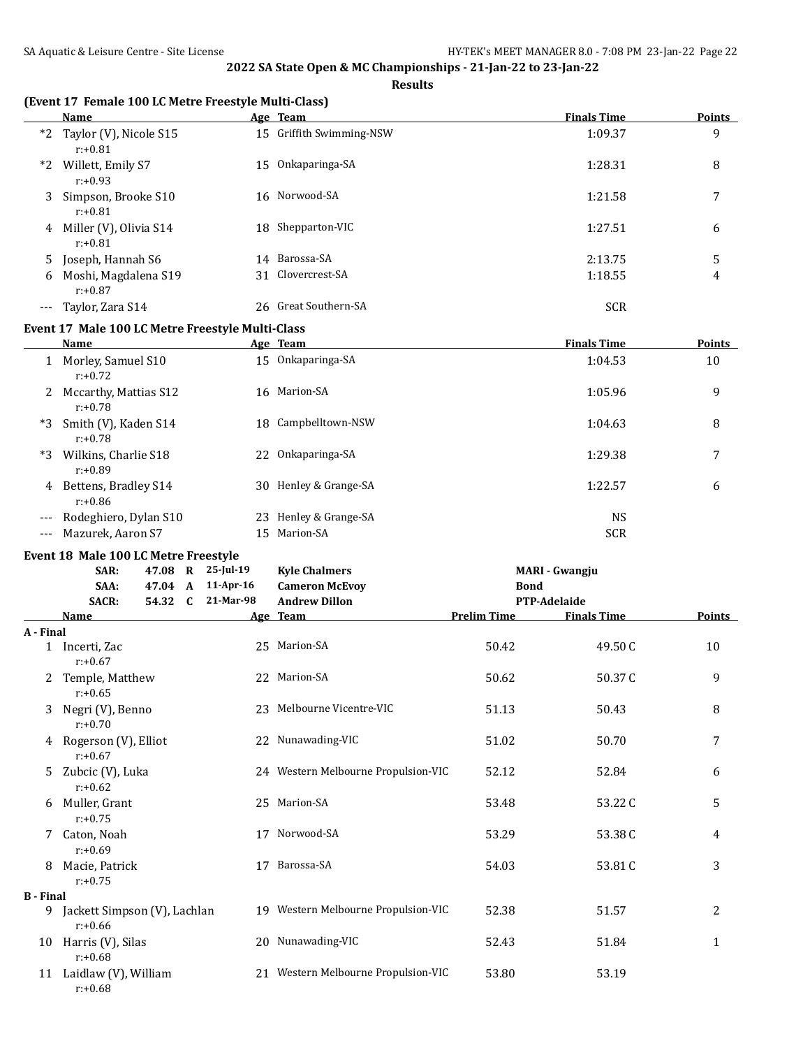## 2022 SA State Open & MC Championships - 21-Jan-22 to 23-Jan-22

### Results

#### (Event 17 Female 100 LC Metre Freestyle Multi-Class)

| | Name | Age | Team | Finals Time | Points |
|---|---|---|---|---|---|
| *2 | Taylor (V), Nicole S15 | 15 | Griffith Swimming-NSW | 1:09.37 | 9 |
| | r:+0.81 | | | | |
| *2 | Willett, Emily S7 | 15 | Onkaparinga-SA | 1:28.31 | 8 |
| | r:+0.93 | | | | |
| 3 | Simpson, Brooke S10 | 16 | Norwood-SA | 1:21.58 | 7 |
| | r:+0.81 | | | | |
| 4 | Miller (V), Olivia S14 | 18 | Shepparton-VIC | 1:27.51 | 6 |
| | r:+0.81 | | | | |
| 5 | Joseph, Hannah S6 | 14 | Barossa-SA | 2:13.75 | 5 |
| 6 | Moshi, Magdalena S19 | 31 | Clovercrest-SA | 1:18.55 | 4 |
| | r:+0.87 | | | | |
| --- | Taylor, Zara S14 | 26 | Great Southern-SA | SCR | |

#### Event 17 Male 100 LC Metre Freestyle Multi-Class

| | Name | Age | Team | Finals Time | Points |
|---|---|---|---|---|---|
| 1 | Morley, Samuel S10 | 15 | Onkaparinga-SA | 1:04.53 | 10 |
| | r:+0.72 | | | | |
| 2 | Mccarthy, Mattias S12 | 16 | Marion-SA | 1:05.96 | 9 |
| | r:+0.78 | | | | |
| *3 | Smith (V), Kaden S14 | 18 | Campbelltown-NSW | 1:04.63 | 8 |
| | r:+0.78 | | | | |
| *3 | Wilkins, Charlie S18 | 22 | Onkaparinga-SA | 1:29.38 | 7 |
| | r:+0.89 | | | | |
| 4 | Bettens, Bradley S14 | 30 | Henley & Grange-SA | 1:22.57 | 6 |
| | r:+0.86 | | | | |
| --- | Rodeghiero, Dylan S10 | 23 | Henley & Grange-SA | NS | |
| --- | Mazurek, Aaron S7 | 15 | Marion-SA | SCR | |

#### Event 18 Male 100 LC Metre Freestyle

| | | | | | |
|---|---|---|---|---|---|
| SAR: | 47.08 | R | 25-Jul-19 | Kyle Chalmers | MARI - Gwangju |
| SAA: | 47.04 | A | 11-Apr-16 | Cameron McEvoy | Bond |
| SACR: | 54.32 | C | 21-Mar-98 | Andrew Dillon | PTP-Adelaide |

| | Name | Age | Team | Prelim Time | Finals Time | Points |
|---|---|---|---|---|---|---|
| **A - Final** | | | | | | |
| 1 | Incerti, Zac | 25 | Marion-SA | 50.42 | 49.50 C | 10 |
| | r:+0.67 | | | | | |
| 2 | Temple, Matthew | 22 | Marion-SA | 50.62 | 50.37 C | 9 |
| | r:+0.65 | | | | | |
| 3 | Negri (V), Benno | 23 | Melbourne Vicentre-VIC | 51.13 | 50.43 | 8 |
| | r:+0.70 | | | | | |
| 4 | Rogerson (V), Elliot | 22 | Nunawading-VIC | 51.02 | 50.70 | 7 |
| | r:+0.67 | | | | | |
| 5 | Zubcic (V), Luka | 24 | Western Melbourne Propulsion-VIC | 52.12 | 52.84 | 6 |
| | r:+0.62 | | | | | |
| 6 | Muller, Grant | 25 | Marion-SA | 53.48 | 53.22 C | 5 |
| | r:+0.75 | | | | | |
| 7 | Caton, Noah | 17 | Norwood-SA | 53.29 | 53.38 C | 4 |
| | r:+0.69 | | | | | |
| 8 | Macie, Patrick | 17 | Barossa-SA | 54.03 | 53.81 C | 3 |
| | r:+0.75 | | | | | |
| **B - Final** | | | | | | |
| 9 | Jackett Simpson (V), Lachlan | 19 | Western Melbourne Propulsion-VIC | 52.38 | 51.57 | 2 |
| | r:+0.66 | | | | | |
| 10 | Harris (V), Silas | 20 | Nunawading-VIC | 52.43 | 51.84 | 1 |
| | r:+0.68 | | | | | |
| 11 | Laidlaw (V), William | 21 | Western Melbourne Propulsion-VIC | 53.80 | 53.19 | |
| | r:+0.68 | | | | | |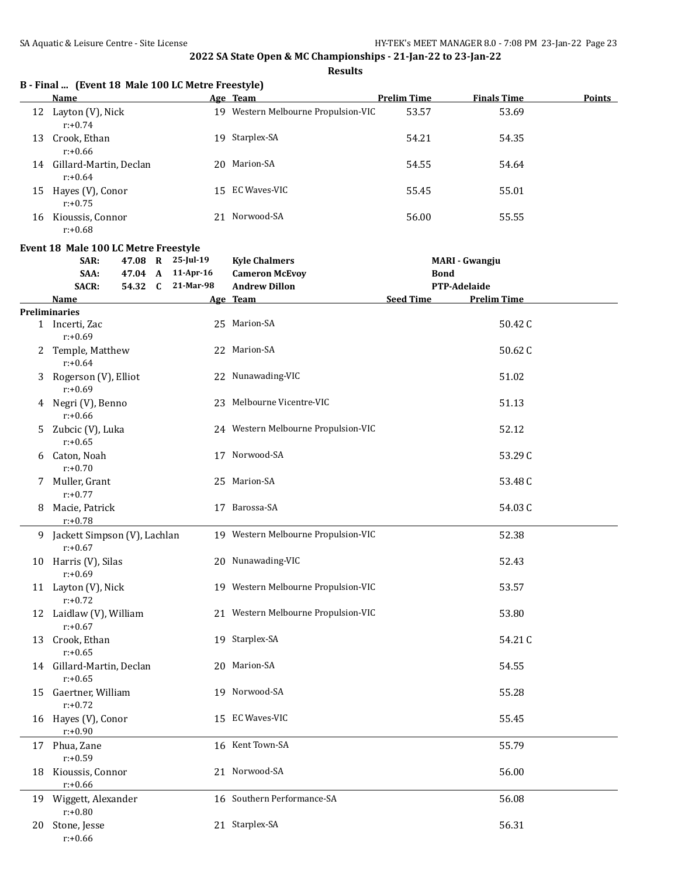## 2022 SA State Open & MC Championships - 21-Jan-22 to 23-Jan-22

### Results

**B - Final ... (Event 18 Male 100 LC Metre Freestyle)**

| | Name | Age | Team | Prelim Time | Finals Time | Points |
|---|---|---|---|---|---|---|
| 12 | Layton (V), Nick<br>r:+0.74 | 19 | Western Melbourne Propulsion-VIC | 53.57 | 53.69 | |
| 13 | Crook, Ethan<br>r:+0.66 | 19 | Starplex-SA | 54.21 | 54.35 | |
| 14 | Gillard-Martin, Declan<br>r:+0.64 | 20 | Marion-SA | 54.55 | 54.64 | |
| 15 | Hayes (V), Conor<br>r:+0.75 | 15 | EC Waves-VIC | 55.45 | 55.01 | |
| 16 | Kioussis, Connor<br>r:+0.68 | 21 | Norwood-SA | 56.00 | 55.55 | |

**Event 18 Male 100 LC Metre Freestyle**

| | | | | | |
|---|---|---|---|---|---|
| SAR: | 47.08 | R | 25-Jul-19 | Kyle Chalmers | MARI - Gwangju |
| SAA: | 47.04 | A | 11-Apr-16 | Cameron McEvoy | Bond |
| SACR: | 54.32 | C | 21-Mar-98 | Andrew Dillon | PTP-Adelaide |

**Preliminaries**

| | Name | Age | Team | Seed Time | Prelim Time |
|---|---|---|---|---|---|
| 1 | Incerti, Zac<br>r:+0.69 | 25 | Marion-SA | | 50.42 C |
| 2 | Temple, Matthew<br>r:+0.64 | 22 | Marion-SA | | 50.62 C |
| 3 | Rogerson (V), Elliot<br>r:+0.69 | 22 | Nunawading-VIC | | 51.02 |
| 4 | Negri (V), Benno<br>r:+0.66 | 23 | Melbourne Vicentre-VIC | | 51.13 |
| 5 | Zubcic (V), Luka<br>r:+0.65 | 24 | Western Melbourne Propulsion-VIC | | 52.12 |
| 6 | Caton, Noah<br>r:+0.70 | 17 | Norwood-SA | | 53.29 C |
| 7 | Muller, Grant<br>r:+0.77 | 25 | Marion-SA | | 53.48 C |
| 8 | Macie, Patrick<br>r:+0.78 | 17 | Barossa-SA | | 54.03 C |
| 9 | Jackett Simpson (V), Lachlan<br>r:+0.67 | 19 | Western Melbourne Propulsion-VIC | | 52.38 |
| 10 | Harris (V), Silas<br>r:+0.69 | 20 | Nunawading-VIC | | 52.43 |
| 11 | Layton (V), Nick<br>r:+0.72 | 19 | Western Melbourne Propulsion-VIC | | 53.57 |
| 12 | Laidlaw (V), William<br>r:+0.67 | 21 | Western Melbourne Propulsion-VIC | | 53.80 |
| 13 | Crook, Ethan<br>r:+0.65 | 19 | Starplex-SA | | 54.21 C |
| 14 | Gillard-Martin, Declan<br>r:+0.65 | 20 | Marion-SA | | 54.55 |
| 15 | Gaertner, William<br>r:+0.72 | 19 | Norwood-SA | | 55.28 |
| 16 | Hayes (V), Conor<br>r:+0.90 | 15 | EC Waves-VIC | | 55.45 |
| 17 | Phua, Zane<br>r:+0.59 | 16 | Kent Town-SA | | 55.79 |
| 18 | Kioussis, Connor<br>r:+0.66 | 21 | Norwood-SA | | 56.00 |
| 19 | Wiggett, Alexander<br>r:+0.80 | 16 | Southern Performance-SA | | 56.08 |
| 20 | Stone, Jesse<br>r:+0.66 | 21 | Starplex-SA | | 56.31 |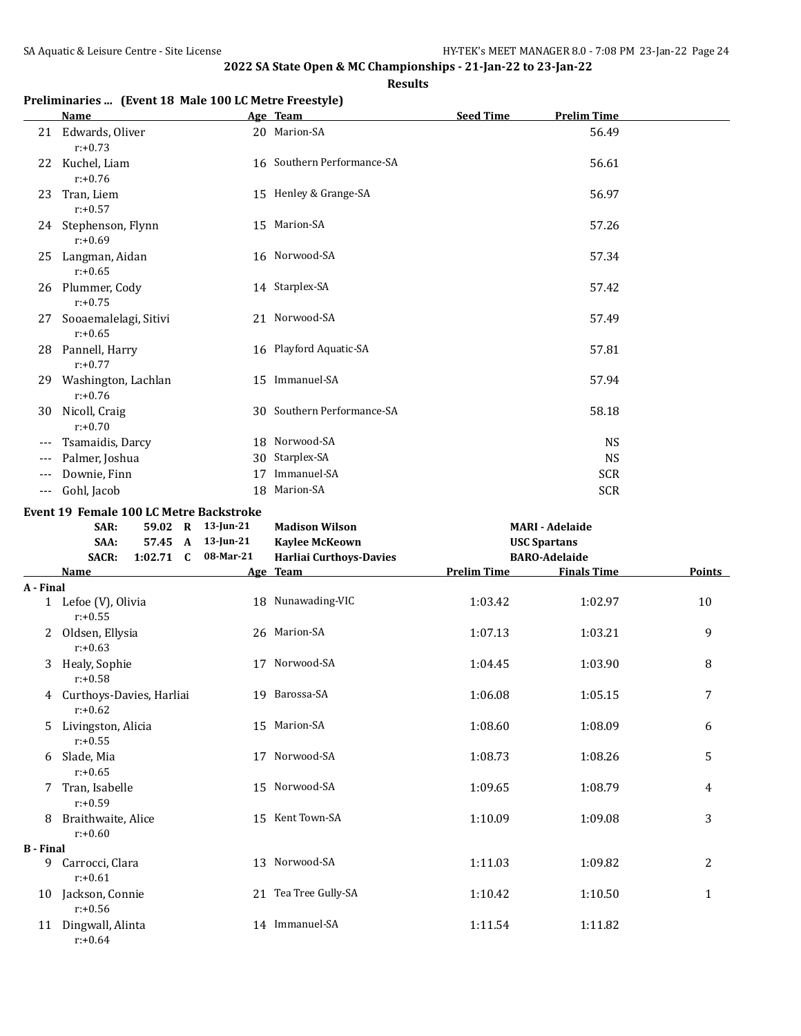## 2022 SA State Open & MC Championships - 21-Jan-22 to 23-Jan-22

**Results**

### Preliminaries ... (Event 18 Male 100 LC Metre Freestyle)

| | Name | Age | Team | Seed Time | Prelim Time |
|---|---|---|---|---|---|
| 21 | Edwards, Oliver<br>r:+0.73 | 20 | Marion-SA | | 56.49 |
| 22 | Kuchel, Liam<br>r:+0.76 | 16 | Southern Performance-SA | | 56.61 |
| 23 | Tran, Liem<br>r:+0.57 | 15 | Henley & Grange-SA | | 56.97 |
| 24 | Stephenson, Flynn<br>r:+0.69 | 15 | Marion-SA | | 57.26 |
| 25 | Langman, Aidan<br>r:+0.65 | 16 | Norwood-SA | | 57.34 |
| 26 | Plummer, Cody<br>r:+0.75 | 14 | Starplex-SA | | 57.42 |
| 27 | Sooaemalelagi, Sitivi<br>r:+0.65 | 21 | Norwood-SA | | 57.49 |
| 28 | Pannell, Harry<br>r:+0.77 | 16 | Playford Aquatic-SA | | 57.81 |
| 29 | Washington, Lachlan<br>r:+0.76 | 15 | Immanuel-SA | | 57.94 |
| 30 | Nicoll, Craig<br>r:+0.70 | 30 | Southern Performance-SA | | 58.18 |
| --- | Tsamaidis, Darcy | 18 | Norwood-SA | | NS |
| --- | Palmer, Joshua | 30 | Starplex-SA | | NS |
| --- | Downie, Finn | 17 | Immanuel-SA | | SCR |
| --- | Gohl, Jacob | 18 | Marion-SA | | SCR |

### Event 19 Female 100 LC Metre Backstroke

| | | | | | |
|---|---|---|---|---|---|
| SAR: | 59.02 | R | 13-Jun-21 | Madison Wilson | MARI - Adelaide |
| SAA: | 57.45 | A | 13-Jun-21 | Kaylee McKeown | USC Spartans |
| SACR: | 1:02.71 | C | 08-Mar-21 | Harliai Curthoys-Davies | BARO-Adelaide |

| | Name | Age | Team | Prelim Time | Finals Time | Points |
|---|---|---|---|---|---|---|
| **A - Final** | | | | | | |
| 1 | Lefoe (V), Olivia<br>r:+0.55 | 18 | Nunawading-VIC | 1:03.42 | 1:02.97 | 10 |
| 2 | Oldsen, Ellysia<br>r:+0.63 | 26 | Marion-SA | 1:07.13 | 1:03.21 | 9 |
| 3 | Healy, Sophie<br>r:+0.58 | 17 | Norwood-SA | 1:04.45 | 1:03.90 | 8 |
| 4 | Curthoys-Davies, Harliai<br>r:+0.62 | 19 | Barossa-SA | 1:06.08 | 1:05.15 | 7 |
| 5 | Livingston, Alicia<br>r:+0.55 | 15 | Marion-SA | 1:08.60 | 1:08.09 | 6 |
| 6 | Slade, Mia<br>r:+0.65 | 17 | Norwood-SA | 1:08.73 | 1:08.26 | 5 |
| 7 | Tran, Isabelle<br>r:+0.59 | 15 | Norwood-SA | 1:09.65 | 1:08.79 | 4 |
| 8 | Braithwaite, Alice<br>r:+0.60 | 15 | Kent Town-SA | 1:10.09 | 1:09.08 | 3 |
| **B - Final** | | | | | | |
| 9 | Carrocci, Clara<br>r:+0.61 | 13 | Norwood-SA | 1:11.03 | 1:09.82 | 2 |
| 10 | Jackson, Connie<br>r:+0.56 | 21 | Tea Tree Gully-SA | 1:10.42 | 1:10.50 | 1 |
| 11 | Dingwall, Alinta<br>r:+0.64 | 14 | Immanuel-SA | 1:11.54 | 1:11.82 | |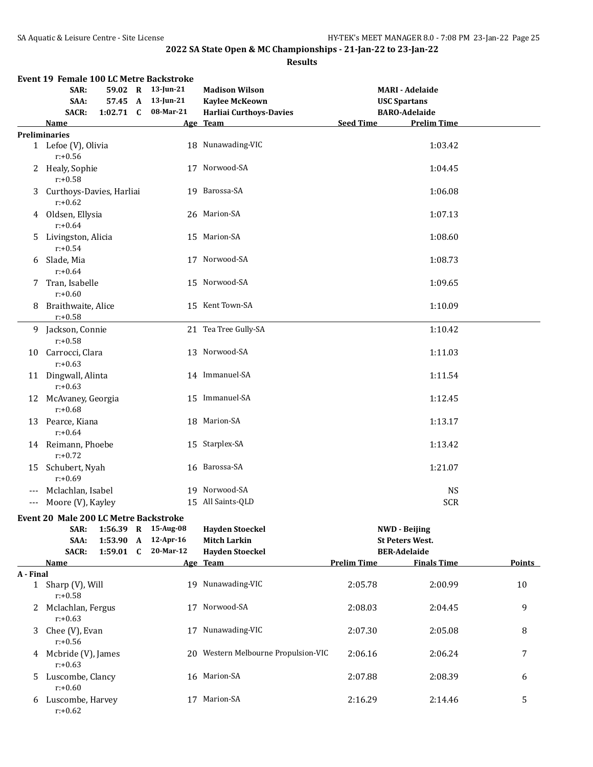## 2022 SA State Open & MC Championships - 21-Jan-22 to 23-Jan-22

**Results**

### Event 19 Female 100 LC Metre Backstroke

| | | | | | |
|---|---|---|---|---|---|
| SAR: | 59.02 | R | 13-Jun-21 | Madison Wilson | MARI - Adelaide |
| SAA: | 57.45 | A | 13-Jun-21 | Kaylee McKeown | USC Spartans |
| SACR: | 1:02.71 | C | 08-Mar-21 | Harliai Curthoys-Davies | BARO-Adelaide |

**Preliminaries**

| | Name | Age | Team | Seed Time | Prelim Time |
|---|---|---|---|---|---|
| 1 | Lefoe (V), Olivia<br>r:+0.56 | 18 | Nunawading-VIC | | 1:03.42 |
| 2 | Healy, Sophie<br>r:+0.58 | 17 | Norwood-SA | | 1:04.45 |
| 3 | Curthoys-Davies, Harliai<br>r:+0.62 | 19 | Barossa-SA | | 1:06.08 |
| 4 | Oldsen, Ellysia<br>r:+0.64 | 26 | Marion-SA | | 1:07.13 |
| 5 | Livingston, Alicia<br>r:+0.54 | 15 | Marion-SA | | 1:08.60 |
| 6 | Slade, Mia<br>r:+0.64 | 17 | Norwood-SA | | 1:08.73 |
| 7 | Tran, Isabelle<br>r:+0.60 | 15 | Norwood-SA | | 1:09.65 |
| 8 | Braithwaite, Alice<br>r:+0.58 | 15 | Kent Town-SA | | 1:10.09 |
| 9 | Jackson, Connie<br>r:+0.58 | 21 | Tea Tree Gully-SA | | 1:10.42 |
| 10 | Carrocci, Clara<br>r:+0.63 | 13 | Norwood-SA | | 1:11.03 |
| 11 | Dingwall, Alinta<br>r:+0.63 | 14 | Immanuel-SA | | 1:11.54 |
| 12 | McAvaney, Georgia<br>r:+0.68 | 15 | Immanuel-SA | | 1:12.45 |
| 13 | Pearce, Kiana<br>r:+0.64 | 18 | Marion-SA | | 1:13.17 |
| 14 | Reimann, Phoebe<br>r:+0.72 | 15 | Starplex-SA | | 1:13.42 |
| 15 | Schubert, Nyah<br>r:+0.69 | 16 | Barossa-SA | | 1:21.07 |
| --- | Mclachlan, Isabel | 19 | Norwood-SA | | NS |
| --- | Moore (V), Kayley | 15 | All Saints-QLD | | SCR |

### Event 20 Male 200 LC Metre Backstroke

| | | | | | |
|---|---|---|---|---|---|
| SAR: | 1:56.39 | R | 15-Aug-08 | Hayden Stoeckel | NWD - Beijing |
| SAA: | 1:53.90 | A | 12-Apr-16 | Mitch Larkin | St Peters West. |
| SACR: | 1:59.01 | C | 20-Mar-12 | Hayden Stoeckel | BER-Adelaide |

**A - Final**

| | Name | Age | Team | Prelim Time | Finals Time | Points |
|---|---|---|---|---|---|---|
| 1 | Sharp (V), Will<br>r:+0.58 | 19 | Nunawading-VIC | 2:05.78 | 2:00.99 | 10 |
| 2 | Mclachlan, Fergus<br>r:+0.63 | 17 | Norwood-SA | 2:08.03 | 2:04.45 | 9 |
| 3 | Chee (V), Evan<br>r:+0.56 | 17 | Nunawading-VIC | 2:07.30 | 2:05.08 | 8 |
| 4 | Mcbride (V), James<br>r:+0.63 | 20 | Western Melbourne Propulsion-VIC | 2:06.16 | 2:06.24 | 7 |
| 5 | Luscombe, Clancy<br>r:+0.60 | 16 | Marion-SA | 2:07.88 | 2:08.39 | 6 |
| 6 | Luscombe, Harvey<br>r:+0.62 | 17 | Marion-SA | 2:16.29 | 2:14.46 | 5 |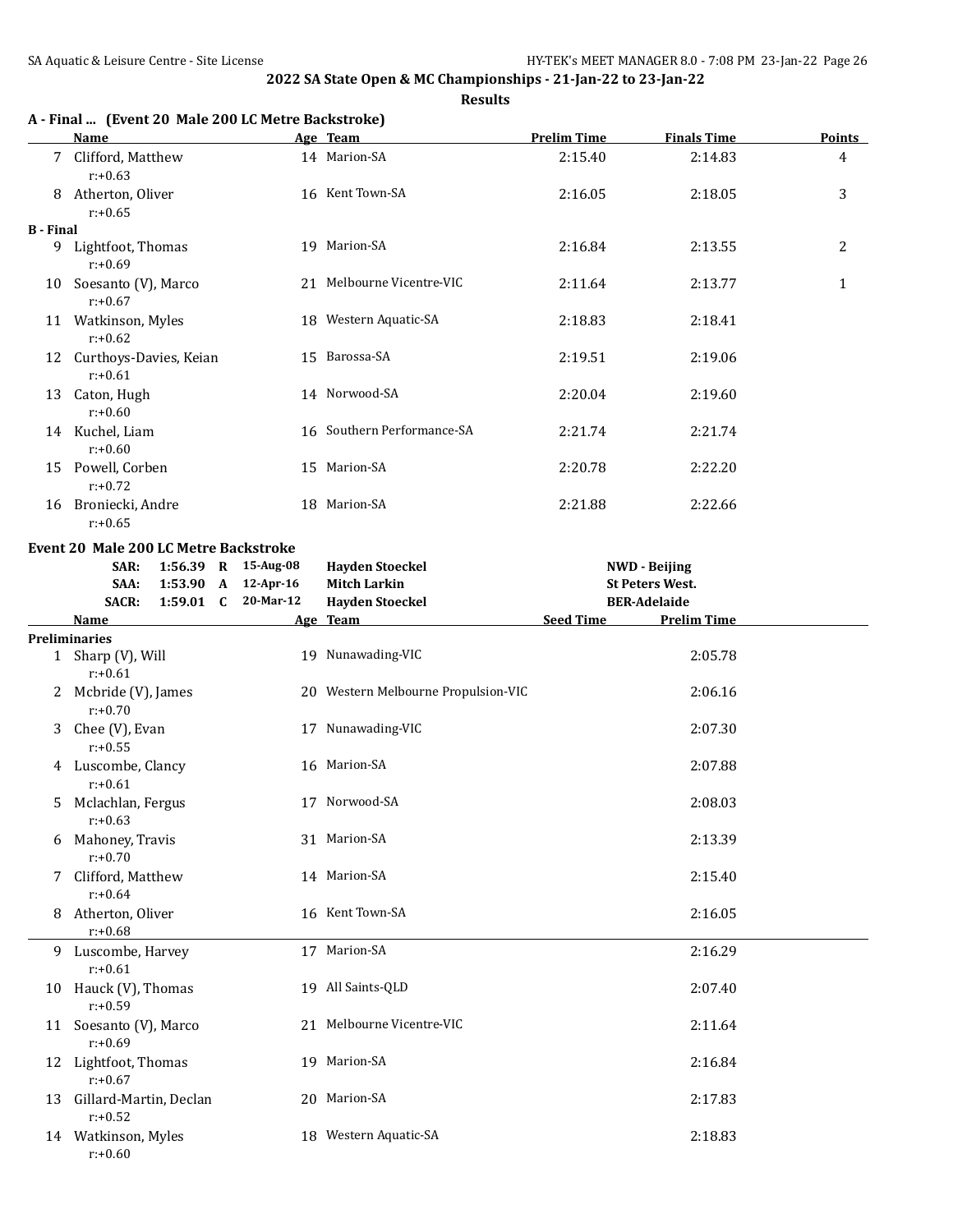## 2022 SA State Open & MC Championships - 21-Jan-22 to 23-Jan-22

**Results**

### A - Final ... (Event 20 Male 200 LC Metre Backstroke)

| | Name | Age | Team | Prelim Time | Finals Time | Points |
|---|---|---|---|---|---|---|
| 7 | Clifford, Matthew r:+0.63 | 14 | Marion-SA | 2:15.40 | 2:14.83 | 4 |
| 8 | Atherton, Oliver r:+0.65 | 16 | Kent Town-SA | 2:16.05 | 2:18.05 | 3 |
| **B - Final** | | | | | | |
| 9 | Lightfoot, Thomas r:+0.69 | 19 | Marion-SA | 2:16.84 | 2:13.55 | 2 |
| 10 | Soesanto (V), Marco r:+0.67 | 21 | Melbourne Vicentre-VIC | 2:11.64 | 2:13.77 | 1 |
| 11 | Watkinson, Myles r:+0.62 | 18 | Western Aquatic-SA | 2:18.83 | 2:18.41 | |
| 12 | Curthoys-Davies, Keian r:+0.61 | 15 | Barossa-SA | 2:19.51 | 2:19.06 | |
| 13 | Caton, Hugh r:+0.60 | 14 | Norwood-SA | 2:20.04 | 2:19.60 | |
| 14 | Kuchel, Liam r:+0.60 | 16 | Southern Performance-SA | 2:21.74 | 2:21.74 | |
| 15 | Powell, Corben r:+0.72 | 15 | Marion-SA | 2:20.78 | 2:22.20 | |
| 16 | Broniecki, Andre r:+0.65 | 18 | Marion-SA | 2:21.88 | 2:22.66 | |

### Event 20 Male 200 LC Metre Backstroke

| | | | | | |
|---|---|---|---|---|---|
| SAR: | 1:56.39 | R | 15-Aug-08 | Hayden Stoeckel | NWD - Beijing |
| SAA: | 1:53.90 | A | 12-Apr-16 | Mitch Larkin | St Peters West. |
| SACR: | 1:59.01 | C | 20-Mar-12 | Hayden Stoeckel | BER-Adelaide |

| | Name | Age | Team | Seed Time | Prelim Time |
|---|---|---|---|---|---|
| **Preliminaries** | | | | | |
| 1 | Sharp (V), Will r:+0.61 | 19 | Nunawading-VIC | | 2:05.78 |
| 2 | Mcbride (V), James r:+0.70 | 20 | Western Melbourne Propulsion-VIC | | 2:06.16 |
| 3 | Chee (V), Evan r:+0.55 | 17 | Nunawading-VIC | | 2:07.30 |
| 4 | Luscombe, Clancy r:+0.61 | 16 | Marion-SA | | 2:07.88 |
| 5 | Mclachlan, Fergus r:+0.63 | 17 | Norwood-SA | | 2:08.03 |
| 6 | Mahoney, Travis r:+0.70 | 31 | Marion-SA | | 2:13.39 |
| 7 | Clifford, Matthew r:+0.64 | 14 | Marion-SA | | 2:15.40 |
| 8 | Atherton, Oliver r:+0.68 | 16 | Kent Town-SA | | 2:16.05 |
| 9 | Luscombe, Harvey r:+0.61 | 17 | Marion-SA | | 2:16.29 |
| 10 | Hauck (V), Thomas r:+0.59 | 19 | All Saints-QLD | | 2:07.40 |
| 11 | Soesanto (V), Marco r:+0.69 | 21 | Melbourne Vicentre-VIC | | 2:11.64 |
| 12 | Lightfoot, Thomas r:+0.67 | 19 | Marion-SA | | 2:16.84 |
| 13 | Gillard-Martin, Declan r:+0.52 | 20 | Marion-SA | | 2:17.83 |
| 14 | Watkinson, Myles r:+0.60 | 18 | Western Aquatic-SA | | 2:18.83 |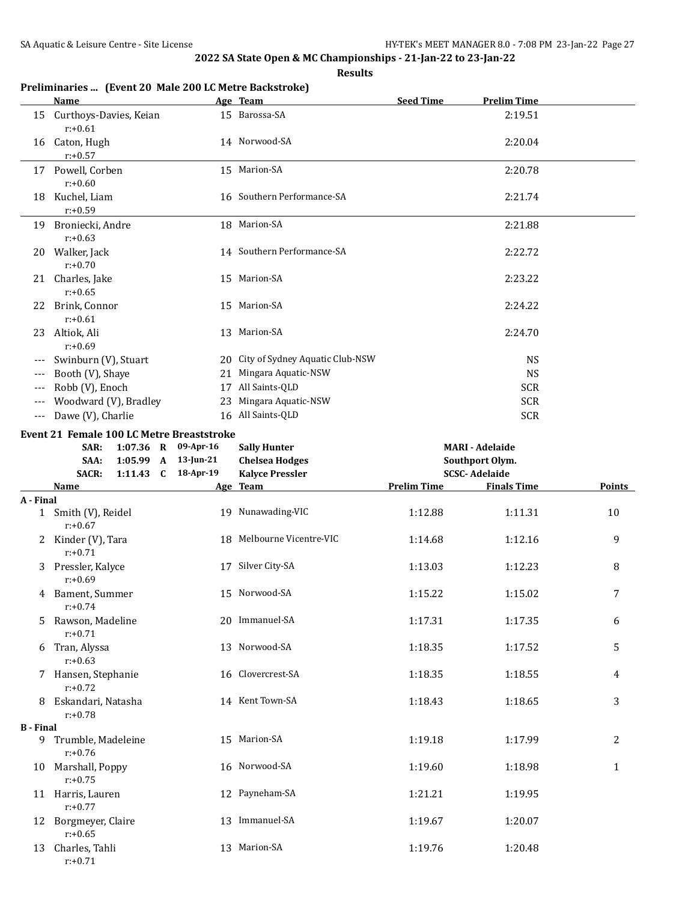**2022 SA State Open & MC Championships - 21-Jan-22 to 23-Jan-22**

**Results**

**Preliminaries ... (Event 20 Male 200 LC Metre Backstroke)**

| | Name | Age | Team | Seed Time | Prelim Time |
|---|---|---|---|---|---|
| 15 | Curthoys-Davies, Keian<br>r:+0.61 | 15 | Barossa-SA | | 2:19.51 |
| 16 | Caton, Hugh<br>r:+0.57 | 14 | Norwood-SA | | 2:20.04 |
| 17 | Powell, Corben<br>r:+0.60 | 15 | Marion-SA | | 2:20.78 |
| 18 | Kuchel, Liam<br>r:+0.59 | 16 | Southern Performance-SA | | 2:21.74 |
| 19 | Broniecki, Andre<br>r:+0.63 | 18 | Marion-SA | | 2:21.88 |
| 20 | Walker, Jack<br>r:+0.70 | 14 | Southern Performance-SA | | 2:22.72 |
| 21 | Charles, Jake<br>r:+0.65 | 15 | Marion-SA | | 2:23.22 |
| 22 | Brink, Connor<br>r:+0.61 | 15 | Marion-SA | | 2:24.22 |
| 23 | Altiok, Ali<br>r:+0.69 | 13 | Marion-SA | | 2:24.70 |
| --- | Swinburn (V), Stuart | 20 | City of Sydney Aquatic Club-NSW | | NS |
| --- | Booth (V), Shaye | 21 | Mingara Aquatic-NSW | | NS |
| --- | Robb (V), Enoch | 17 | All Saints-QLD | | SCR |
| --- | Woodward (V), Bradley | 23 | Mingara Aquatic-NSW | | SCR |
| --- | Dawe (V), Charlie | 16 | All Saints-QLD | | SCR |

**Event 21 Female 100 LC Metre Breaststroke**

| | | | | | |
|---|---|---|---|---|---|
| SAR: | 1:07.36 | R | 09-Apr-16 | Sally Hunter | MARI - Adelaide |
| SAA: | 1:05.99 | A | 13-Jun-21 | Chelsea Hodges | Southport Olym. |
| SACR: | 1:11.43 | C | 18-Apr-19 | Kalyce Pressler | SCSC- Adelaide |

| | Name | Age | Team | Prelim Time | Finals Time | Points |
|---|---|---|---|---|---|---|
| **A - Final** | | | | | | |
| 1 | Smith (V), Reidel<br>r:+0.67 | 19 | Nunawading-VIC | 1:12.88 | 1:11.31 | 10 |
| 2 | Kinder (V), Tara<br>r:+0.71 | 18 | Melbourne Vicentre-VIC | 1:14.68 | 1:12.16 | 9 |
| 3 | Pressler, Kalyce<br>r:+0.69 | 17 | Silver City-SA | 1:13.03 | 1:12.23 | 8 |
| 4 | Bament, Summer<br>r:+0.74 | 15 | Norwood-SA | 1:15.22 | 1:15.02 | 7 |
| 5 | Rawson, Madeline<br>r:+0.71 | 20 | Immanuel-SA | 1:17.31 | 1:17.35 | 6 |
| 6 | Tran, Alyssa<br>r:+0.63 | 13 | Norwood-SA | 1:18.35 | 1:17.52 | 5 |
| 7 | Hansen, Stephanie<br>r:+0.72 | 16 | Clovercrest-SA | 1:18.35 | 1:18.55 | 4 |
| 8 | Eskandari, Natasha<br>r:+0.78 | 14 | Kent Town-SA | 1:18.43 | 1:18.65 | 3 |
| **B - Final** | | | | | | |
| 9 | Trumble, Madeleine<br>r:+0.76 | 15 | Marion-SA | 1:19.18 | 1:17.99 | 2 |
| 10 | Marshall, Poppy<br>r:+0.75 | 16 | Norwood-SA | 1:19.60 | 1:18.98 | 1 |
| 11 | Harris, Lauren<br>r:+0.77 | 12 | Payneham-SA | 1:21.21 | 1:19.95 | |
| 12 | Borgmeyer, Claire<br>r:+0.65 | 13 | Immanuel-SA | 1:19.67 | 1:20.07 | |
| 13 | Charles, Tahli<br>r:+0.71 | 13 | Marion-SA | 1:19.76 | 1:20.48 | |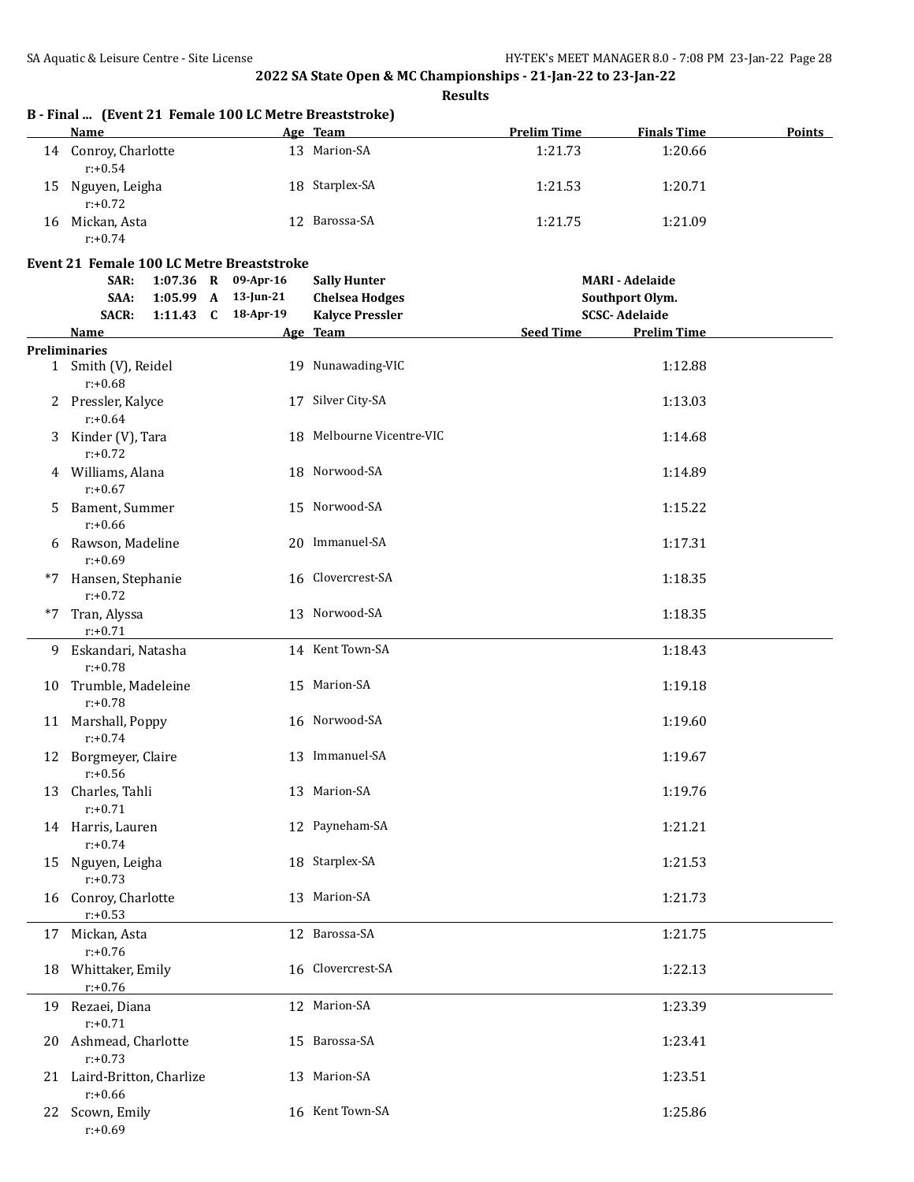## 2022 SA State Open & MC Championships - 21-Jan-22 to 23-Jan-22

**Results**

### B - Final ... (Event 21 Female 100 LC Metre Breaststroke)

| | Name | Age | Team | Prelim Time | Finals Time | Points |
|---|---|---|---|---|---|---|
| 14 | Conroy, Charlotte<br>r:+0.54 | 13 | Marion-SA | 1:21.73 | 1:20.66 | |
| 15 | Nguyen, Leigha<br>r:+0.72 | 18 | Starplex-SA | 1:21.53 | 1:20.71 | |
| 16 | Mickan, Asta<br>r:+0.74 | 12 | Barossa-SA | 1:21.75 | 1:21.09 | |

### Event 21 Female 100 LC Metre Breaststroke

| | | | | | |
|---|---|---|---|---|---|
| SAR: | 1:07.36 | R | 09-Apr-16 | Sally Hunter | MARI - Adelaide |
| SAA: | 1:05.99 | A | 13-Jun-21 | Chelsea Hodges | Southport Olym. |
| SACR: | 1:11.43 | C | 18-Apr-19 | Kalyce Pressler | SCSC- Adelaide |

**Preliminaries**

| | Name | Age | Team | Seed Time | Prelim Time |
|---|---|---|---|---|---|
| 1 | Smith (V), Reidel<br>r:+0.68 | 19 | Nunawading-VIC | | 1:12.88 |
| 2 | Pressler, Kalyce<br>r:+0.64 | 17 | Silver City-SA | | 1:13.03 |
| 3 | Kinder (V), Tara<br>r:+0.72 | 18 | Melbourne Vicentre-VIC | | 1:14.68 |
| 4 | Williams, Alana<br>r:+0.67 | 18 | Norwood-SA | | 1:14.89 |
| 5 | Bament, Summer<br>r:+0.66 | 15 | Norwood-SA | | 1:15.22 |
| 6 | Rawson, Madeline<br>r:+0.69 | 20 | Immanuel-SA | | 1:17.31 |
| *7 | Hansen, Stephanie<br>r:+0.72 | 16 | Clovercrest-SA | | 1:18.35 |
| *7 | Tran, Alyssa<br>r:+0.71 | 13 | Norwood-SA | | 1:18.35 |
| 9 | Eskandari, Natasha<br>r:+0.78 | 14 | Kent Town-SA | | 1:18.43 |
| 10 | Trumble, Madeleine<br>r:+0.78 | 15 | Marion-SA | | 1:19.18 |
| 11 | Marshall, Poppy<br>r:+0.74 | 16 | Norwood-SA | | 1:19.60 |
| 12 | Borgmeyer, Claire<br>r:+0.56 | 13 | Immanuel-SA | | 1:19.67 |
| 13 | Charles, Tahli<br>r:+0.71 | 13 | Marion-SA | | 1:19.76 |
| 14 | Harris, Lauren<br>r:+0.74 | 12 | Payneham-SA | | 1:21.21 |
| 15 | Nguyen, Leigha<br>r:+0.73 | 18 | Starplex-SA | | 1:21.53 |
| 16 | Conroy, Charlotte<br>r:+0.53 | 13 | Marion-SA | | 1:21.73 |
| 17 | Mickan, Asta<br>r:+0.76 | 12 | Barossa-SA | | 1:21.75 |
| 18 | Whittaker, Emily<br>r:+0.76 | 16 | Clovercrest-SA | | 1:22.13 |
| 19 | Rezaei, Diana<br>r:+0.71 | 12 | Marion-SA | | 1:23.39 |
| 20 | Ashmead, Charlotte<br>r:+0.73 | 15 | Barossa-SA | | 1:23.41 |
| 21 | Laird-Britton, Charlize<br>r:+0.66 | 13 | Marion-SA | | 1:23.51 |
| 22 | Scown, Emily<br>r:+0.69 | 16 | Kent Town-SA | | 1:25.86 |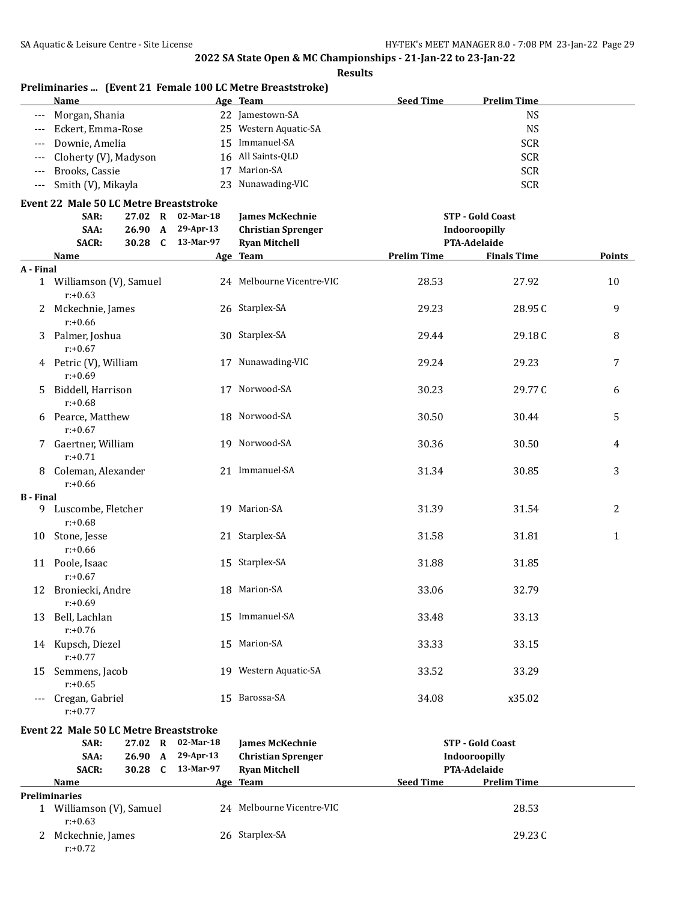**2022 SA State Open & MC Championships - 21-Jan-22 to 23-Jan-22**

**Results**

### Preliminaries ... (Event 21 Female 100 LC Metre Breaststroke)

| | Name | Age | Team | Seed Time | Prelim Time |
|---|---|---|---|---|---|
| --- | Morgan, Shania | 22 | Jamestown-SA | | NS |
| --- | Eckert, Emma-Rose | 25 | Western Aquatic-SA | | NS |
| --- | Downie, Amelia | 15 | Immanuel-SA | | SCR |
| --- | Cloherty (V), Madyson | 16 | All Saints-QLD | | SCR |
| --- | Brooks, Cassie | 17 | Marion-SA | | SCR |
| --- | Smith (V), Mikayla | 23 | Nunawading-VIC | | SCR |

### Event 22 Male 50 LC Metre Breaststroke

| | | | | | |
|---|---|---|---|---|---|
| SAR: | 27.02 | R | 02-Mar-18 | James McKechnie | STP - Gold Coast |
| SAA: | 26.90 | A | 29-Apr-13 | Christian Sprenger | Indooroopilly |
| SACR: | 30.28 | C | 13-Mar-97 | Ryan Mitchell | PTA-Adelaide |

| | Name | Age | Team | Prelim Time | Finals Time | Points |
|---|---|---|---|---|---|---|
| **A - Final** | | | | | | |
| 1 | Williamson (V), Samuel r:+0.63 | 24 | Melbourne Vicentre-VIC | 28.53 | 27.92 | 10 |
| 2 | Mckechnie, James r:+0.66 | 26 | Starplex-SA | 29.23 | 28.95 C | 9 |
| 3 | Palmer, Joshua r:+0.67 | 30 | Starplex-SA | 29.44 | 29.18 C | 8 |
| 4 | Petric (V), William r:+0.69 | 17 | Nunawading-VIC | 29.24 | 29.23 | 7 |
| 5 | Biddell, Harrison r:+0.68 | 17 | Norwood-SA | 30.23 | 29.77 C | 6 |
| 6 | Pearce, Matthew r:+0.67 | 18 | Norwood-SA | 30.50 | 30.44 | 5 |
| 7 | Gaertner, William r:+0.71 | 19 | Norwood-SA | 30.36 | 30.50 | 4 |
| 8 | Coleman, Alexander r:+0.66 | 21 | Immanuel-SA | 31.34 | 30.85 | 3 |
| **B - Final** | | | | | | |
| 9 | Luscombe, Fletcher r:+0.68 | 19 | Marion-SA | 31.39 | 31.54 | 2 |
| 10 | Stone, Jesse r:+0.66 | 21 | Starplex-SA | 31.58 | 31.81 | 1 |
| 11 | Poole, Isaac r:+0.67 | 15 | Starplex-SA | 31.88 | 31.85 | |
| 12 | Broniecki, Andre r:+0.69 | 18 | Marion-SA | 33.06 | 32.79 | |
| 13 | Bell, Lachlan r:+0.76 | 15 | Immanuel-SA | 33.48 | 33.13 | |
| 14 | Kupsch, Diezel r:+0.77 | 15 | Marion-SA | 33.33 | 33.15 | |
| 15 | Semmens, Jacob r:+0.65 | 19 | Western Aquatic-SA | 33.52 | 33.29 | |
| --- | Cregan, Gabriel r:+0.77 | 15 | Barossa-SA | 34.08 | x35.02 | |

### Event 22 Male 50 LC Metre Breaststroke

| | | | | | |
|---|---|---|---|---|---|
| SAR: | 27.02 | R | 02-Mar-18 | James McKechnie | STP - Gold Coast |
| SAA: | 26.90 | A | 29-Apr-13 | Christian Sprenger | Indooroopilly |
| SACR: | 30.28 | C | 13-Mar-97 | Ryan Mitchell | PTA-Adelaide |

| | Name | Age | Team | Seed Time | Prelim Time |
|---|---|---|---|---|---|
| **Preliminaries** | | | | | |
| 1 | Williamson (V), Samuel r:+0.63 | 24 | Melbourne Vicentre-VIC | | 28.53 |
| 2 | Mckechnie, James r:+0.72 | 26 | Starplex-SA | | 29.23 C |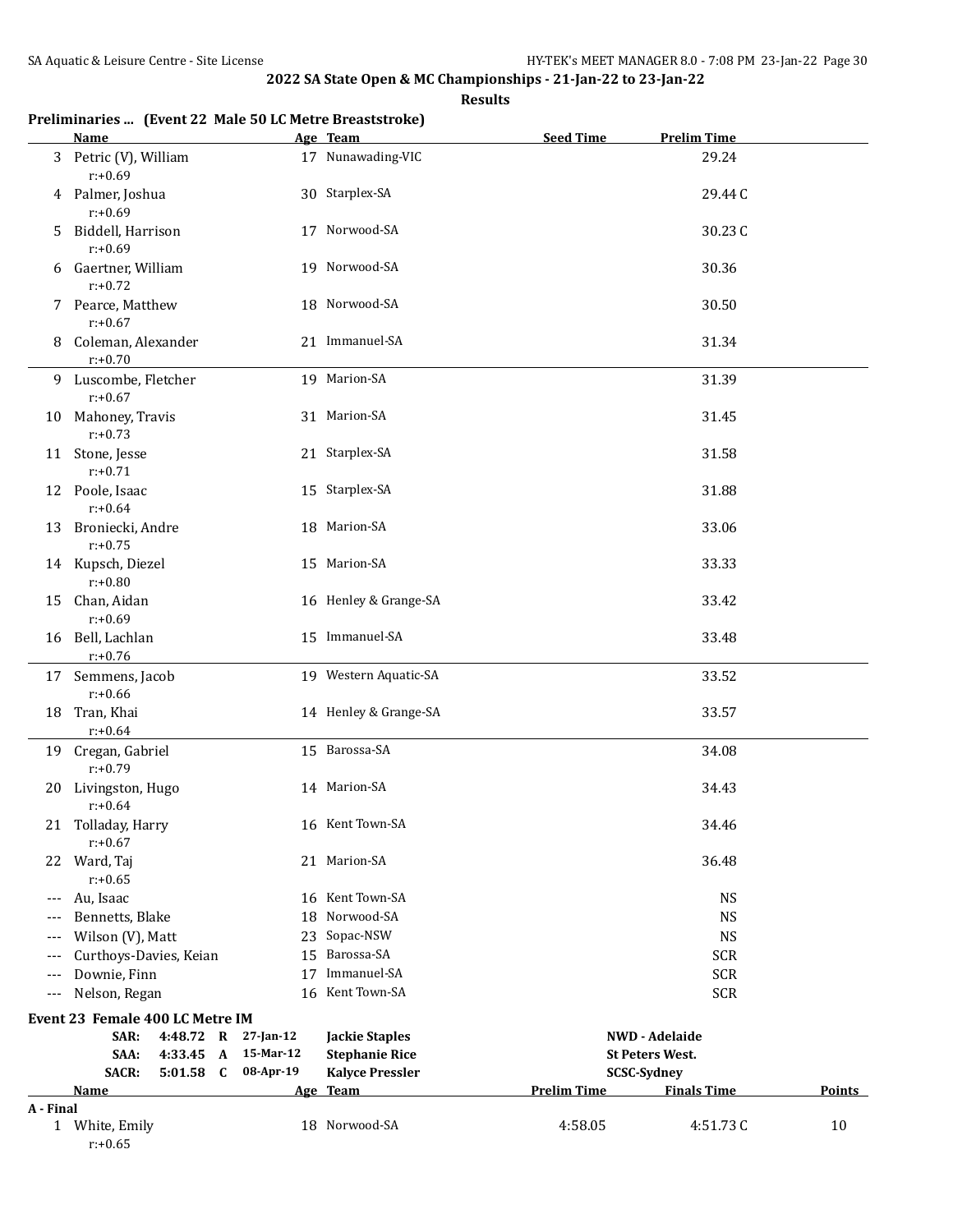**2022 SA State Open & MC Championships - 21-Jan-22 to 23-Jan-22**

**Results**

### Preliminaries ... (Event 22 Male 50 LC Metre Breaststroke)

| | Name | Age | Team | Seed Time | Prelim Time |
|---|---|---|---|---|---|
| 3 | Petric (V), William<br>r:+0.69 | 17 | Nunawading-VIC | | 29.24 |
| 4 | Palmer, Joshua<br>r:+0.69 | 30 | Starplex-SA | | 29.44 C |
| 5 | Biddell, Harrison<br>r:+0.69 | 17 | Norwood-SA | | 30.23 C |
| 6 | Gaertner, William<br>r:+0.72 | 19 | Norwood-SA | | 30.36 |
| 7 | Pearce, Matthew<br>r:+0.67 | 18 | Norwood-SA | | 30.50 |
| 8 | Coleman, Alexander<br>r:+0.70 | 21 | Immanuel-SA | | 31.34 |
| 9 | Luscombe, Fletcher<br>r:+0.67 | 19 | Marion-SA | | 31.39 |
| 10 | Mahoney, Travis<br>r:+0.73 | 31 | Marion-SA | | 31.45 |
| 11 | Stone, Jesse<br>r:+0.71 | 21 | Starplex-SA | | 31.58 |
| 12 | Poole, Isaac<br>r:+0.64 | 15 | Starplex-SA | | 31.88 |
| 13 | Broniecki, Andre<br>r:+0.75 | 18 | Marion-SA | | 33.06 |
| 14 | Kupsch, Diezel<br>r:+0.80 | 15 | Marion-SA | | 33.33 |
| 15 | Chan, Aidan<br>r:+0.69 | 16 | Henley & Grange-SA | | 33.42 |
| 16 | Bell, Lachlan<br>r:+0.76 | 15 | Immanuel-SA | | 33.48 |
| 17 | Semmens, Jacob<br>r:+0.66 | 19 | Western Aquatic-SA | | 33.52 |
| 18 | Tran, Khai<br>r:+0.64 | 14 | Henley & Grange-SA | | 33.57 |
| 19 | Cregan, Gabriel<br>r:+0.79 | 15 | Barossa-SA | | 34.08 |
| 20 | Livingston, Hugo<br>r:+0.64 | 14 | Marion-SA | | 34.43 |
| 21 | Tolladay, Harry<br>r:+0.67 | 16 | Kent Town-SA | | 34.46 |
| 22 | Ward, Taj<br>r:+0.65 | 21 | Marion-SA | | 36.48 |
| --- | Au, Isaac | 16 | Kent Town-SA | | NS |
| --- | Bennetts, Blake | 18 | Norwood-SA | | NS |
| --- | Wilson (V), Matt | 23 | Sopac-NSW | | NS |
| --- | Curthoys-Davies, Keian | 15 | Barossa-SA | | SCR |
| --- | Downie, Finn | 17 | Immanuel-SA | | SCR |
| --- | Nelson, Regan | 16 | Kent Town-SA | | SCR |

### Event 23 Female 400 LC Metre IM

| | | | | | |
|---|---|---|---|---|---|
| SAR: | 4:48.72 | R | 27-Jan-12 | Jackie Staples | NWD - Adelaide |
| SAA: | 4:33.45 | A | 15-Mar-12 | Stephanie Rice | St Peters West. |
| SACR: | 5:01.58 | C | 08-Apr-19 | Kalyce Pressler | SCSC-Sydney |

| | Name | Age | Team | Prelim Time | Finals Time | Points |
|---|---|---|---|---|---|---|
| **A - Final** | | | | | | |
| 1 | White, Emily<br>r:+0.65 | 18 | Norwood-SA | 4:58.05 | 4:51.73 C | 10 |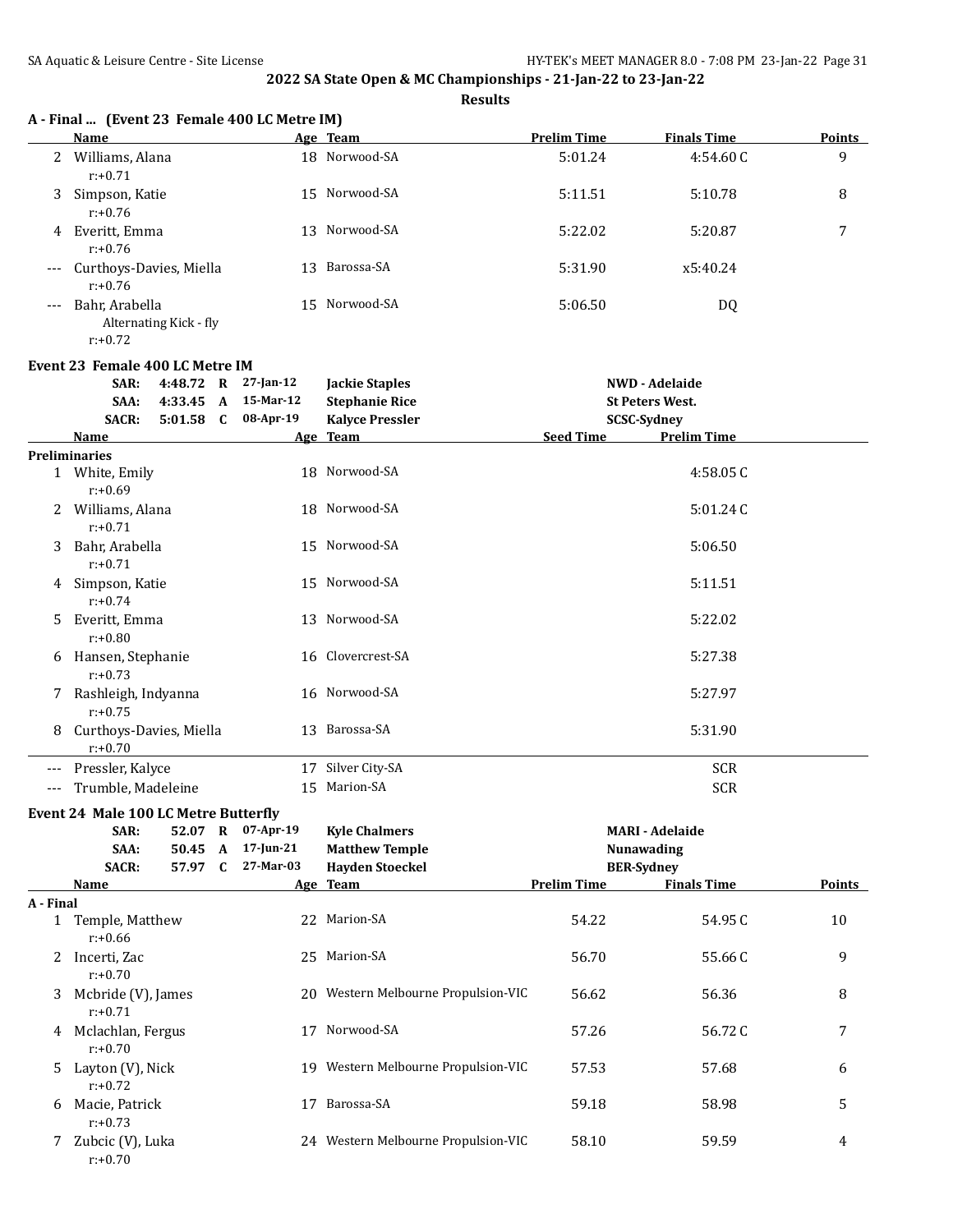**2022 SA State Open & MC Championships - 21-Jan-22 to 23-Jan-22**

**Results**

### A - Final ... (Event 23 Female 400 LC Metre IM)

| | Name | Age | Team | Prelim Time | Finals Time | Points |
|---|---|---|---|---|---|---|
| 2 | Williams, Alana<br>r:+0.71 | 18 | Norwood-SA | 5:01.24 | 4:54.60 C | 9 |
| 3 | Simpson, Katie<br>r:+0.76 | 15 | Norwood-SA | 5:11.51 | 5:10.78 | 8 |
| 4 | Everitt, Emma<br>r:+0.76 | 13 | Norwood-SA | 5:22.02 | 5:20.87 | 7 |
| --- | Curthoys-Davies, Miella<br>r:+0.76 | 13 | Barossa-SA | 5:31.90 | x5:40.24 | |
| --- | Bahr, Arabella<br>Alternating Kick - fly<br>r:+0.72 | 15 | Norwood-SA | 5:06.50 | DQ | |

### Event 23 Female 400 LC Metre IM

| | | | | | |
|---|---|---|---|---|---|
| SAR: | 4:48.72 | R | 27-Jan-12 | Jackie Staples | NWD - Adelaide |
| SAA: | 4:33.45 | A | 15-Mar-12 | Stephanie Rice | St Peters West. |
| SACR: | 5:01.58 | C | 08-Apr-19 | Kalyce Pressler | SCSC-Sydney |

| | Name | Age | Team | Seed Time | Prelim Time |
|---|---|---|---|---|---|
| **Preliminaries** | | | | | |
| 1 | White, Emily<br>r:+0.69 | 18 | Norwood-SA | | 4:58.05 C |
| 2 | Williams, Alana<br>r:+0.71 | 18 | Norwood-SA | | 5:01.24 C |
| 3 | Bahr, Arabella<br>r:+0.71 | 15 | Norwood-SA | | 5:06.50 |
| 4 | Simpson, Katie<br>r:+0.74 | 15 | Norwood-SA | | 5:11.51 |
| 5 | Everitt, Emma<br>r:+0.80 | 13 | Norwood-SA | | 5:22.02 |
| 6 | Hansen, Stephanie<br>r:+0.73 | 16 | Clovercrest-SA | | 5:27.38 |
| 7 | Rashleigh, Indyanna<br>r:+0.75 | 16 | Norwood-SA | | 5:27.97 |
| 8 | Curthoys-Davies, Miella<br>r:+0.70 | 13 | Barossa-SA | | 5:31.90 |
| --- | Pressler, Kalyce | 17 | Silver City-SA | | SCR |
| --- | Trumble, Madeleine | 15 | Marion-SA | | SCR |

### Event 24 Male 100 LC Metre Butterfly

| | | | | | |
|---|---|---|---|---|---|
| SAR: | 52.07 | R | 07-Apr-19 | Kyle Chalmers | MARI - Adelaide |
| SAA: | 50.45 | A | 17-Jun-21 | Matthew Temple | Nunawading |
| SACR: | 57.97 | C | 27-Mar-03 | Hayden Stoeckel | BER-Sydney |

| | Name | Age | Team | Prelim Time | Finals Time | Points |
|---|---|---|---|---|---|---|
| **A - Final** | | | | | | |
| 1 | Temple, Matthew<br>r:+0.66 | 22 | Marion-SA | 54.22 | 54.95 C | 10 |
| 2 | Incerti, Zac<br>r:+0.70 | 25 | Marion-SA | 56.70 | 55.66 C | 9 |
| 3 | Mcbride (V), James<br>r:+0.71 | 20 | Western Melbourne Propulsion-VIC | 56.62 | 56.36 | 8 |
| 4 | Mclachlan, Fergus<br>r:+0.70 | 17 | Norwood-SA | 57.26 | 56.72 C | 7 |
| 5 | Layton (V), Nick<br>r:+0.72 | 19 | Western Melbourne Propulsion-VIC | 57.53 | 57.68 | 6 |
| 6 | Macie, Patrick<br>r:+0.73 | 17 | Barossa-SA | 59.18 | 58.98 | 5 |
| 7 | Zubcic (V), Luka<br>r:+0.70 | 24 | Western Melbourne Propulsion-VIC | 58.10 | 59.59 | 4 |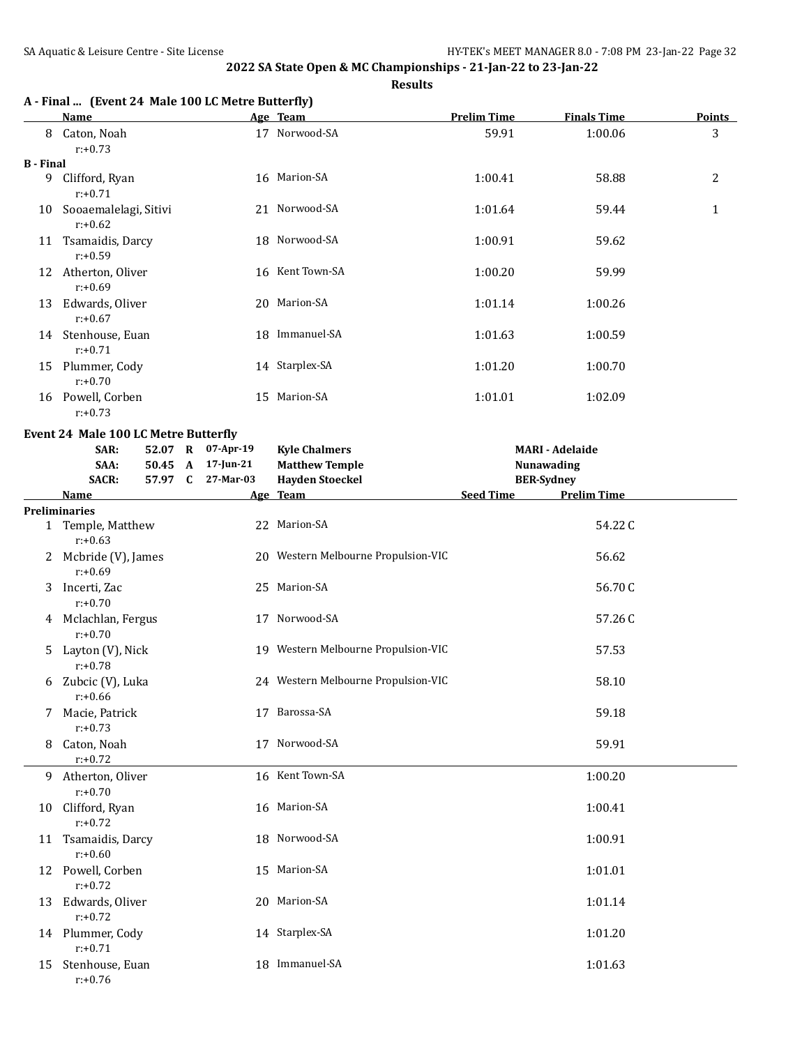2022 SA State Open & MC Championships - 21-Jan-22 to 23-Jan-22

Results

### A - Final ... (Event 24 Male 100 LC Metre Butterfly)

| | Name | Age | Team | Prelim Time | Finals Time | Points |
|---|---|---|---|---|---|---|
| 8 | Caton, Noah<br>r:+0.73 | 17 | Norwood-SA | 59.91 | 1:00.06 | 3 |
| **B - Final** | | | | | | |
| 9 | Clifford, Ryan<br>r:+0.71 | 16 | Marion-SA | 1:00.41 | 58.88 | 2 |
| 10 | Sooaemalelagi, Sitivi<br>r:+0.62 | 21 | Norwood-SA | 1:01.64 | 59.44 | 1 |
| 11 | Tsamaidis, Darcy<br>r:+0.59 | 18 | Norwood-SA | 1:00.91 | 59.62 | |
| 12 | Atherton, Oliver<br>r:+0.69 | 16 | Kent Town-SA | 1:00.20 | 59.99 | |
| 13 | Edwards, Oliver<br>r:+0.67 | 20 | Marion-SA | 1:01.14 | 1:00.26 | |
| 14 | Stenhouse, Euan<br>r:+0.71 | 18 | Immanuel-SA | 1:01.63 | 1:00.59 | |
| 15 | Plummer, Cody<br>r:+0.70 | 14 | Starplex-SA | 1:01.20 | 1:00.70 | |
| 16 | Powell, Corben<br>r:+0.73 | 15 | Marion-SA | 1:01.01 | 1:02.09 | |

### Event 24 Male 100 LC Metre Butterfly

| | | | | | |
|---|---|---|---|---|---|
| SAR: | 52.07 | R | 07-Apr-19 | Kyle Chalmers | MARI - Adelaide |
| SAA: | 50.45 | A | 17-Jun-21 | Matthew Temple | Nunawading |
| SACR: | 57.97 | C | 27-Mar-03 | Hayden Stoeckel | BER-Sydney |

| | Name | Age | Team | Seed Time | Prelim Time |
|---|---|---|---|---|---|
| **Preliminaries** | | | | | |
| 1 | Temple, Matthew<br>r:+0.63 | 22 | Marion-SA | | 54.22 C |
| 2 | Mcbride (V), James<br>r:+0.69 | 20 | Western Melbourne Propulsion-VIC | | 56.62 |
| 3 | Incerti, Zac<br>r:+0.70 | 25 | Marion-SA | | 56.70 C |
| 4 | Mclachlan, Fergus<br>r:+0.70 | 17 | Norwood-SA | | 57.26 C |
| 5 | Layton (V), Nick<br>r:+0.78 | 19 | Western Melbourne Propulsion-VIC | | 57.53 |
| 6 | Zubcic (V), Luka<br>r:+0.66 | 24 | Western Melbourne Propulsion-VIC | | 58.10 |
| 7 | Macie, Patrick<br>r:+0.73 | 17 | Barossa-SA | | 59.18 |
| 8 | Caton, Noah<br>r:+0.72 | 17 | Norwood-SA | | 59.91 |
| 9 | Atherton, Oliver<br>r:+0.70 | 16 | Kent Town-SA | | 1:00.20 |
| 10 | Clifford, Ryan<br>r:+0.72 | 16 | Marion-SA | | 1:00.41 |
| 11 | Tsamaidis, Darcy<br>r:+0.60 | 18 | Norwood-SA | | 1:00.91 |
| 12 | Powell, Corben<br>r:+0.72 | 15 | Marion-SA | | 1:01.01 |
| 13 | Edwards, Oliver<br>r:+0.72 | 20 | Marion-SA | | 1:01.14 |
| 14 | Plummer, Cody<br>r:+0.71 | 14 | Starplex-SA | | 1:01.20 |
| 15 | Stenhouse, Euan<br>r:+0.76 | 18 | Immanuel-SA | | 1:01.63 |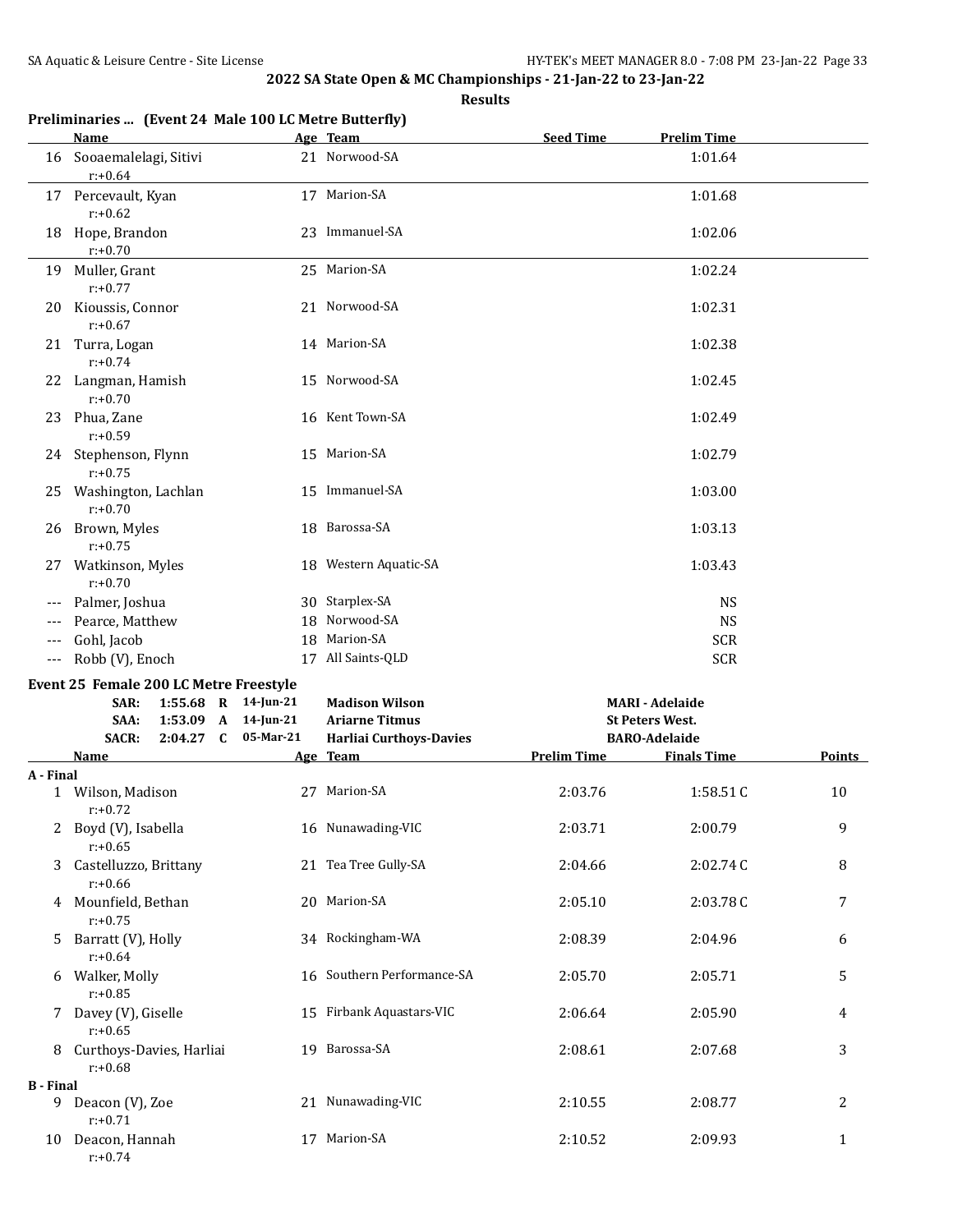2022 SA State Open & MC Championships - 21-Jan-22 to 23-Jan-22

Results

**Preliminaries ... (Event 24 Male 100 LC Metre Butterfly)**

| | Name | Age | Team | Seed Time | Prelim Time |
|---|---|---|---|---|---|
| 16 | Sooaemalelagi, Sitivi r:+0.64 | 21 | Norwood-SA | | 1:01.64 |
| 17 | Percevault, Kyan r:+0.62 | 17 | Marion-SA | | 1:01.68 |
| 18 | Hope, Brandon r:+0.70 | 23 | Immanuel-SA | | 1:02.06 |
| 19 | Muller, Grant r:+0.77 | 25 | Marion-SA | | 1:02.24 |
| 20 | Kioussis, Connor r:+0.67 | 21 | Norwood-SA | | 1:02.31 |
| 21 | Turra, Logan r:+0.74 | 14 | Marion-SA | | 1:02.38 |
| 22 | Langman, Hamish r:+0.70 | 15 | Norwood-SA | | 1:02.45 |
| 23 | Phua, Zane r:+0.59 | 16 | Kent Town-SA | | 1:02.49 |
| 24 | Stephenson, Flynn r:+0.75 | 15 | Marion-SA | | 1:02.79 |
| 25 | Washington, Lachlan r:+0.70 | 15 | Immanuel-SA | | 1:03.00 |
| 26 | Brown, Myles r:+0.75 | 18 | Barossa-SA | | 1:03.13 |
| 27 | Watkinson, Myles r:+0.70 | 18 | Western Aquatic-SA | | 1:03.43 |
| --- | Palmer, Joshua | 30 | Starplex-SA | | NS |
| --- | Pearce, Matthew | 18 | Norwood-SA | | NS |
| --- | Gohl, Jacob | 18 | Marion-SA | | SCR |
| --- | Robb (V), Enoch | 17 | All Saints-QLD | | SCR |

**Event 25 Female 200 LC Metre Freestyle**

| | | | | | |
|---|---|---|---|---|---|
| SAR: | 1:55.68 | R | 14-Jun-21 | Madison Wilson | MARI - Adelaide |
| SAA: | 1:53.09 | A | 14-Jun-21 | Ariarne Titmus | St Peters West. |
| SACR: | 2:04.27 | C | 05-Mar-21 | Harliai Curthoys-Davies | BARO-Adelaide |

| | Name | Age | Team | Prelim Time | Finals Time | Points |
|---|---|---|---|---|---|---|
| **A - Final** | | | | | | |
| 1 | Wilson, Madison r:+0.72 | 27 | Marion-SA | 2:03.76 | 1:58.51 C | 10 |
| 2 | Boyd (V), Isabella r:+0.65 | 16 | Nunawading-VIC | 2:03.71 | 2:00.79 | 9 |
| 3 | Castelluzzo, Brittany r:+0.66 | 21 | Tea Tree Gully-SA | 2:04.66 | 2:02.74 C | 8 |
| 4 | Mounfield, Bethan r:+0.75 | 20 | Marion-SA | 2:05.10 | 2:03.78 C | 7 |
| 5 | Barratt (V), Holly r:+0.64 | 34 | Rockingham-WA | 2:08.39 | 2:04.96 | 6 |
| 6 | Walker, Molly r:+0.85 | 16 | Southern Performance-SA | 2:05.70 | 2:05.71 | 5 |
| 7 | Davey (V), Giselle r:+0.65 | 15 | Firbank Aquastars-VIC | 2:06.64 | 2:05.90 | 4 |
| 8 | Curthoys-Davies, Harliai r:+0.68 | 19 | Barossa-SA | 2:08.61 | 2:07.68 | 3 |
| **B - Final** | | | | | | |
| 9 | Deacon (V), Zoe r:+0.71 | 21 | Nunawading-VIC | 2:10.55 | 2:08.77 | 2 |
| 10 | Deacon, Hannah r:+0.74 | 17 | Marion-SA | 2:10.52 | 2:09.93 | 1 |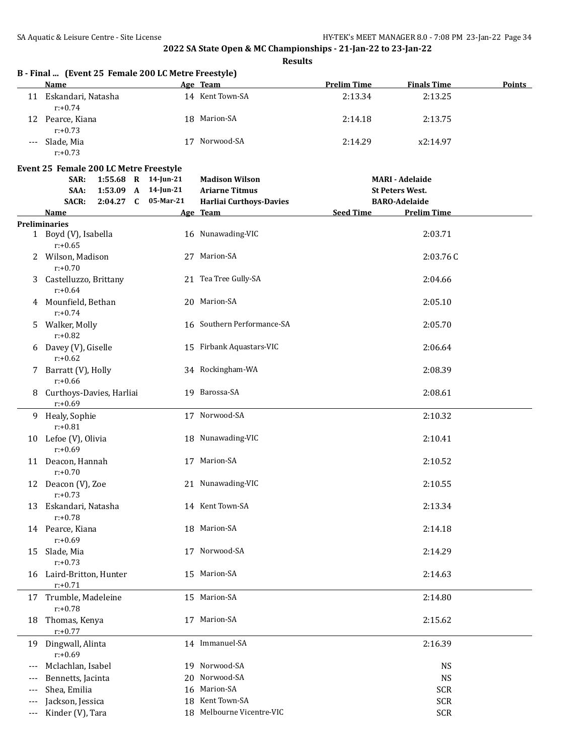2022 SA State Open & MC Championships - 21-Jan-22 to 23-Jan-22

Results

## B - Final ... (Event 25 Female 200 LC Metre Freestyle)

| | Name | Age | Team | Prelim Time | Finals Time | Points |
|---|---|---|---|---|---|---|
| 11 | Eskandari, Natasha r:+0.74 | 14 | Kent Town-SA | 2:13.34 | 2:13.25 | |
| 12 | Pearce, Kiana r:+0.73 | 18 | Marion-SA | 2:14.18 | 2:13.75 | |
| --- | Slade, Mia r:+0.73 | 17 | Norwood-SA | 2:14.29 | x2:14.97 | |

## Event 25 Female 200 LC Metre Freestyle

| | | | | | |
|---|---|---|---|---|---|
| SAR: | 1:55.68 | R | 14-Jun-21 | Madison Wilson | MARI - Adelaide |
| SAA: | 1:53.09 | A | 14-Jun-21 | Ariarne Titmus | St Peters West. |
| SACR: | 2:04.27 | C | 05-Mar-21 | Harliai Curthoys-Davies | BARO-Adelaide |

### Preliminaries

| | Name | Age | Team | Seed Time | Prelim Time |
|---|---|---|---|---|---|
| 1 | Boyd (V), Isabella r:+0.65 | 16 | Nunawading-VIC | | 2:03.71 |
| 2 | Wilson, Madison r:+0.70 | 27 | Marion-SA | | 2:03.76 C |
| 3 | Castelluzzo, Brittany r:+0.64 | 21 | Tea Tree Gully-SA | | 2:04.66 |
| 4 | Mounfield, Bethan r:+0.74 | 20 | Marion-SA | | 2:05.10 |
| 5 | Walker, Molly r:+0.82 | 16 | Southern Performance-SA | | 2:05.70 |
| 6 | Davey (V), Giselle r:+0.62 | 15 | Firbank Aquastars-VIC | | 2:06.64 |
| 7 | Barratt (V), Holly r:+0.66 | 34 | Rockingham-WA | | 2:08.39 |
| 8 | Curthoys-Davies, Harliai r:+0.69 | 19 | Barossa-SA | | 2:08.61 |
| 9 | Healy, Sophie r:+0.81 | 17 | Norwood-SA | | 2:10.32 |
| 10 | Lefoe (V), Olivia r:+0.69 | 18 | Nunawading-VIC | | 2:10.41 |
| 11 | Deacon, Hannah r:+0.70 | 17 | Marion-SA | | 2:10.52 |
| 12 | Deacon (V), Zoe r:+0.73 | 21 | Nunawading-VIC | | 2:10.55 |
| 13 | Eskandari, Natasha r:+0.78 | 14 | Kent Town-SA | | 2:13.34 |
| 14 | Pearce, Kiana r:+0.69 | 18 | Marion-SA | | 2:14.18 |
| 15 | Slade, Mia r:+0.73 | 17 | Norwood-SA | | 2:14.29 |
| 16 | Laird-Britton, Hunter r:+0.71 | 15 | Marion-SA | | 2:14.63 |
| 17 | Trumble, Madeleine r:+0.78 | 15 | Marion-SA | | 2:14.80 |
| 18 | Thomas, Kenya r:+0.77 | 17 | Marion-SA | | 2:15.62 |
| 19 | Dingwall, Alinta r:+0.69 | 14 | Immanuel-SA | | 2:16.39 |
| --- | Mclachlan, Isabel | 19 | Norwood-SA | | NS |
| --- | Bennetts, Jacinta | 20 | Norwood-SA | | NS |
| --- | Shea, Emilia | 16 | Marion-SA | | SCR |
| --- | Jackson, Jessica | 18 | Kent Town-SA | | SCR |
| --- | Kinder (V), Tara | 18 | Melbourne Vicentre-VIC | | SCR |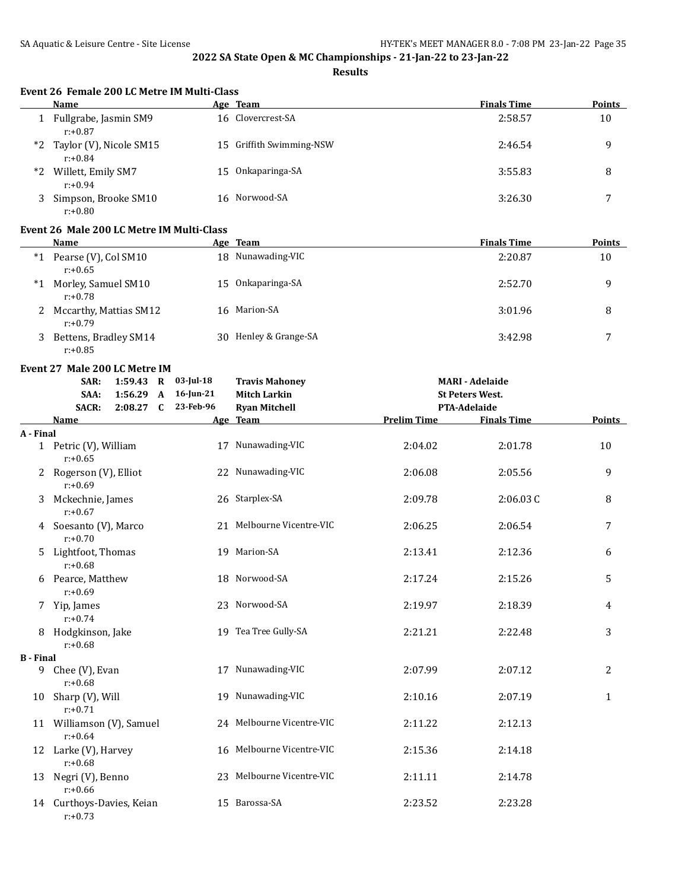## 2022 SA State Open & MC Championships - 21-Jan-22 to 23-Jan-22

### Results

#### Event 26 Female 200 LC Metre IM Multi-Class

| | Name | Age | Team | Finals Time | Points |
|---|---|---|---|---|---|
| 1 | Fullgrabe, Jasmin SM9 r:+0.87 | 16 | Clovercrest-SA | 2:58.57 | 10 |
| *2 | Taylor (V), Nicole SM15 r:+0.84 | 15 | Griffith Swimming-NSW | 2:46.54 | 9 |
| *2 | Willett, Emily SM7 r:+0.94 | 15 | Onkaparinga-SA | 3:55.83 | 8 |
| 3 | Simpson, Brooke SM10 r:+0.80 | 16 | Norwood-SA | 3:26.30 | 7 |

#### Event 26 Male 200 LC Metre IM Multi-Class

| | Name | Age | Team | Finals Time | Points |
|---|---|---|---|---|---|
| *1 | Pearse (V), Col SM10 r:+0.65 | 18 | Nunawading-VIC | 2:20.87 | 10 |
| *1 | Morley, Samuel SM10 r:+0.78 | 15 | Onkaparinga-SA | 2:52.70 | 9 |
| 2 | Mccarthy, Mattias SM12 r:+0.79 | 16 | Marion-SA | 3:01.96 | 8 |
| 3 | Bettens, Bradley SM14 r:+0.85 | 30 | Henley & Grange-SA | 3:42.98 | 7 |

#### Event 27 Male 200 LC Metre IM

| | | | | | |
|---|---|---|---|---|---|
| SAR: | 1:59.43 | R | 03-Jul-18 | Travis Mahoney | MARI - Adelaide |
| SAA: | 1:56.29 | A | 16-Jun-21 | Mitch Larkin | St Peters West. |
| SACR: | 2:08.27 | C | 23-Feb-96 | Ryan Mitchell | PTA-Adelaide |

| | Name | Age | Team | Prelim Time | Finals Time | Points |
|---|---|---|---|---|---|---|
| **A - Final** | | | | | | |
| 1 | Petric (V), William r:+0.65 | 17 | Nunawading-VIC | 2:04.02 | 2:01.78 | 10 |
| 2 | Rogerson (V), Elliot r:+0.69 | 22 | Nunawading-VIC | 2:06.08 | 2:05.56 | 9 |
| 3 | Mckechnie, James r:+0.67 | 26 | Starplex-SA | 2:09.78 | 2:06.03 C | 8 |
| 4 | Soesanto (V), Marco r:+0.70 | 21 | Melbourne Vicentre-VIC | 2:06.25 | 2:06.54 | 7 |
| 5 | Lightfoot, Thomas r:+0.68 | 19 | Marion-SA | 2:13.41 | 2:12.36 | 6 |
| 6 | Pearce, Matthew r:+0.69 | 18 | Norwood-SA | 2:17.24 | 2:15.26 | 5 |
| 7 | Yip, James r:+0.74 | 23 | Norwood-SA | 2:19.97 | 2:18.39 | 4 |
| 8 | Hodgkinson, Jake r:+0.68 | 19 | Tea Tree Gully-SA | 2:21.21 | 2:22.48 | 3 |
| **B - Final** | | | | | | |
| 9 | Chee (V), Evan r:+0.68 | 17 | Nunawading-VIC | 2:07.99 | 2:07.12 | 2 |
| 10 | Sharp (V), Will r:+0.71 | 19 | Nunawading-VIC | 2:10.16 | 2:07.19 | 1 |
| 11 | Williamson (V), Samuel r:+0.64 | 24 | Melbourne Vicentre-VIC | 2:11.22 | 2:12.13 | |
| 12 | Larke (V), Harvey r:+0.68 | 16 | Melbourne Vicentre-VIC | 2:15.36 | 2:14.18 | |
| 13 | Negri (V), Benno r:+0.66 | 23 | Melbourne Vicentre-VIC | 2:11.11 | 2:14.78 | |
| 14 | Curthoys-Davies, Keian r:+0.73 | 15 | Barossa-SA | 2:23.52 | 2:23.28 | |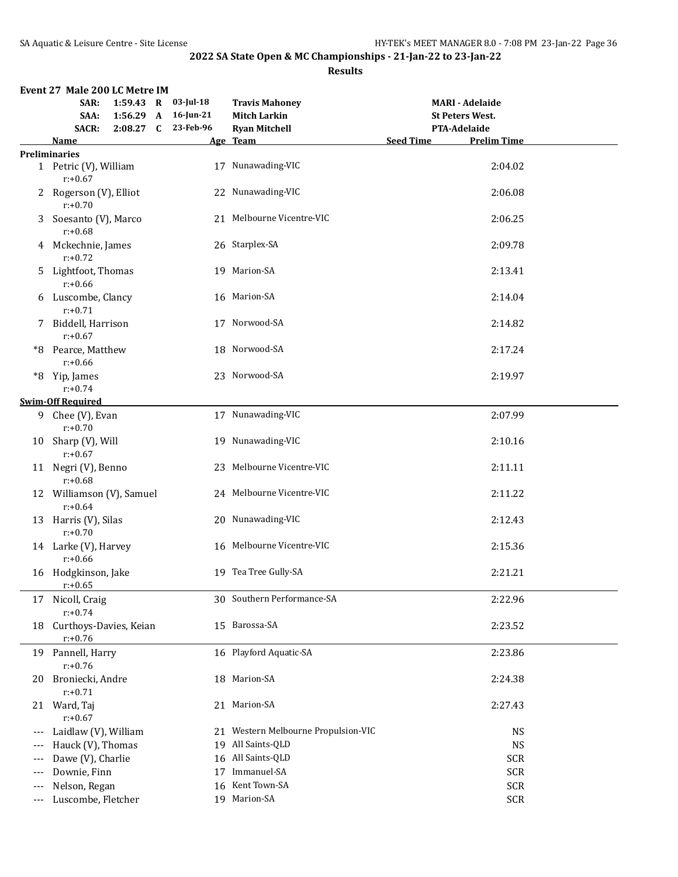**2022 SA State Open & MC Championships - 21-Jan-22 to 23-Jan-22**

**Results**

## Event 27 Male 200 LC Metre IM

| | | | | | |
|---|---|---|---|---|---|
| SAR: | 1:59.43 | R | 03-Jul-18 | Travis Mahoney | MARI - Adelaide |
| SAA: | 1:56.29 | A | 16-Jun-21 | Mitch Larkin | St Peters West. |
| SACR: | 2:08.27 | C | 23-Feb-96 | Ryan Mitchell | PTA-Adelaide |

| | Name | Age | Team | Seed Time | Prelim Time |
|---|---|---|---|---|---|
| **Preliminaries** | | | | | |
| 1 | Petric (V), William r:+0.67 | 17 | Nunawading-VIC | | 2:04.02 |
| 2 | Rogerson (V), Elliot r:+0.70 | 22 | Nunawading-VIC | | 2:06.08 |
| 3 | Soesanto (V), Marco r:+0.68 | 21 | Melbourne Vicentre-VIC | | 2:06.25 |
| 4 | Mckechnie, James r:+0.72 | 26 | Starplex-SA | | 2:09.78 |
| 5 | Lightfoot, Thomas r:+0.66 | 19 | Marion-SA | | 2:13.41 |
| 6 | Luscombe, Clancy r:+0.71 | 16 | Marion-SA | | 2:14.04 |
| 7 | Biddell, Harrison r:+0.67 | 17 | Norwood-SA | | 2:14.82 |
| *8 | Pearce, Matthew r:+0.66 | 18 | Norwood-SA | | 2:17.24 |
| *8 | Yip, James r:+0.74 | 23 | Norwood-SA | | 2:19.97 |
| **Swim-Off Required** | | | | | |
| 9 | Chee (V), Evan r:+0.70 | 17 | Nunawading-VIC | | 2:07.99 |
| 10 | Sharp (V), Will r:+0.67 | 19 | Nunawading-VIC | | 2:10.16 |
| 11 | Negri (V), Benno r:+0.68 | 23 | Melbourne Vicentre-VIC | | 2:11.11 |
| 12 | Williamson (V), Samuel r:+0.64 | 24 | Melbourne Vicentre-VIC | | 2:11.22 |
| 13 | Harris (V), Silas r:+0.70 | 20 | Nunawading-VIC | | 2:12.43 |
| 14 | Larke (V), Harvey r:+0.66 | 16 | Melbourne Vicentre-VIC | | 2:15.36 |
| 16 | Hodgkinson, Jake r:+0.65 | 19 | Tea Tree Gully-SA | | 2:21.21 |
| 17 | Nicoll, Craig r:+0.74 | 30 | Southern Performance-SA | | 2:22.96 |
| 18 | Curthoys-Davies, Keian r:+0.76 | 15 | Barossa-SA | | 2:23.52 |
| 19 | Pannell, Harry r:+0.76 | 16 | Playford Aquatic-SA | | 2:23.86 |
| 20 | Broniecki, Andre r:+0.71 | 18 | Marion-SA | | 2:24.38 |
| 21 | Ward, Taj r:+0.67 | 21 | Marion-SA | | 2:27.43 |
| --- | Laidlaw (V), William | 21 | Western Melbourne Propulsion-VIC | | NS |
| --- | Hauck (V), Thomas | 19 | All Saints-QLD | | NS |
| --- | Dawe (V), Charlie | 16 | All Saints-QLD | | SCR |
| --- | Downie, Finn | 17 | Immanuel-SA | | SCR |
| --- | Nelson, Regan | 16 | Kent Town-SA | | SCR |
| --- | Luscombe, Fletcher | 19 | Marion-SA | | SCR |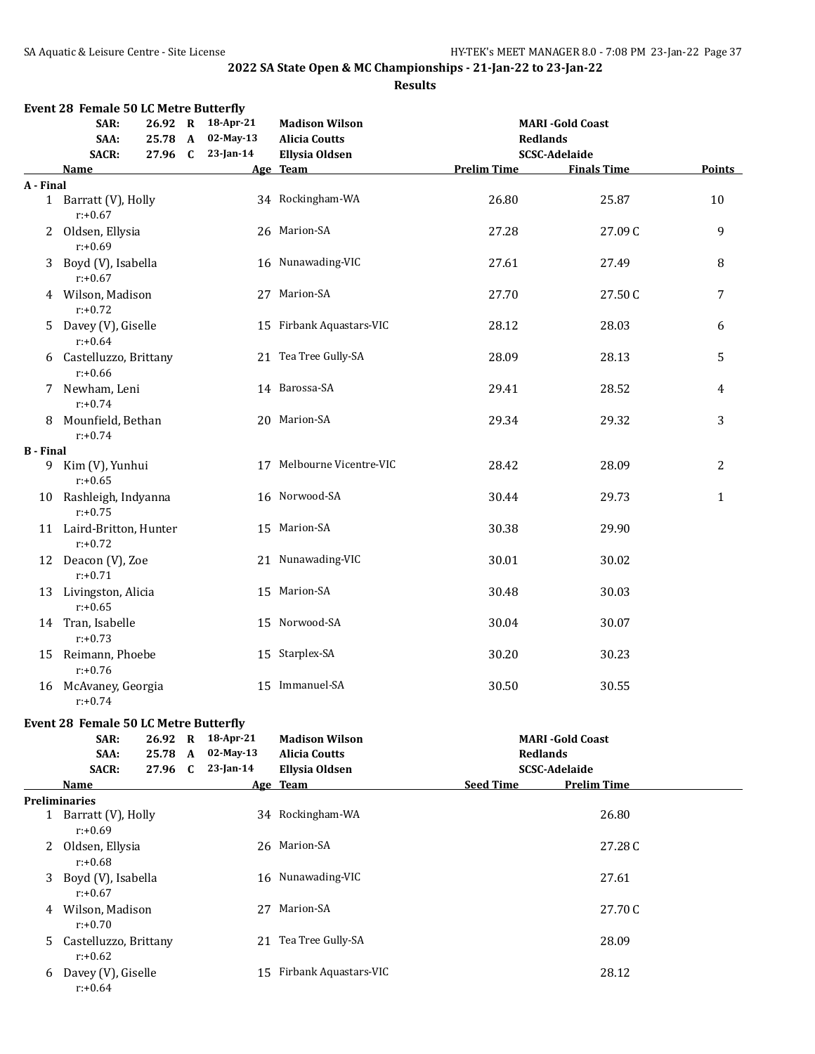## 2022 SA State Open & MC Championships - 21-Jan-22 to 23-Jan-22

**Results**

### Event 28 Female 50 LC Metre Butterfly

| | | | | | |
|---|---|---|---|---|---|
| SAR: | 26.92 | R | 18-Apr-21 | Madison Wilson | MARI -Gold Coast |
| SAA: | 25.78 | A | 02-May-13 | Alicia Coutts | Redlands |
| SACR: | 27.96 | C | 23-Jan-14 | Ellysia Oldsen | SCSC-Adelaide |

| | Name | Age | Team | Prelim Time | Finals Time | Points |
|---|---|---|---|---|---|---|
| **A - Final** | | | | | | |
| 1 | Barratt (V), Holly r:+0.67 | 34 | Rockingham-WA | 26.80 | 25.87 | 10 |
| 2 | Oldsen, Ellysia r:+0.69 | 26 | Marion-SA | 27.28 | 27.09 C | 9 |
| 3 | Boyd (V), Isabella r:+0.67 | 16 | Nunawading-VIC | 27.61 | 27.49 | 8 |
| 4 | Wilson, Madison r:+0.72 | 27 | Marion-SA | 27.70 | 27.50 C | 7 |
| 5 | Davey (V), Giselle r:+0.64 | 15 | Firbank Aquastars-VIC | 28.12 | 28.03 | 6 |
| 6 | Castelluzzo, Brittany r:+0.66 | 21 | Tea Tree Gully-SA | 28.09 | 28.13 | 5 |
| 7 | Newham, Leni r:+0.74 | 14 | Barossa-SA | 29.41 | 28.52 | 4 |
| 8 | Mounfield, Bethan r:+0.74 | 20 | Marion-SA | 29.34 | 29.32 | 3 |
| **B - Final** | | | | | | |
| 9 | Kim (V), Yunhui r:+0.65 | 17 | Melbourne Vicentre-VIC | 28.42 | 28.09 | 2 |
| 10 | Rashleigh, Indyanna r:+0.75 | 16 | Norwood-SA | 30.44 | 29.73 | 1 |
| 11 | Laird-Britton, Hunter r:+0.72 | 15 | Marion-SA | 30.38 | 29.90 | |
| 12 | Deacon (V), Zoe r:+0.71 | 21 | Nunawading-VIC | 30.01 | 30.02 | |
| 13 | Livingston, Alicia r:+0.65 | 15 | Marion-SA | 30.48 | 30.03 | |
| 14 | Tran, Isabelle r:+0.73 | 15 | Norwood-SA | 30.04 | 30.07 | |
| 15 | Reimann, Phoebe r:+0.76 | 15 | Starplex-SA | 30.20 | 30.23 | |
| 16 | McAvaney, Georgia r:+0.74 | 15 | Immanuel-SA | 30.50 | 30.55 | |

### Event 28 Female 50 LC Metre Butterfly

| | | | | | |
|---|---|---|---|---|---|
| SAR: | 26.92 | R | 18-Apr-21 | Madison Wilson | MARI -Gold Coast |
| SAA: | 25.78 | A | 02-May-13 | Alicia Coutts | Redlands |
| SACR: | 27.96 | C | 23-Jan-14 | Ellysia Oldsen | SCSC-Adelaide |

| | Name | Age | Team | Seed Time | Prelim Time |
|---|---|---|---|---|---|
| **Preliminaries** | | | | | |
| 1 | Barratt (V), Holly r:+0.69 | 34 | Rockingham-WA | | 26.80 |
| 2 | Oldsen, Ellysia r:+0.68 | 26 | Marion-SA | | 27.28 C |
| 3 | Boyd (V), Isabella r:+0.67 | 16 | Nunawading-VIC | | 27.61 |
| 4 | Wilson, Madison r:+0.70 | 27 | Marion-SA | | 27.70 C |
| 5 | Castelluzzo, Brittany r:+0.62 | 21 | Tea Tree Gully-SA | | 28.09 |
| 6 | Davey (V), Giselle r:+0.64 | 15 | Firbank Aquastars-VIC | | 28.12 |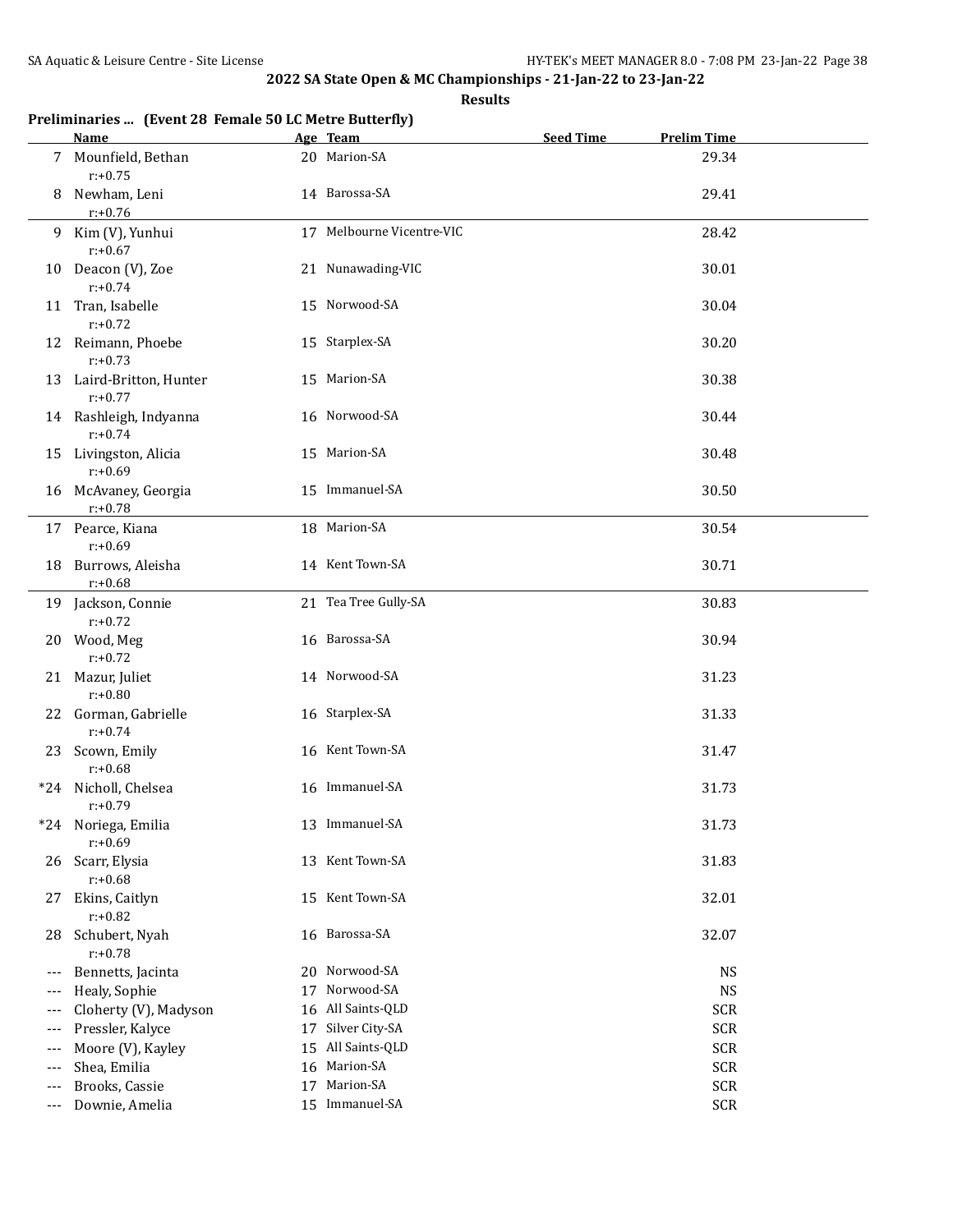## 2022 SA State Open & MC Championships - 21-Jan-22 to 23-Jan-22

**Results**

### Preliminaries ... (Event 28 Female 50 LC Metre Butterfly)

| | Name | Age | Team | Seed Time | Prelim Time |
|---|---|---|---|---|---|
| 7 | Mounfield, Bethan<br>r:+0.75 | 20 | Marion-SA | | 29.34 |
| 8 | Newham, Leni<br>r:+0.76 | 14 | Barossa-SA | | 29.41 |
| 9 | Kim (V), Yunhui<br>r:+0.67 | 17 | Melbourne Vicentre-VIC | | 28.42 |
| 10 | Deacon (V), Zoe<br>r:+0.74 | 21 | Nunawading-VIC | | 30.01 |
| 11 | Tran, Isabelle<br>r:+0.72 | 15 | Norwood-SA | | 30.04 |
| 12 | Reimann, Phoebe<br>r:+0.73 | 15 | Starplex-SA | | 30.20 |
| 13 | Laird-Britton, Hunter<br>r:+0.77 | 15 | Marion-SA | | 30.38 |
| 14 | Rashleigh, Indyanna<br>r:+0.74 | 16 | Norwood-SA | | 30.44 |
| 15 | Livingston, Alicia<br>r:+0.69 | 15 | Marion-SA | | 30.48 |
| 16 | McAvaney, Georgia<br>r:+0.78 | 15 | Immanuel-SA | | 30.50 |
| 17 | Pearce, Kiana<br>r:+0.69 | 18 | Marion-SA | | 30.54 |
| 18 | Burrows, Aleisha<br>r:+0.68 | 14 | Kent Town-SA | | 30.71 |
| 19 | Jackson, Connie<br>r:+0.72 | 21 | Tea Tree Gully-SA | | 30.83 |
| 20 | Wood, Meg<br>r:+0.72 | 16 | Barossa-SA | | 30.94 |
| 21 | Mazur, Juliet<br>r:+0.80 | 14 | Norwood-SA | | 31.23 |
| 22 | Gorman, Gabrielle<br>r:+0.74 | 16 | Starplex-SA | | 31.33 |
| 23 | Scown, Emily<br>r:+0.68 | 16 | Kent Town-SA | | 31.47 |
| *24 | Nicholl, Chelsea<br>r:+0.79 | 16 | Immanuel-SA | | 31.73 |
| *24 | Noriega, Emilia<br>r:+0.69 | 13 | Immanuel-SA | | 31.73 |
| 26 | Scarr, Elysia<br>r:+0.68 | 13 | Kent Town-SA | | 31.83 |
| 27 | Ekins, Caitlyn<br>r:+0.82 | 15 | Kent Town-SA | | 32.01 |
| 28 | Schubert, Nyah<br>r:+0.78 | 16 | Barossa-SA | | 32.07 |
| --- | Bennetts, Jacinta | 20 | Norwood-SA | | NS |
| --- | Healy, Sophie | 17 | Norwood-SA | | NS |
| --- | Cloherty (V), Madyson | 16 | All Saints-QLD | | SCR |
| --- | Pressler, Kalyce | 17 | Silver City-SA | | SCR |
| --- | Moore (V), Kayley | 15 | All Saints-QLD | | SCR |
| --- | Shea, Emilia | 16 | Marion-SA | | SCR |
| --- | Brooks, Cassie | 17 | Marion-SA | | SCR |
| --- | Downie, Amelia | 15 | Immanuel-SA | | SCR |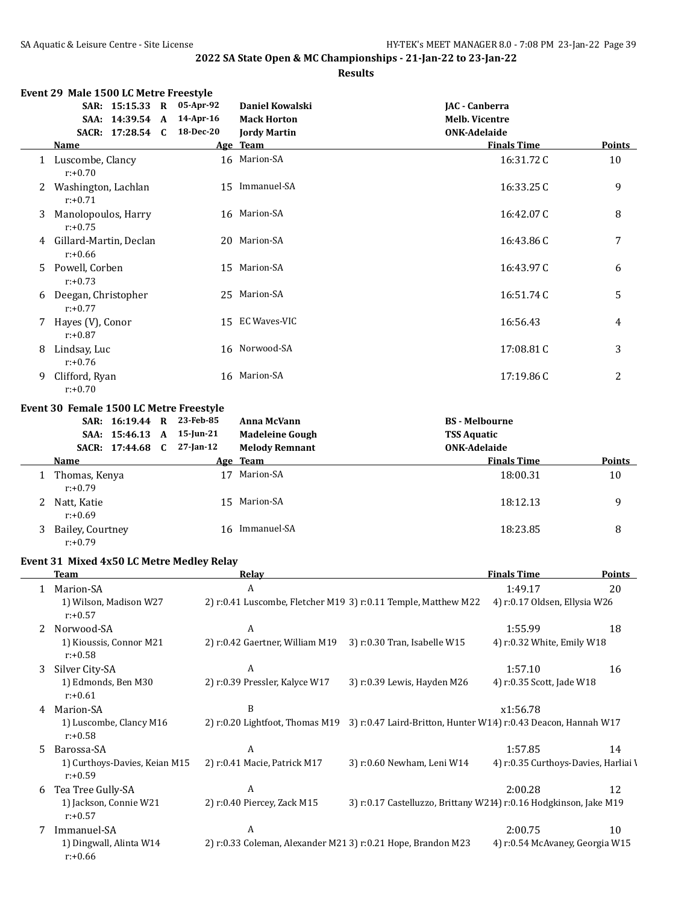## 2022 SA State Open & MC Championships - 21-Jan-22 to 23-Jan-22

### Results

#### Event 29 Male 1500 LC Metre Freestyle

| | | | | |
|---|---|---|---|---|
| SAR: 15:15.33 | R | 05-Apr-92 | Daniel Kowalski | JAC - Canberra |
| SAA: 14:39.54 | A | 14-Apr-16 | Mack Horton | Melb. Vicentre |
| SACR: 17:28.54 | C | 18-Dec-20 | Jordy Martin | ONK-Adelaide |

| | Name | Age | Team | Finals Time | Points |
|---|---|---|---|---|---|
| 1 | Luscombe, Clancy<br>r:+0.70 | 16 | Marion-SA | 16:31.72 C | 10 |
| 2 | Washington, Lachlan<br>r:+0.71 | 15 | Immanuel-SA | 16:33.25 C | 9 |
| 3 | Manolopoulos, Harry<br>r:+0.75 | 16 | Marion-SA | 16:42.07 C | 8 |
| 4 | Gillard-Martin, Declan<br>r:+0.66 | 20 | Marion-SA | 16:43.86 C | 7 |
| 5 | Powell, Corben<br>r:+0.73 | 15 | Marion-SA | 16:43.97 C | 6 |
| 6 | Deegan, Christopher<br>r:+0.77 | 25 | Marion-SA | 16:51.74 C | 5 |
| 7 | Hayes (V), Conor<br>r:+0.87 | 15 | EC Waves-VIC | 16:56.43 | 4 |
| 8 | Lindsay, Luc<br>r:+0.76 | 16 | Norwood-SA | 17:08.81 C | 3 |
| 9 | Clifford, Ryan<br>r:+0.70 | 16 | Marion-SA | 17:19.86 C | 2 |

#### Event 30 Female 1500 LC Metre Freestyle

| | | | | |
|---|---|---|---|---|
| SAR: 16:19.44 | R | 23-Feb-85 | Anna McVann | BS - Melbourne |
| SAA: 15:46.13 | A | 15-Jun-21 | Madeleine Gough | TSS Aquatic |
| SACR: 17:44.68 | C | 27-Jan-12 | Melody Remnant | ONK-Adelaide |

| | Name | Age | Team | Finals Time | Points |
|---|---|---|---|---|---|
| 1 | Thomas, Kenya<br>r:+0.79 | 17 | Marion-SA | 18:00.31 | 10 |
| 2 | Natt, Katie<br>r:+0.69 | 15 | Marion-SA | 18:12.13 | 9 |
| 3 | Bailey, Courtney<br>r:+0.79 | 16 | Immanuel-SA | 18:23.85 | 8 |

#### Event 31 Mixed 4x50 LC Metre Medley Relay

| | Team | Relay | Finals Time | Points |
|---|---|---|---|---|
| 1 | Marion-SA | A | 1:49.17 | 20 |
| | 1) Wilson, Madison W27 r:+0.57 | 2) r:0.41 Luscombe, Fletcher M19 | 3) r:0.11 Temple, Matthew M22 | 4) r:0.17 Oldsen, Ellysia W26 |
| 2 | Norwood-SA | A | 1:55.99 | 18 |
| | 1) Kioussis, Connor M21 r:+0.58 | 2) r:0.42 Gaertner, William M19 | 3) r:0.30 Tran, Isabelle W15 | 4) r:0.32 White, Emily W18 |
| 3 | Silver City-SA | A | 1:57.10 | 16 |
| | 1) Edmonds, Ben M30 r:+0.61 | 2) r:0.39 Pressler, Kalyce W17 | 3) r:0.39 Lewis, Hayden M26 | 4) r:0.35 Scott, Jade W18 |
| 4 | Marion-SA | B | x1:56.78 | |
| | 1) Luscombe, Clancy M16 r:+0.58 | 2) r:0.20 Lightfoot, Thomas M19 | 3) r:0.47 Laird-Britton, Hunter W14 | 4) r:0.43 Deacon, Hannah W17 |
| 5 | Barossa-SA | A | 1:57.85 | 14 |
| | 1) Curthoys-Davies, Keian M15 r:+0.59 | 2) r:0.41 Macie, Patrick M17 | 3) r:0.60 Newham, Leni W14 | 4) r:0.35 Curthoys-Davies, Harliai W |
| 6 | Tea Tree Gully-SA | A | 2:00.28 | 12 |
| | 1) Jackson, Connie W21 r:+0.57 | 2) r:0.40 Piercey, Zack M15 | 3) r:0.17 Castelluzzo, Brittany W21 | 4) r:0.16 Hodgkinson, Jake M19 |
| 7 | Immanuel-SA | A | 2:00.75 | 10 |
| | 1) Dingwall, Alinta W14 r:+0.66 | 2) r:0.33 Coleman, Alexander M21 | 3) r:0.21 Hope, Brandon M23 | 4) r:0.54 McAvaney, Georgia W15 |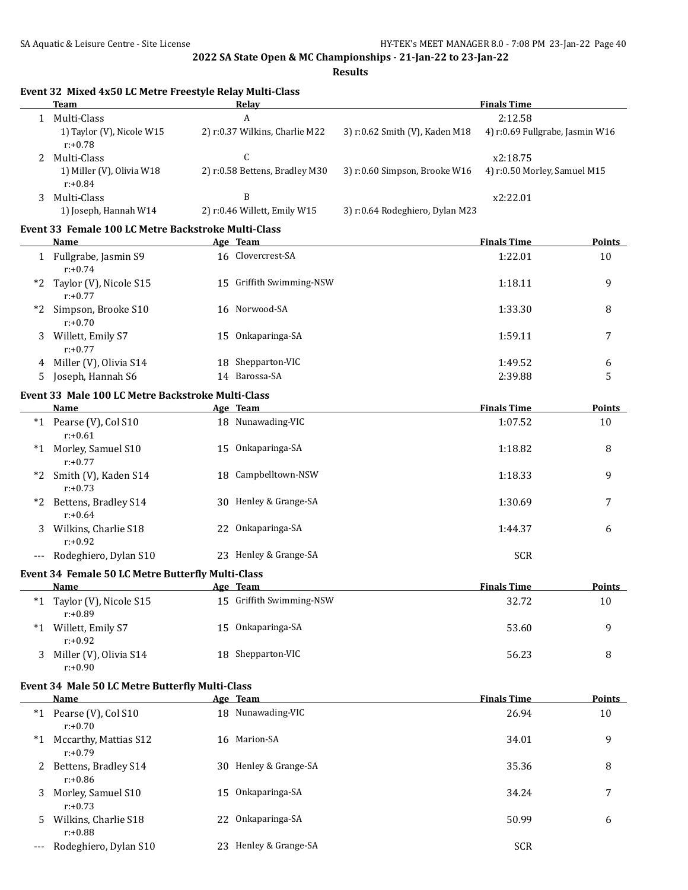## 2022 SA State Open & MC Championships - 21-Jan-22 to 23-Jan-22

**Results**

### Event 32 Mixed 4x50 LC Metre Freestyle Relay Multi-Class

| | Team | Relay | | Finals Time |
|---|---|---|---|---|
| 1 | Multi-Class | A | | 2:12.58 |
| | 1) Taylor (V), Nicole W15 r:+0.78 | 2) r:0.37 Wilkins, Charlie M22 | 3) r:0.62 Smith (V), Kaden M18 | 4) r:0.69 Fullgrabe, Jasmin W16 |
| 2 | Multi-Class | C | | x2:18.75 |
| | 1) Miller (V), Olivia W18 r:+0.84 | 2) r:0.58 Bettens, Bradley M30 | 3) r:0.60 Simpson, Brooke W16 | 4) r:0.50 Morley, Samuel M15 |
| 3 | Multi-Class | B | | x2:22.01 |
| | 1) Joseph, Hannah W14 | 2) r:0.46 Willett, Emily W15 | 3) r:0.64 Rodeghiero, Dylan M23 | |

### Event 33 Female 100 LC Metre Backstroke Multi-Class

| | Name | Age | Team | Finals Time | Points |
|---|---|---|---|---|---|
| 1 | Fullgrabe, Jasmin S9 r:+0.74 | 16 | Clovercrest-SA | 1:22.01 | 10 |
| *2 | Taylor (V), Nicole S15 r:+0.77 | 15 | Griffith Swimming-NSW | 1:18.11 | 9 |
| *2 | Simpson, Brooke S10 r:+0.70 | 16 | Norwood-SA | 1:33.30 | 8 |
| 3 | Willett, Emily S7 r:+0.77 | 15 | Onkaparinga-SA | 1:59.11 | 7 |
| 4 | Miller (V), Olivia S14 | 18 | Shepparton-VIC | 1:49.52 | 6 |
| 5 | Joseph, Hannah S6 | 14 | Barossa-SA | 2:39.88 | 5 |

### Event 33 Male 100 LC Metre Backstroke Multi-Class

| | Name | Age | Team | Finals Time | Points |
|---|---|---|---|---|---|
| *1 | Pearse (V), Col S10 r:+0.61 | 18 | Nunawading-VIC | 1:07.52 | 10 |
| *1 | Morley, Samuel S10 r:+0.77 | 15 | Onkaparinga-SA | 1:18.82 | 8 |
| *2 | Smith (V), Kaden S14 r:+0.73 | 18 | Campbelltown-NSW | 1:18.33 | 9 |
| *2 | Bettens, Bradley S14 r:+0.64 | 30 | Henley & Grange-SA | 1:30.69 | 7 |
| 3 | Wilkins, Charlie S18 r:+0.92 | 22 | Onkaparinga-SA | 1:44.37 | 6 |
| --- | Rodeghiero, Dylan S10 | 23 | Henley & Grange-SA | SCR | |

### Event 34 Female 50 LC Metre Butterfly Multi-Class

| | Name | Age | Team | Finals Time | Points |
|---|---|---|---|---|---|
| *1 | Taylor (V), Nicole S15 r:+0.89 | 15 | Griffith Swimming-NSW | 32.72 | 10 |
| *1 | Willett, Emily S7 r:+0.92 | 15 | Onkaparinga-SA | 53.60 | 9 |
| 3 | Miller (V), Olivia S14 r:+0.90 | 18 | Shepparton-VIC | 56.23 | 8 |

### Event 34 Male 50 LC Metre Butterfly Multi-Class

| | Name | Age | Team | Finals Time | Points |
|---|---|---|---|---|---|
| *1 | Pearse (V), Col S10 r:+0.70 | 18 | Nunawading-VIC | 26.94 | 10 |
| *1 | Mccarthy, Mattias S12 r:+0.79 | 16 | Marion-SA | 34.01 | 9 |
| 2 | Bettens, Bradley S14 r:+0.86 | 30 | Henley & Grange-SA | 35.36 | 8 |
| 3 | Morley, Samuel S10 r:+0.73 | 15 | Onkaparinga-SA | 34.24 | 7 |
| 5 | Wilkins, Charlie S18 r:+0.88 | 22 | Onkaparinga-SA | 50.99 | 6 |
| --- | Rodeghiero, Dylan S10 | 23 | Henley & Grange-SA | SCR | |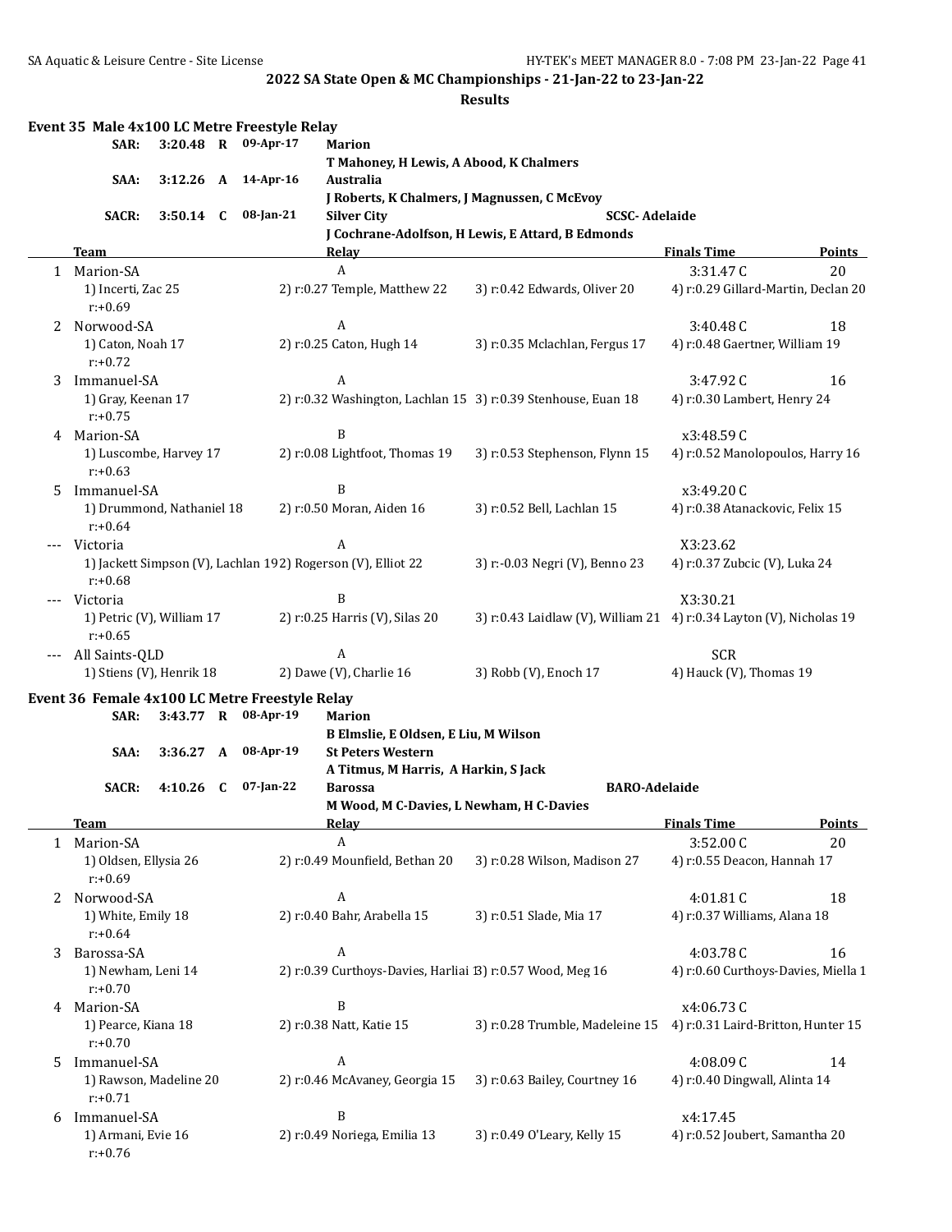## 2022 SA State Open & MC Championships - 21-Jan-22 to 23-Jan-22

### Results

### Event 35 Male 4x100 LC Metre Freestyle Relay

| | | | | | |
|---|---|---|---|---|---|
| SAR: | 3:20.48 | R | 09-Apr-17 | Marion | |
| | | | | T Mahoney, H Lewis, A Abood, K Chalmers | |
| SAA: | 3:12.26 | A | 14-Apr-16 | Australia | |
| | | | | J Roberts, K Chalmers, J Magnussen, C McEvoy | |
| SACR: | 3:50.14 | C | 08-Jan-21 | Silver City | SCSC- Adelaide |
| | | | | J Cochrane-Adolfson, H Lewis, E Attard, B Edmonds | |

| | Team | Relay | | Finals Time | Points |
|---|---|---|---|---|---|
| 1 | Marion-SA | A | | 3:31.47 C | 20 |
| | 1) Incerti, Zac 25 r:+0.69 | 2) r:0.27 Temple, Matthew 22 | 3) r:0.42 Edwards, Oliver 20 | 4) r:0.29 Gillard-Martin, Declan 20 | |
| 2 | Norwood-SA | A | | 3:40.48 C | 18 |
| | 1) Caton, Noah 17 r:+0.72 | 2) r:0.25 Caton, Hugh 14 | 3) r:0.35 Mclachlan, Fergus 17 | 4) r:0.48 Gaertner, William 19 | |
| 3 | Immanuel-SA | A | | 3:47.92 C | 16 |
| | 1) Gray, Keenan 17 r:+0.75 | 2) r:0.32 Washington, Lachlan 15 | 3) r:0.39 Stenhouse, Euan 18 | 4) r:0.30 Lambert, Henry 24 | |
| 4 | Marion-SA | B | | x3:48.59 C | |
| | 1) Luscombe, Harvey 17 r:+0.63 | 2) r:0.08 Lightfoot, Thomas 19 | 3) r:0.53 Stephenson, Flynn 15 | 4) r:0.52 Manolopoulos, Harry 16 | |
| 5 | Immanuel-SA | B | | x3:49.20 C | |
| | 1) Drummond, Nathaniel 18 r:+0.64 | 2) r:0.50 Moran, Aiden 16 | 3) r:0.52 Bell, Lachlan 15 | 4) r:0.38 Atanackovic, Felix 15 | |
| --- | Victoria | A | | X3:23.62 | |
| | 1) Jackett Simpson (V), Lachlan 19 r:+0.68 | 2) Rogerson (V), Elliot 22 | 3) r:-0.03 Negri (V), Benno 23 | 4) r:0.37 Zubcic (V), Luka 24 | |
| --- | Victoria | B | | X3:30.21 | |
| | 1) Petric (V), William 17 r:+0.65 | 2) r:0.25 Harris (V), Silas 20 | 3) r:0.43 Laidlaw (V), William 21 | 4) r:0.34 Layton (V), Nicholas 19 | |
| --- | All Saints-QLD | A | | SCR | |
| | 1) Stiens (V), Henrik 18 | 2) Dawe (V), Charlie 16 | 3) Robb (V), Enoch 17 | 4) Hauck (V), Thomas 19 | |

### Event 36 Female 4x100 LC Metre Freestyle Relay

| | | | | | |
|---|---|---|---|---|---|
| SAR: | 3:43.77 | R | 08-Apr-19 | Marion | |
| | | | | B Elmslie, E Oldsen, E Liu, M Wilson | |
| SAA: | 3:36.27 | A | 08-Apr-19 | St Peters Western | |
| | | | | A Titmus, M Harris, A Harkin, S Jack | |
| SACR: | 4:10.26 | C | 07-Jan-22 | Barossa | BARO-Adelaide |
| | | | | M Wood, M C-Davies, L Newham, H C-Davies | |

| | Team | Relay | | Finals Time | Points |
|---|---|---|---|---|---|
| 1 | Marion-SA | A | | 3:52.00 C | 20 |
| | 1) Oldsen, Ellysia 26 r:+0.69 | 2) r:0.49 Mounfield, Bethan 20 | 3) r:0.28 Wilson, Madison 27 | 4) r:0.55 Deacon, Hannah 17 | |
| 2 | Norwood-SA | A | | 4:01.81 C | 18 |
| | 1) White, Emily 18 r:+0.64 | 2) r:0.40 Bahr, Arabella 15 | 3) r:0.51 Slade, Mia 17 | 4) r:0.37 Williams, Alana 18 | |
| 3 | Barossa-SA | A | | 4:03.78 C | 16 |
| | 1) Newham, Leni 14 r:+0.70 | 2) r:0.39 Curthoys-Davies, Harliai 1 | 3) r:0.57 Wood, Meg 16 | 4) r:0.60 Curthoys-Davies, Miella 1 | |
| 4 | Marion-SA | B | | x4:06.73 C | |
| | 1) Pearce, Kiana 18 r:+0.70 | 2) r:0.38 Natt, Katie 15 | 3) r:0.28 Trumble, Madeleine 15 | 4) r:0.31 Laird-Britton, Hunter 15 | |
| 5 | Immanuel-SA | A | | 4:08.09 C | 14 |
| | 1) Rawson, Madeline 20 r:+0.71 | 2) r:0.46 McAvaney, Georgia 15 | 3) r:0.63 Bailey, Courtney 16 | 4) r:0.40 Dingwall, Alinta 14 | |
| 6 | Immanuel-SA | B | | x4:17.45 | |
| | 1) Armani, Evie 16 r:+0.76 | 2) r:0.49 Noriega, Emilia 13 | 3) r:0.49 O'Leary, Kelly 15 | 4) r:0.52 Joubert, Samantha 20 | |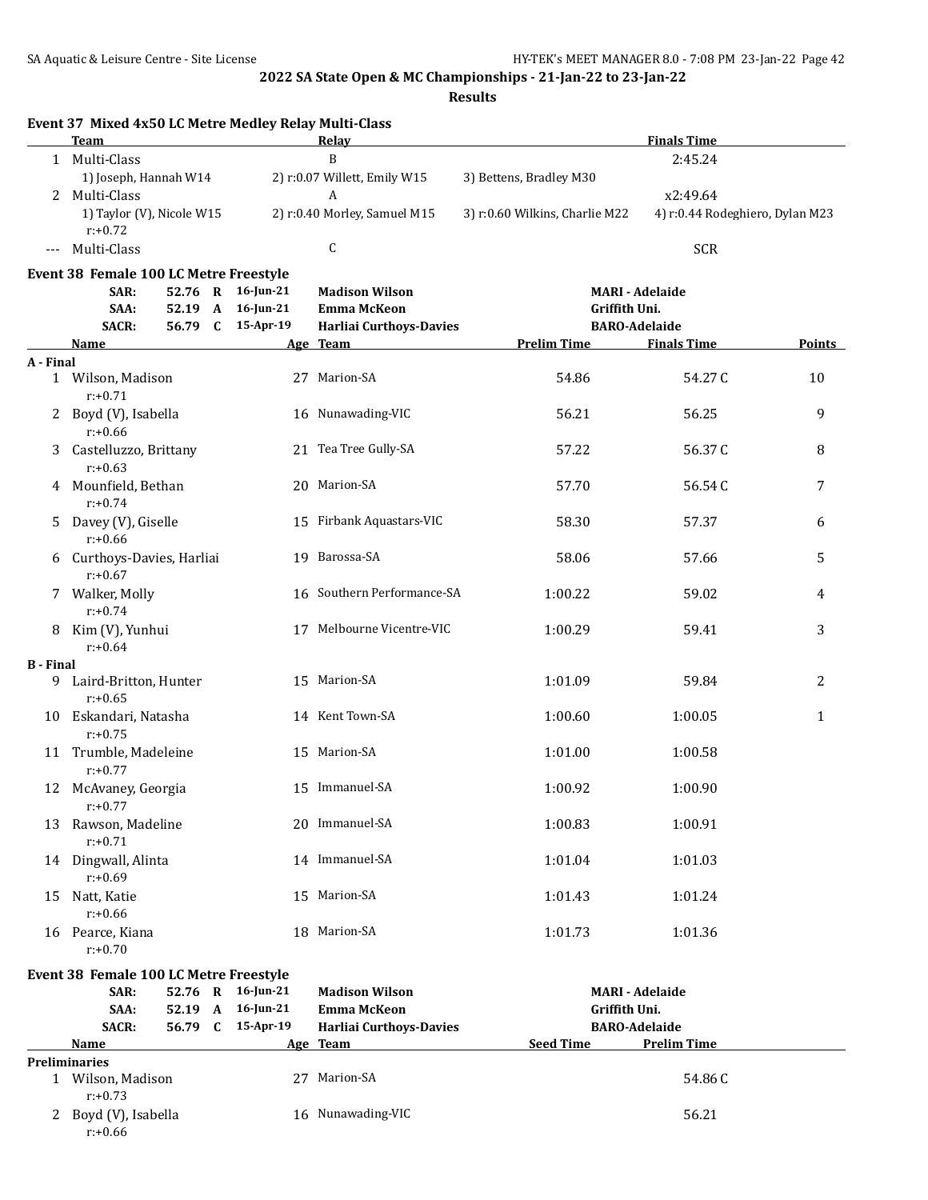2022 SA State Open & MC Championships - 21-Jan-22 to 23-Jan-22

Results

### Event 37 Mixed 4x50 LC Metre Medley Relay Multi-Class

| | Team | Relay | | Finals Time |
|---|---|---|---|---|
| 1 | Multi-Class | B | | 2:45.24 |
| | 1) Joseph, Hannah W14 | 2) r:0.07 Willett, Emily W15 | 3) Bettens, Bradley M30 | |
| 2 | Multi-Class | A | | x2:49.64 |
| | 1) Taylor (V), Nicole W15 r:+0.72 | 2) r:0.40 Morley, Samuel M15 | 3) r:0.60 Wilkins, Charlie M22 | 4) r:0.44 Rodeghiero, Dylan M23 |
| --- | Multi-Class | C | | SCR |

### Event 38 Female 100 LC Metre Freestyle

| | | | | | |
|---|---|---|---|---|---|
| SAR: | 52.76 | R | 16-Jun-21 | Madison Wilson | MARI - Adelaide |
| SAA: | 52.19 | A | 16-Jun-21 | Emma McKeon | Griffith Uni. |
| SACR: | 56.79 | C | 15-Apr-19 | Harliai Curthoys-Davies | BARO-Adelaide |

| | Name | Age | Team | Prelim Time | Finals Time | Points |
|---|---|---|---|---|---|---|
| **A - Final** | | | | | | |
| 1 | Wilson, Madison r:+0.71 | 27 | Marion-SA | 54.86 | 54.27 C | 10 |
| 2 | Boyd (V), Isabella r:+0.66 | 16 | Nunawading-VIC | 56.21 | 56.25 | 9 |
| 3 | Castelluzzo, Brittany r:+0.63 | 21 | Tea Tree Gully-SA | 57.22 | 56.37 C | 8 |
| 4 | Mounfield, Bethan r:+0.74 | 20 | Marion-SA | 57.70 | 56.54 C | 7 |
| 5 | Davey (V), Giselle r:+0.66 | 15 | Firbank Aquastars-VIC | 58.30 | 57.37 | 6 |
| 6 | Curthoys-Davies, Harliai r:+0.67 | 19 | Barossa-SA | 58.06 | 57.66 | 5 |
| 7 | Walker, Molly r:+0.74 | 16 | Southern Performance-SA | 1:00.22 | 59.02 | 4 |
| 8 | Kim (V), Yunhui r:+0.64 | 17 | Melbourne Vicentre-VIC | 1:00.29 | 59.41 | 3 |
| **B - Final** | | | | | | |
| 9 | Laird-Britton, Hunter r:+0.65 | 15 | Marion-SA | 1:01.09 | 59.84 | 2 |
| 10 | Eskandari, Natasha r:+0.75 | 14 | Kent Town-SA | 1:00.60 | 1:00.05 | 1 |
| 11 | Trumble, Madeleine r:+0.77 | 15 | Marion-SA | 1:01.00 | 1:00.58 | |
| 12 | McAvaney, Georgia r:+0.77 | 15 | Immanuel-SA | 1:00.92 | 1:00.90 | |
| 13 | Rawson, Madeline r:+0.71 | 20 | Immanuel-SA | 1:00.83 | 1:00.91 | |
| 14 | Dingwall, Alinta r:+0.69 | 14 | Immanuel-SA | 1:01.04 | 1:01.03 | |
| 15 | Natt, Katie r:+0.66 | 15 | Marion-SA | 1:01.43 | 1:01.24 | |
| 16 | Pearce, Kiana r:+0.70 | 18 | Marion-SA | 1:01.73 | 1:01.36 | |

### Event 38 Female 100 LC Metre Freestyle

| | | | | | |
|---|---|---|---|---|---|
| SAR: | 52.76 | R | 16-Jun-21 | Madison Wilson | MARI - Adelaide |
| SAA: | 52.19 | A | 16-Jun-21 | Emma McKeon | Griffith Uni. |
| SACR: | 56.79 | C | 15-Apr-19 | Harliai Curthoys-Davies | BARO-Adelaide |

| | Name | Age | Team | Seed Time | Prelim Time |
|---|---|---|---|---|---|
| **Preliminaries** | | | | | |
| 1 | Wilson, Madison r:+0.73 | 27 | Marion-SA | | 54.86 C |
| 2 | Boyd (V), Isabella r:+0.66 | 16 | Nunawading-VIC | | 56.21 |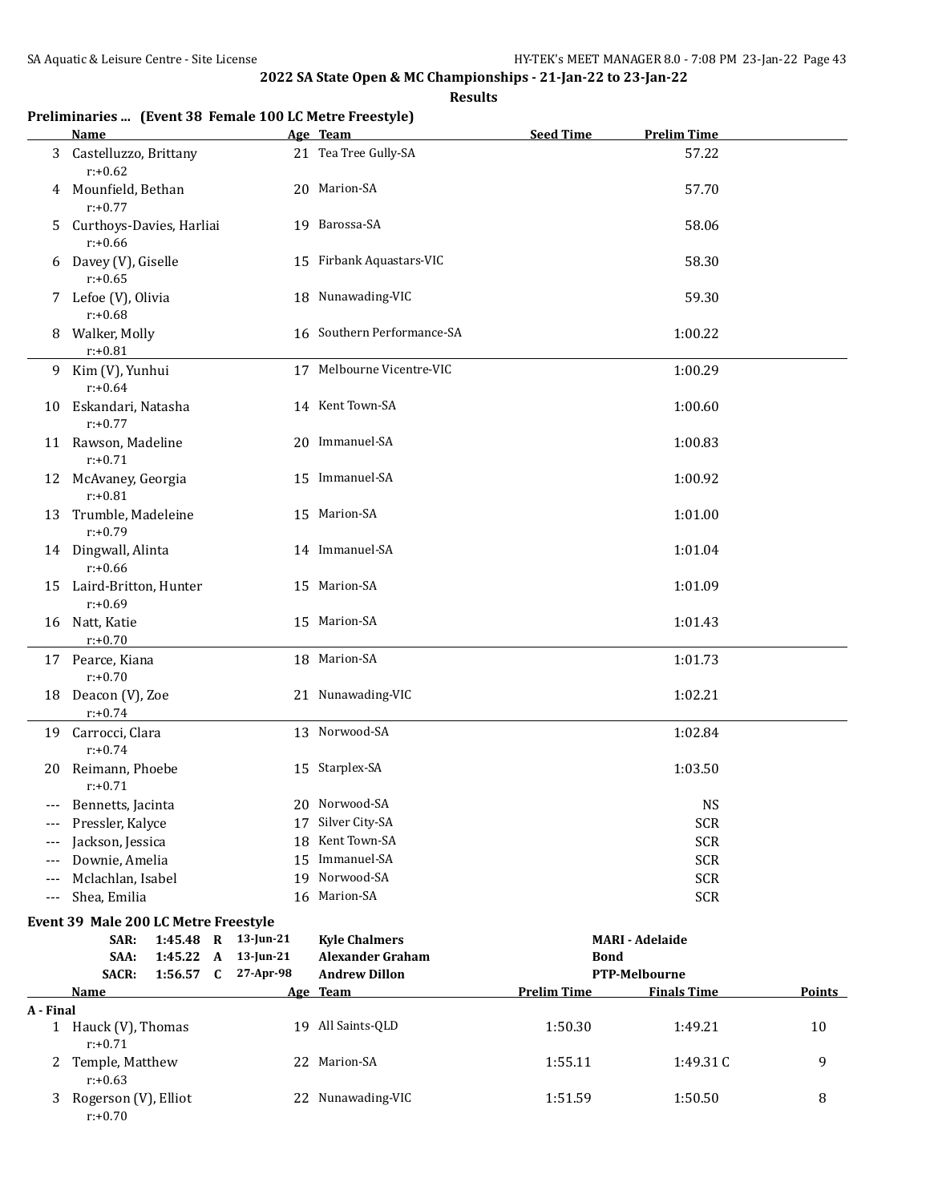**2022 SA State Open & MC Championships - 21-Jan-22 to 23-Jan-22**

**Results**

### Preliminaries ... (Event 38 Female 100 LC Metre Freestyle)

| | Name | Age | Team | Seed Time | Prelim Time |
|---|---|---|---|---|---|
| 3 | Castelluzzo, Brittany<br>r:+0.62 | 21 | Tea Tree Gully-SA | | 57.22 |
| 4 | Mounfield, Bethan<br>r:+0.77 | 20 | Marion-SA | | 57.70 |
| 5 | Curthoys-Davies, Harliai<br>r:+0.66 | 19 | Barossa-SA | | 58.06 |
| 6 | Davey (V), Giselle<br>r:+0.65 | 15 | Firbank Aquastars-VIC | | 58.30 |
| 7 | Lefoe (V), Olivia<br>r:+0.68 | 18 | Nunawading-VIC | | 59.30 |
| 8 | Walker, Molly<br>r:+0.81 | 16 | Southern Performance-SA | | 1:00.22 |
| 9 | Kim (V), Yunhui<br>r:+0.64 | 17 | Melbourne Vicentre-VIC | | 1:00.29 |
| 10 | Eskandari, Natasha<br>r:+0.77 | 14 | Kent Town-SA | | 1:00.60 |
| 11 | Rawson, Madeline<br>r:+0.71 | 20 | Immanuel-SA | | 1:00.83 |
| 12 | McAvaney, Georgia<br>r:+0.81 | 15 | Immanuel-SA | | 1:00.92 |
| 13 | Trumble, Madeleine<br>r:+0.79 | 15 | Marion-SA | | 1:01.00 |
| 14 | Dingwall, Alinta<br>r:+0.66 | 14 | Immanuel-SA | | 1:01.04 |
| 15 | Laird-Britton, Hunter<br>r:+0.69 | 15 | Marion-SA | | 1:01.09 |
| 16 | Natt, Katie<br>r:+0.70 | 15 | Marion-SA | | 1:01.43 |
| 17 | Pearce, Kiana<br>r:+0.70 | 18 | Marion-SA | | 1:01.73 |
| 18 | Deacon (V), Zoe<br>r:+0.74 | 21 | Nunawading-VIC | | 1:02.21 |
| 19 | Carrocci, Clara<br>r:+0.74 | 13 | Norwood-SA | | 1:02.84 |
| 20 | Reimann, Phoebe<br>r:+0.71 | 15 | Starplex-SA | | 1:03.50 |
| --- | Bennetts, Jacinta | 20 | Norwood-SA | | NS |
| --- | Pressler, Kalyce | 17 | Silver City-SA | | SCR |
| --- | Jackson, Jessica | 18 | Kent Town-SA | | SCR |
| --- | Downie, Amelia | 15 | Immanuel-SA | | SCR |
| --- | Mclachlan, Isabel | 19 | Norwood-SA | | SCR |
| --- | Shea, Emilia | 16 | Marion-SA | | SCR |

### Event 39 Male 200 LC Metre Freestyle

| | | | | | |
|---|---|---|---|---|---|
| SAR: | 1:45.48 | R | 13-Jun-21 | Kyle Chalmers | MARI - Adelaide |
| SAA: | 1:45.22 | A | 13-Jun-21 | Alexander Graham | Bond |
| SACR: | 1:56.57 | C | 27-Apr-98 | Andrew Dillon | PTP-Melbourne |

| | Name | Age | Team | Prelim Time | Finals Time | Points |
|---|---|---|---|---|---|---|
| **A - Final** | | | | | | |
| 1 | Hauck (V), Thomas<br>r:+0.71 | 19 | All Saints-QLD | 1:50.30 | 1:49.21 | 10 |
| 2 | Temple, Matthew<br>r:+0.63 | 22 | Marion-SA | 1:55.11 | 1:49.31 C | 9 |
| 3 | Rogerson (V), Elliot<br>r:+0.70 | 22 | Nunawading-VIC | 1:51.59 | 1:50.50 | 8 |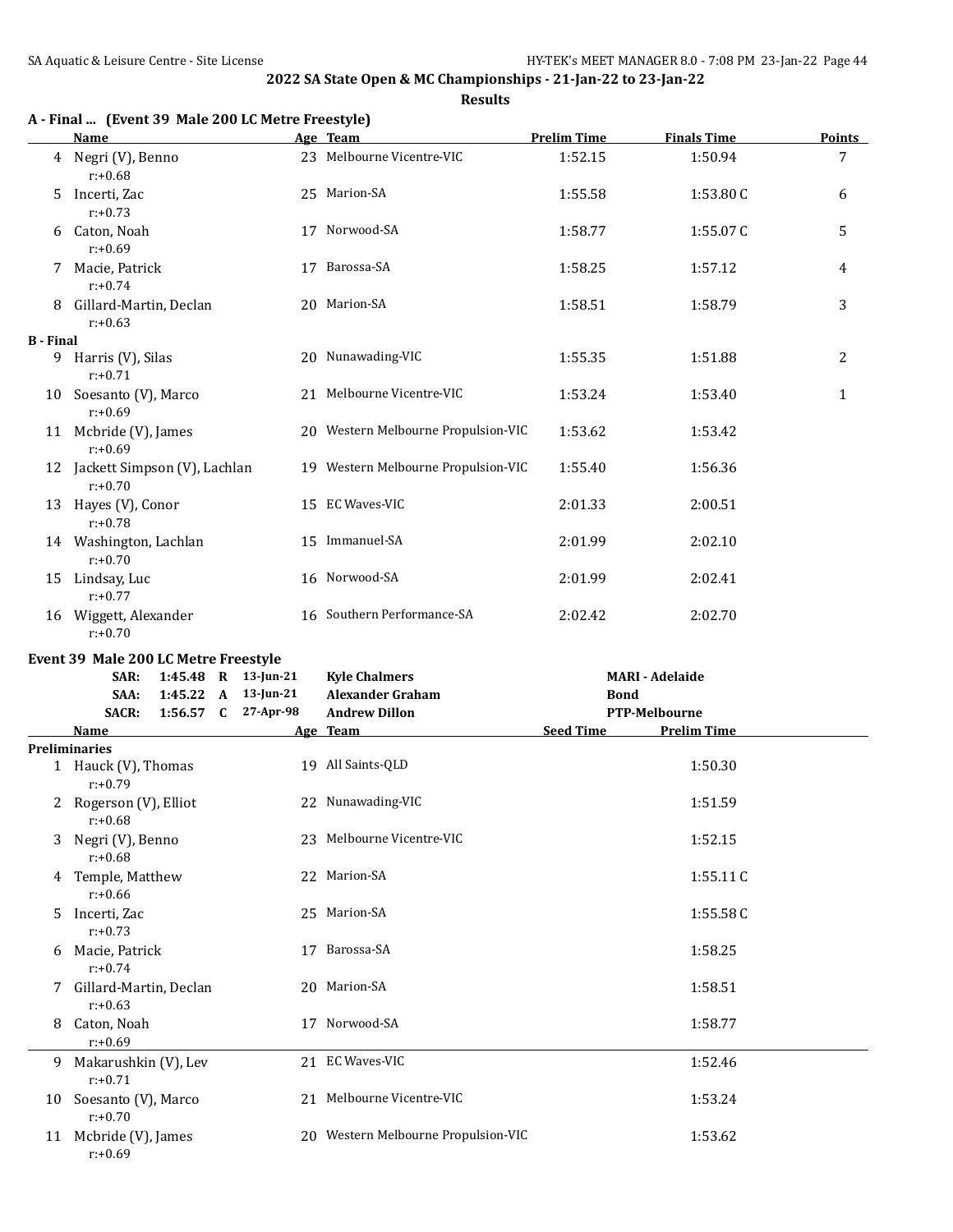## 2022 SA State Open & MC Championships - 21-Jan-22 to 23-Jan-22

### Results

**A - Final ... (Event 39 Male 200 LC Metre Freestyle)**

| | Name | Age | Team | Prelim Time | Finals Time | Points |
|---|---|---|---|---|---|---|
| 4 | Negri (V), Benno<br>r:+0.68 | 23 | Melbourne Vicentre-VIC | 1:52.15 | 1:50.94 | 7 |
| 5 | Incerti, Zac<br>r:+0.73 | 25 | Marion-SA | 1:55.58 | 1:53.80 C | 6 |
| 6 | Caton, Noah<br>r:+0.69 | 17 | Norwood-SA | 1:58.77 | 1:55.07 C | 5 |
| 7 | Macie, Patrick<br>r:+0.74 | 17 | Barossa-SA | 1:58.25 | 1:57.12 | 4 |
| 8 | Gillard-Martin, Declan<br>r:+0.63 | 20 | Marion-SA | 1:58.51 | 1:58.79 | 3 |
| **B - Final** | | | | | | |
| 9 | Harris (V), Silas<br>r:+0.71 | 20 | Nunawading-VIC | 1:55.35 | 1:51.88 | 2 |
| 10 | Soesanto (V), Marco<br>r:+0.69 | 21 | Melbourne Vicentre-VIC | 1:53.24 | 1:53.40 | 1 |
| 11 | Mcbride (V), James<br>r:+0.69 | 20 | Western Melbourne Propulsion-VIC | 1:53.62 | 1:53.42 | |
| 12 | Jackett Simpson (V), Lachlan<br>r:+0.70 | 19 | Western Melbourne Propulsion-VIC | 1:55.40 | 1:56.36 | |
| 13 | Hayes (V), Conor<br>r:+0.78 | 15 | EC Waves-VIC | 2:01.33 | 2:00.51 | |
| 14 | Washington, Lachlan<br>r:+0.70 | 15 | Immanuel-SA | 2:01.99 | 2:02.10 | |
| 15 | Lindsay, Luc<br>r:+0.77 | 16 | Norwood-SA | 2:01.99 | 2:02.41 | |
| 16 | Wiggett, Alexander<br>r:+0.70 | 16 | Southern Performance-SA | 2:02.42 | 2:02.70 | |

**Event 39 Male 200 LC Metre Freestyle**

| | | | | | |
|---|---|---|---|---|---|
| SAR: | 1:45.48 | R | 13-Jun-21 | Kyle Chalmers | MARI - Adelaide |
| SAA: | 1:45.22 | A | 13-Jun-21 | Alexander Graham | Bond |
| SACR: | 1:56.57 | C | 27-Apr-98 | Andrew Dillon | PTP-Melbourne |

| | Name | Age | Team | Seed Time | Prelim Time |
|---|---|---|---|---|---|
| **Preliminaries** | | | | | |
| 1 | Hauck (V), Thomas<br>r:+0.79 | 19 | All Saints-QLD | | 1:50.30 |
| 2 | Rogerson (V), Elliot<br>r:+0.68 | 22 | Nunawading-VIC | | 1:51.59 |
| 3 | Negri (V), Benno<br>r:+0.68 | 23 | Melbourne Vicentre-VIC | | 1:52.15 |
| 4 | Temple, Matthew<br>r:+0.66 | 22 | Marion-SA | | 1:55.11 C |
| 5 | Incerti, Zac<br>r:+0.73 | 25 | Marion-SA | | 1:55.58 C |
| 6 | Macie, Patrick<br>r:+0.74 | 17 | Barossa-SA | | 1:58.25 |
| 7 | Gillard-Martin, Declan<br>r:+0.63 | 20 | Marion-SA | | 1:58.51 |
| 8 | Caton, Noah<br>r:+0.69 | 17 | Norwood-SA | | 1:58.77 |
| 9 | Makarushkin (V), Lev<br>r:+0.71 | 21 | EC Waves-VIC | | 1:52.46 |
| 10 | Soesanto (V), Marco<br>r:+0.70 | 21 | Melbourne Vicentre-VIC | | 1:53.24 |
| 11 | Mcbride (V), James<br>r:+0.69 | 20 | Western Melbourne Propulsion-VIC | | 1:53.62 |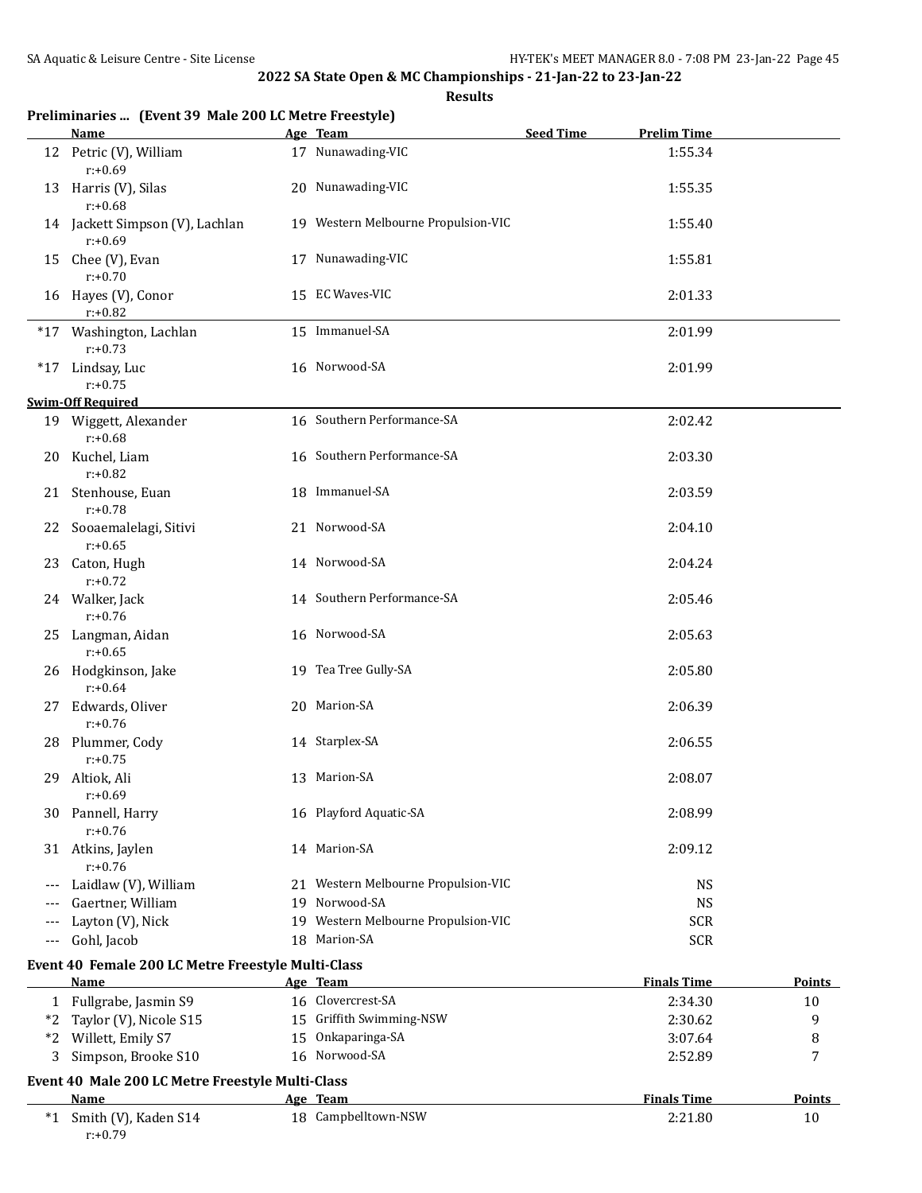## 2022 SA State Open & MC Championships - 21-Jan-22 to 23-Jan-22

**Results**

### Preliminaries ... (Event 39 Male 200 LC Metre Freestyle)

| | Name | Age | Team | Seed Time | Prelim Time |
|---|---|---|---|---|---|
| 12 | Petric (V), William r:+0.69 | 17 | Nunawading-VIC | | 1:55.34 |
| 13 | Harris (V), Silas r:+0.68 | 20 | Nunawading-VIC | | 1:55.35 |
| 14 | Jackett Simpson (V), Lachlan r:+0.69 | 19 | Western Melbourne Propulsion-VIC | | 1:55.40 |
| 15 | Chee (V), Evan r:+0.70 | 17 | Nunawading-VIC | | 1:55.81 |
| 16 | Hayes (V), Conor r:+0.82 | 15 | EC Waves-VIC | | 2:01.33 |
| *17 | Washington, Lachlan r:+0.73 | 15 | Immanuel-SA | | 2:01.99 |
| *17 | Lindsay, Luc r:+0.75 | 16 | Norwood-SA | | 2:01.99 |
| **Swim-Off Required** | | | | | |
| 19 | Wiggett, Alexander r:+0.68 | 16 | Southern Performance-SA | | 2:02.42 |
| 20 | Kuchel, Liam r:+0.82 | 16 | Southern Performance-SA | | 2:03.30 |
| 21 | Stenhouse, Euan r:+0.78 | 18 | Immanuel-SA | | 2:03.59 |
| 22 | Sooaemalelagi, Sitivi r:+0.65 | 21 | Norwood-SA | | 2:04.10 |
| 23 | Caton, Hugh r:+0.72 | 14 | Norwood-SA | | 2:04.24 |
| 24 | Walker, Jack r:+0.76 | 14 | Southern Performance-SA | | 2:05.46 |
| 25 | Langman, Aidan r:+0.65 | 16 | Norwood-SA | | 2:05.63 |
| 26 | Hodgkinson, Jake r:+0.64 | 19 | Tea Tree Gully-SA | | 2:05.80 |
| 27 | Edwards, Oliver r:+0.76 | 20 | Marion-SA | | 2:06.39 |
| 28 | Plummer, Cody r:+0.75 | 14 | Starplex-SA | | 2:06.55 |
| 29 | Altiok, Ali r:+0.69 | 13 | Marion-SA | | 2:08.07 |
| 30 | Pannell, Harry r:+0.76 | 16 | Playford Aquatic-SA | | 2:08.99 |
| 31 | Atkins, Jaylen r:+0.76 | 14 | Marion-SA | | 2:09.12 |
| --- | Laidlaw (V), William | 21 | Western Melbourne Propulsion-VIC | | NS |
| --- | Gaertner, William | 19 | Norwood-SA | | NS |
| --- | Layton (V), Nick | 19 | Western Melbourne Propulsion-VIC | | SCR |
| --- | Gohl, Jacob | 18 | Marion-SA | | SCR |

### Event 40 Female 200 LC Metre Freestyle Multi-Class

| | Name | Age | Team | Finals Time | Points |
|---|---|---|---|---|---|
| 1 | Fullgrabe, Jasmin S9 | 16 | Clovercrest-SA | 2:34.30 | 10 |
| *2 | Taylor (V), Nicole S15 | 15 | Griffith Swimming-NSW | 2:30.62 | 9 |
| *2 | Willett, Emily S7 | 15 | Onkaparinga-SA | 3:07.64 | 8 |
| 3 | Simpson, Brooke S10 | 16 | Norwood-SA | 2:52.89 | 7 |

### Event 40 Male 200 LC Metre Freestyle Multi-Class

| | Name | Age | Team | Finals Time | Points |
|---|---|---|---|---|---|
| *1 | Smith (V), Kaden S14 r:+0.79 | 18 | Campbelltown-NSW | 2:21.80 | 10 |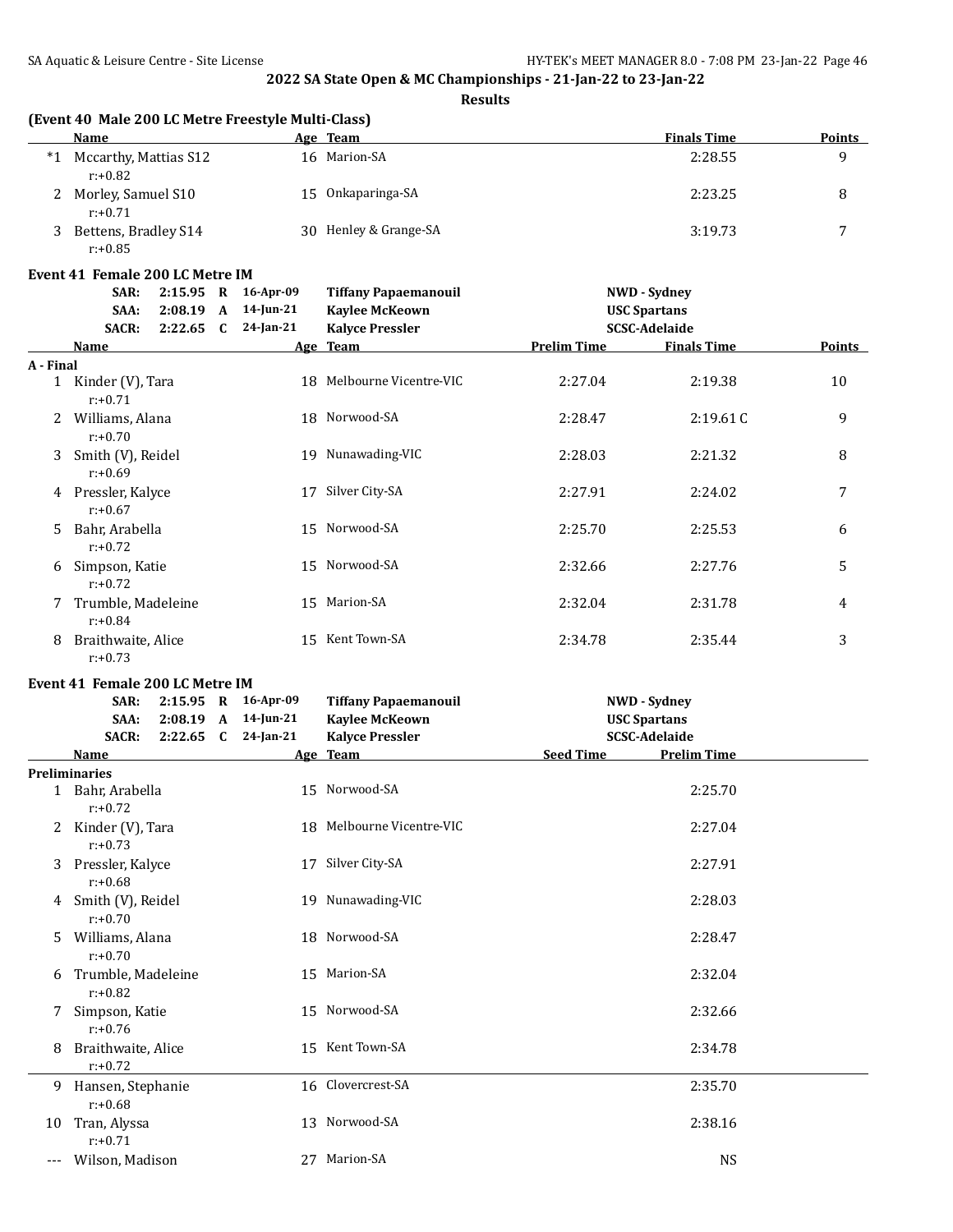## 2022 SA State Open & MC Championships - 21-Jan-22 to 23-Jan-22

**Results**

### (Event 40 Male 200 LC Metre Freestyle Multi-Class)

| | Name | Age | Team | Finals Time | Points |
|---|---|---|---|---|---|
| *1 | Mccarthy, Mattias S12<br>r:+0.82 | 16 | Marion-SA | 2:28.55 | 9 |
| 2 | Morley, Samuel S10<br>r:+0.71 | 15 | Onkaparinga-SA | 2:23.25 | 8 |
| 3 | Bettens, Bradley S14<br>r:+0.85 | 30 | Henley & Grange-SA | 3:19.73 | 7 |

### Event 41 Female 200 LC Metre IM

| | | | | | |
|---|---|---|---|---|---|
| SAR: | 2:15.95 | R | 16-Apr-09 | Tiffany Papaemanouil | NWD - Sydney |
| SAA: | 2:08.19 | A | 14-Jun-21 | Kaylee McKeown | USC Spartans |
| SACR: | 2:22.65 | C | 24-Jan-21 | Kalyce Pressler | SCSC-Adelaide |

**A - Final**

| | Name | Age | Team | Prelim Time | Finals Time | Points |
|---|---|---|---|---|---|---|
| 1 | Kinder (V), Tara<br>r:+0.71 | 18 | Melbourne Vicentre-VIC | 2:27.04 | 2:19.38 | 10 |
| 2 | Williams, Alana<br>r:+0.70 | 18 | Norwood-SA | 2:28.47 | 2:19.61 C | 9 |
| 3 | Smith (V), Reidel<br>r:+0.69 | 19 | Nunawading-VIC | 2:28.03 | 2:21.32 | 8 |
| 4 | Pressler, Kalyce<br>r:+0.67 | 17 | Silver City-SA | 2:27.91 | 2:24.02 | 7 |
| 5 | Bahr, Arabella<br>r:+0.72 | 15 | Norwood-SA | 2:25.70 | 2:25.53 | 6 |
| 6 | Simpson, Katie<br>r:+0.72 | 15 | Norwood-SA | 2:32.66 | 2:27.76 | 5 |
| 7 | Trumble, Madeleine<br>r:+0.84 | 15 | Marion-SA | 2:32.04 | 2:31.78 | 4 |
| 8 | Braithwaite, Alice<br>r:+0.73 | 15 | Kent Town-SA | 2:34.78 | 2:35.44 | 3 |

### Event 41 Female 200 LC Metre IM

| | | | | | |
|---|---|---|---|---|---|
| SAR: | 2:15.95 | R | 16-Apr-09 | Tiffany Papaemanouil | NWD - Sydney |
| SAA: | 2:08.19 | A | 14-Jun-21 | Kaylee McKeown | USC Spartans |
| SACR: | 2:22.65 | C | 24-Jan-21 | Kalyce Pressler | SCSC-Adelaide |

**Preliminaries**

| | Name | Age | Team | Seed Time | Prelim Time |
|---|---|---|---|---|---|
| 1 | Bahr, Arabella<br>r:+0.72 | 15 | Norwood-SA | | 2:25.70 |
| 2 | Kinder (V), Tara<br>r:+0.73 | 18 | Melbourne Vicentre-VIC | | 2:27.04 |
| 3 | Pressler, Kalyce<br>r:+0.68 | 17 | Silver City-SA | | 2:27.91 |
| 4 | Smith (V), Reidel<br>r:+0.70 | 19 | Nunawading-VIC | | 2:28.03 |
| 5 | Williams, Alana<br>r:+0.70 | 18 | Norwood-SA | | 2:28.47 |
| 6 | Trumble, Madeleine<br>r:+0.82 | 15 | Marion-SA | | 2:32.04 |
| 7 | Simpson, Katie<br>r:+0.76 | 15 | Norwood-SA | | 2:32.66 |
| 8 | Braithwaite, Alice<br>r:+0.72 | 15 | Kent Town-SA | | 2:34.78 |
| 9 | Hansen, Stephanie<br>r:+0.68 | 16 | Clovercrest-SA | | 2:35.70 |
| 10 | Tran, Alyssa<br>r:+0.71 | 13 | Norwood-SA | | 2:38.16 |
| --- | Wilson, Madison | 27 | Marion-SA | | NS |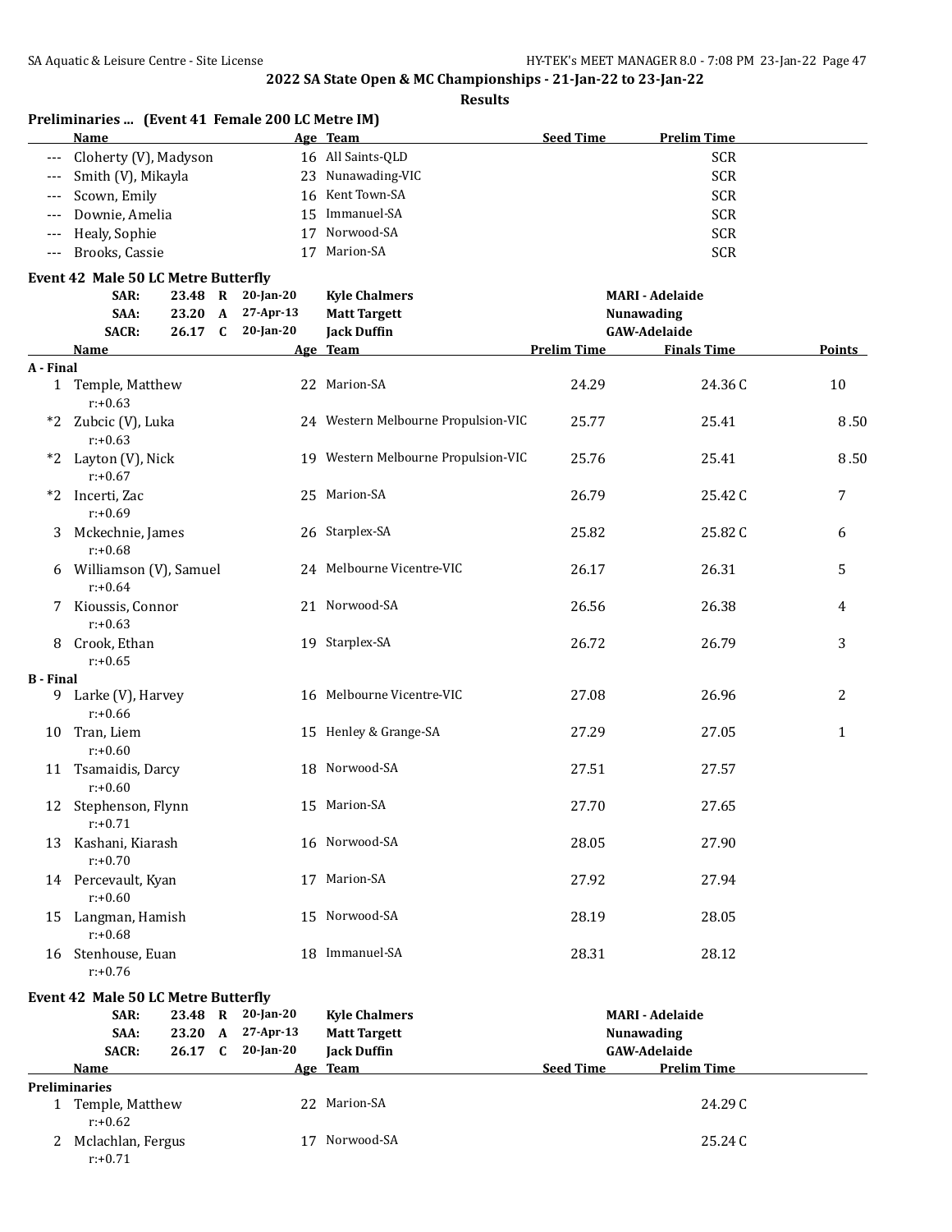2022 SA State Open & MC Championships - 21-Jan-22 to 23-Jan-22

Results

**Preliminaries ... (Event 41 Female 200 LC Metre IM)**

| | Name | Age | Team | Seed Time | Prelim Time |
|---|---|---|---|---|---|
| --- | Cloherty (V), Madyson | 16 | All Saints-QLD | | SCR |
| --- | Smith (V), Mikayla | 23 | Nunawading-VIC | | SCR |
| --- | Scown, Emily | 16 | Kent Town-SA | | SCR |
| --- | Downie, Amelia | 15 | Immanuel-SA | | SCR |
| --- | Healy, Sophie | 17 | Norwood-SA | | SCR |
| --- | Brooks, Cassie | 17 | Marion-SA | | SCR |

**Event 42 Male 50 LC Metre Butterfly**

| | | | | | |
|---|---|---|---|---|---|
| SAR: | 23.48 | R | 20-Jan-20 | Kyle Chalmers | MARI - Adelaide |
| SAA: | 23.20 | A | 27-Apr-13 | Matt Targett | Nunawading |
| SACR: | 26.17 | C | 20-Jan-20 | Jack Duffin | GAW-Adelaide |

| | Name | Age | Team | Prelim Time | Finals Time | Points |
|---|---|---|---|---|---|---|
| **A - Final** | | | | | | |
| 1 | Temple, Matthew r:+0.63 | 22 | Marion-SA | 24.29 | 24.36 C | 10 |
| *2 | Zubcic (V), Luka r:+0.63 | 24 | Western Melbourne Propulsion-VIC | 25.77 | 25.41 | 8.50 |
| *2 | Layton (V), Nick r:+0.67 | 19 | Western Melbourne Propulsion-VIC | 25.76 | 25.41 | 8.50 |
| *2 | Incerti, Zac r:+0.69 | 25 | Marion-SA | 26.79 | 25.42 C | 7 |
| 3 | Mckechnie, James r:+0.68 | 26 | Starplex-SA | 25.82 | 25.82 C | 6 |
| 6 | Williamson (V), Samuel r:+0.64 | 24 | Melbourne Vicentre-VIC | 26.17 | 26.31 | 5 |
| 7 | Kioussis, Connor r:+0.63 | 21 | Norwood-SA | 26.56 | 26.38 | 4 |
| 8 | Crook, Ethan r:+0.65 | 19 | Starplex-SA | 26.72 | 26.79 | 3 |
| **B - Final** | | | | | | |
| 9 | Larke (V), Harvey r:+0.66 | 16 | Melbourne Vicentre-VIC | 27.08 | 26.96 | 2 |
| 10 | Tran, Liem r:+0.60 | 15 | Henley & Grange-SA | 27.29 | 27.05 | 1 |
| 11 | Tsamaidis, Darcy r:+0.60 | 18 | Norwood-SA | 27.51 | 27.57 | |
| 12 | Stephenson, Flynn r:+0.71 | 15 | Marion-SA | 27.70 | 27.65 | |
| 13 | Kashani, Kiarash r:+0.70 | 16 | Norwood-SA | 28.05 | 27.90 | |
| 14 | Percevault, Kyan r:+0.60 | 17 | Marion-SA | 27.92 | 27.94 | |
| 15 | Langman, Hamish r:+0.68 | 15 | Norwood-SA | 28.19 | 28.05 | |
| 16 | Stenhouse, Euan r:+0.76 | 18 | Immanuel-SA | 28.31 | 28.12 | |

**Event 42 Male 50 LC Metre Butterfly**

| | | | | | |
|---|---|---|---|---|---|
| SAR: | 23.48 | R | 20-Jan-20 | Kyle Chalmers | MARI - Adelaide |
| SAA: | 23.20 | A | 27-Apr-13 | Matt Targett | Nunawading |
| SACR: | 26.17 | C | 20-Jan-20 | Jack Duffin | GAW-Adelaide |

| | Name | Age | Team | Seed Time | Prelim Time |
|---|---|---|---|---|---|
| **Preliminaries** | | | | | |
| 1 | Temple, Matthew r:+0.62 | 22 | Marion-SA | | 24.29 C |
| 2 | Mclachlan, Fergus r:+0.71 | 17 | Norwood-SA | | 25.24 C |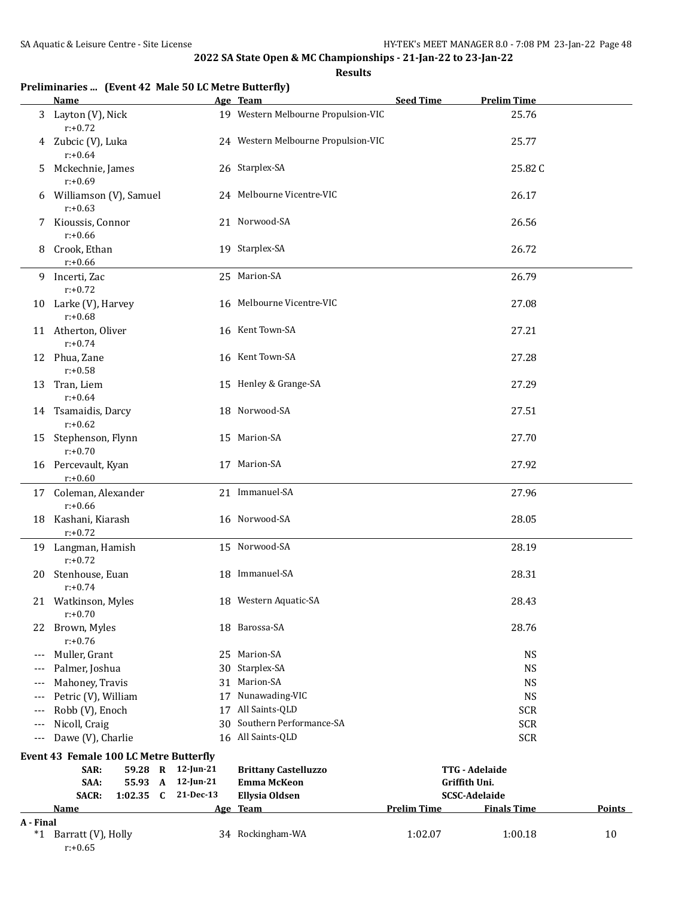**2022 SA State Open & MC Championships - 21-Jan-22 to 23-Jan-22**

**Results**

**Preliminaries ... (Event 42 Male 50 LC Metre Butterfly)**

| | Name | Age | Team | Seed Time | Prelim Time |
|---|---|---|---|---|---|
| 3 | Layton (V), Nick<br>r:+0.72 | 19 | Western Melbourne Propulsion-VIC | | 25.76 |
| 4 | Zubcic (V), Luka<br>r:+0.64 | 24 | Western Melbourne Propulsion-VIC | | 25.77 |
| 5 | Mckechnie, James<br>r:+0.69 | 26 | Starplex-SA | | 25.82 C |
| 6 | Williamson (V), Samuel<br>r:+0.63 | 24 | Melbourne Vicentre-VIC | | 26.17 |
| 7 | Kioussis, Connor<br>r:+0.66 | 21 | Norwood-SA | | 26.56 |
| 8 | Crook, Ethan<br>r:+0.66 | 19 | Starplex-SA | | 26.72 |
| 9 | Incerti, Zac<br>r:+0.72 | 25 | Marion-SA | | 26.79 |
| 10 | Larke (V), Harvey<br>r:+0.68 | 16 | Melbourne Vicentre-VIC | | 27.08 |
| 11 | Atherton, Oliver<br>r:+0.74 | 16 | Kent Town-SA | | 27.21 |
| 12 | Phua, Zane<br>r:+0.58 | 16 | Kent Town-SA | | 27.28 |
| 13 | Tran, Liem<br>r:+0.64 | 15 | Henley & Grange-SA | | 27.29 |
| 14 | Tsamaidis, Darcy<br>r:+0.62 | 18 | Norwood-SA | | 27.51 |
| 15 | Stephenson, Flynn<br>r:+0.70 | 15 | Marion-SA | | 27.70 |
| 16 | Percevault, Kyan<br>r:+0.60 | 17 | Marion-SA | | 27.92 |
| 17 | Coleman, Alexander<br>r:+0.66 | 21 | Immanuel-SA | | 27.96 |
| 18 | Kashani, Kiarash<br>r:+0.72 | 16 | Norwood-SA | | 28.05 |
| 19 | Langman, Hamish<br>r:+0.72 | 15 | Norwood-SA | | 28.19 |
| 20 | Stenhouse, Euan<br>r:+0.74 | 18 | Immanuel-SA | | 28.31 |
| 21 | Watkinson, Myles<br>r:+0.70 | 18 | Western Aquatic-SA | | 28.43 |
| 22 | Brown, Myles<br>r:+0.76 | 18 | Barossa-SA | | 28.76 |
| --- | Muller, Grant | 25 | Marion-SA | | NS |
| --- | Palmer, Joshua | 30 | Starplex-SA | | NS |
| --- | Mahoney, Travis | 31 | Marion-SA | | NS |
| --- | Petric (V), William | 17 | Nunawading-VIC | | NS |
| --- | Robb (V), Enoch | 17 | All Saints-QLD | | SCR |
| --- | Nicoll, Craig | 30 | Southern Performance-SA | | SCR |
| --- | Dawe (V), Charlie | 16 | All Saints-QLD | | SCR |

**Event 43 Female 100 LC Metre Butterfly**

| | | | | | |
|---|---|---|---|---|---|
| SAR: | 59.28 | R | 12-Jun-21 | Brittany Castelluzzo | TTG - Adelaide |
| SAA: | 55.93 | A | 12-Jun-21 | Emma McKeon | Griffith Uni. |
| SACR: | 1:02.35 | C | 21-Dec-13 | Ellysia Oldsen | SCSC-Adelaide |

| | Name | Age | Team | Prelim Time | Finals Time | Points |
|---|---|---|---|---|---|---|
| **A - Final** | | | | | | |
| *1 | Barratt (V), Holly<br>r:+0.65 | 34 | Rockingham-WA | 1:02.07 | 1:00.18 | 10 |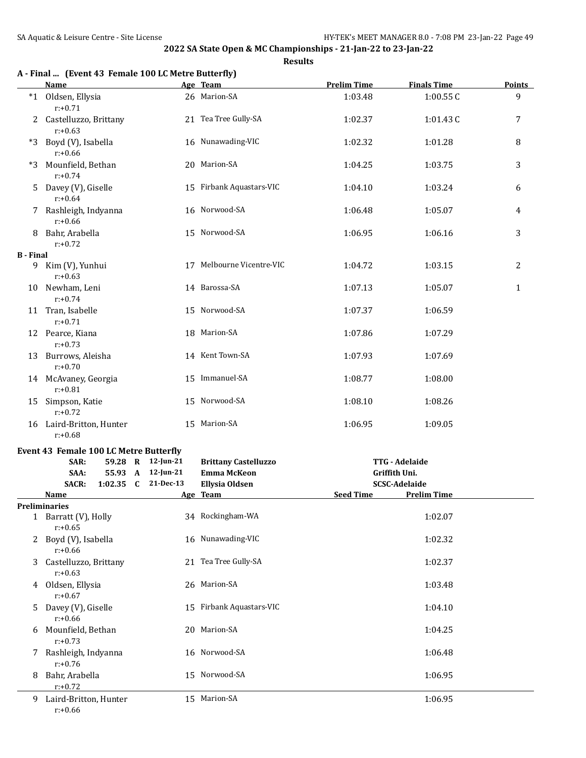2022 SA State Open & MC Championships - 21-Jan-22 to 23-Jan-22

Results

**A - Final ... (Event 43 Female 100 LC Metre Butterfly)**

| | Name | Age | Team | Prelim Time | Finals Time | Points |
|---|---|---|---|---|---|---|
| *1 | Oldsen, Ellysia<br>r:+0.71 | 26 | Marion-SA | 1:03.48 | 1:00.55 C | 9 |
| 2 | Castelluzzo, Brittany<br>r:+0.63 | 21 | Tea Tree Gully-SA | 1:02.37 | 1:01.43 C | 7 |
| *3 | Boyd (V), Isabella<br>r:+0.66 | 16 | Nunawading-VIC | 1:02.32 | 1:01.28 | 8 |
| *3 | Mounfield, Bethan<br>r:+0.74 | 20 | Marion-SA | 1:04.25 | 1:03.75 | 3 |
| 5 | Davey (V), Giselle<br>r:+0.64 | 15 | Firbank Aquastars-VIC | 1:04.10 | 1:03.24 | 6 |
| 7 | Rashleigh, Indyanna<br>r:+0.66 | 16 | Norwood-SA | 1:06.48 | 1:05.07 | 4 |
| 8 | Bahr, Arabella<br>r:+0.72 | 15 | Norwood-SA | 1:06.95 | 1:06.16 | 3 |
| **B - Final** | | | | | | |
| 9 | Kim (V), Yunhui<br>r:+0.63 | 17 | Melbourne Vicentre-VIC | 1:04.72 | 1:03.15 | 2 |
| 10 | Newham, Leni<br>r:+0.74 | 14 | Barossa-SA | 1:07.13 | 1:05.07 | 1 |
| 11 | Tran, Isabelle<br>r:+0.71 | 15 | Norwood-SA | 1:07.37 | 1:06.59 | |
| 12 | Pearce, Kiana<br>r:+0.73 | 18 | Marion-SA | 1:07.86 | 1:07.29 | |
| 13 | Burrows, Aleisha<br>r:+0.70 | 14 | Kent Town-SA | 1:07.93 | 1:07.69 | |
| 14 | McAvaney, Georgia<br>r:+0.81 | 15 | Immanuel-SA | 1:08.77 | 1:08.00 | |
| 15 | Simpson, Katie<br>r:+0.72 | 15 | Norwood-SA | 1:08.10 | 1:08.26 | |
| 16 | Laird-Britton, Hunter<br>r:+0.68 | 15 | Marion-SA | 1:06.95 | 1:09.05 | |

**Event 43 Female 100 LC Metre Butterfly**

| | | | | | |
|---|---|---|---|---|---|
| SAR: | 59.28 | R | 12-Jun-21 | Brittany Castelluzzo | TTG - Adelaide |
| SAA: | 55.93 | A | 12-Jun-21 | Emma McKeon | Griffith Uni. |
| SACR: | 1:02.35 | C | 21-Dec-13 | Ellysia Oldsen | SCSC-Adelaide |

| | Name | Age | Team | Seed Time | Prelim Time |
|---|---|---|---|---|---|
| **Preliminaries** | | | | | |
| 1 | Barratt (V), Holly<br>r:+0.65 | 34 | Rockingham-WA | | 1:02.07 |
| 2 | Boyd (V), Isabella<br>r:+0.66 | 16 | Nunawading-VIC | | 1:02.32 |
| 3 | Castelluzzo, Brittany<br>r:+0.63 | 21 | Tea Tree Gully-SA | | 1:02.37 |
| 4 | Oldsen, Ellysia<br>r:+0.67 | 26 | Marion-SA | | 1:03.48 |
| 5 | Davey (V), Giselle<br>r:+0.66 | 15 | Firbank Aquastars-VIC | | 1:04.10 |
| 6 | Mounfield, Bethan<br>r:+0.73 | 20 | Marion-SA | | 1:04.25 |
| 7 | Rashleigh, Indyanna<br>r:+0.76 | 16 | Norwood-SA | | 1:06.48 |
| 8 | Bahr, Arabella<br>r:+0.72 | 15 | Norwood-SA | | 1:06.95 |
| 9 | Laird-Britton, Hunter<br>r:+0.66 | 15 | Marion-SA | | 1:06.95 |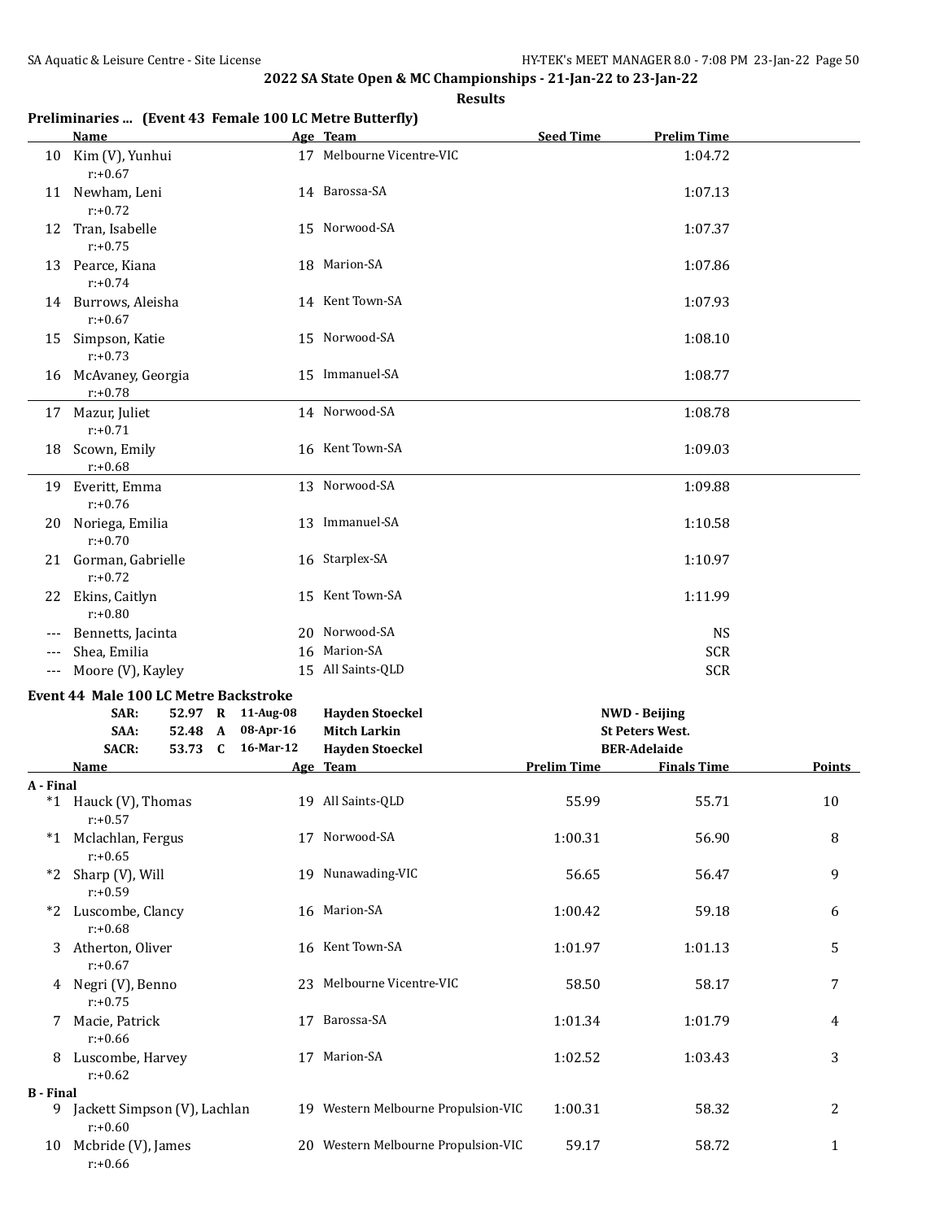## 2022 SA State Open & MC Championships - 21-Jan-22 to 23-Jan-22

**Results**

### Preliminaries ... (Event 43 Female 100 LC Metre Butterfly)

| | Name | Age | Team | Seed Time | Prelim Time |
|---|---|---|---|---|---|
| 10 | Kim (V), Yunhui<br>r:+0.67 | 17 | Melbourne Vicentre-VIC | | 1:04.72 |
| 11 | Newham, Leni<br>r:+0.72 | 14 | Barossa-SA | | 1:07.13 |
| 12 | Tran, Isabelle<br>r:+0.75 | 15 | Norwood-SA | | 1:07.37 |
| 13 | Pearce, Kiana<br>r:+0.74 | 18 | Marion-SA | | 1:07.86 |
| 14 | Burrows, Aleisha<br>r:+0.67 | 14 | Kent Town-SA | | 1:07.93 |
| 15 | Simpson, Katie<br>r:+0.73 | 15 | Norwood-SA | | 1:08.10 |
| 16 | McAvaney, Georgia<br>r:+0.78 | 15 | Immanuel-SA | | 1:08.77 |
| 17 | Mazur, Juliet<br>r:+0.71 | 14 | Norwood-SA | | 1:08.78 |
| 18 | Scown, Emily<br>r:+0.68 | 16 | Kent Town-SA | | 1:09.03 |
| 19 | Everitt, Emma<br>r:+0.76 | 13 | Norwood-SA | | 1:09.88 |
| 20 | Noriega, Emilia<br>r:+0.70 | 13 | Immanuel-SA | | 1:10.58 |
| 21 | Gorman, Gabrielle<br>r:+0.72 | 16 | Starplex-SA | | 1:10.97 |
| 22 | Ekins, Caitlyn<br>r:+0.80 | 15 | Kent Town-SA | | 1:11.99 |
| --- | Bennetts, Jacinta | 20 | Norwood-SA | | NS |
| --- | Shea, Emilia | 16 | Marion-SA | | SCR |
| --- | Moore (V), Kayley | 15 | All Saints-QLD | | SCR |

### Event 44 Male 100 LC Metre Backstroke

| | | | | | |
|---|---|---|---|---|---|
| SAR: | 52.97 | R | 11-Aug-08 | Hayden Stoeckel | NWD - Beijing |
| SAA: | 52.48 | A | 08-Apr-16 | Mitch Larkin | St Peters West. |
| SACR: | 53.73 | C | 16-Mar-12 | Hayden Stoeckel | BER-Adelaide |

| | Name | Age | Team | Prelim Time | Finals Time | Points |
|---|---|---|---|---|---|---|
| **A - Final** | | | | | | |
| *1 | Hauck (V), Thomas<br>r:+0.57 | 19 | All Saints-QLD | 55.99 | 55.71 | 10 |
| *1 | Mclachlan, Fergus<br>r:+0.65 | 17 | Norwood-SA | 1:00.31 | 56.90 | 8 |
| *2 | Sharp (V), Will<br>r:+0.59 | 19 | Nunawading-VIC | 56.65 | 56.47 | 9 |
| *2 | Luscombe, Clancy<br>r:+0.68 | 16 | Marion-SA | 1:00.42 | 59.18 | 6 |
| 3 | Atherton, Oliver<br>r:+0.67 | 16 | Kent Town-SA | 1:01.97 | 1:01.13 | 5 |
| 4 | Negri (V), Benno<br>r:+0.75 | 23 | Melbourne Vicentre-VIC | 58.50 | 58.17 | 7 |
| 7 | Macie, Patrick<br>r:+0.66 | 17 | Barossa-SA | 1:01.34 | 1:01.79 | 4 |
| 8 | Luscombe, Harvey<br>r:+0.62 | 17 | Marion-SA | 1:02.52 | 1:03.43 | 3 |
| **B - Final** | | | | | | |
| 9 | Jackett Simpson (V), Lachlan<br>r:+0.60 | 19 | Western Melbourne Propulsion-VIC | 1:00.31 | 58.32 | 2 |
| 10 | Mcbride (V), James<br>r:+0.66 | 20 | Western Melbourne Propulsion-VIC | 59.17 | 58.72 | 1 |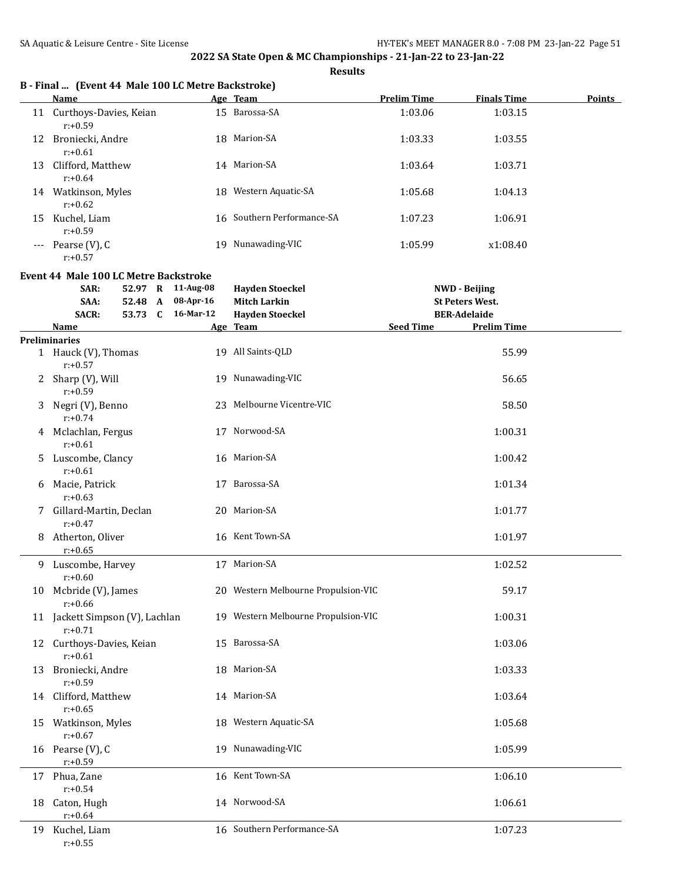## 2022 SA State Open & MC Championships - 21-Jan-22 to 23-Jan-22

**Results**

### B - Final ... (Event 44 Male 100 LC Metre Backstroke)

| | Name | Age | Team | Prelim Time | Finals Time | Points |
|---|---|---|---|---|---|---|
| 11 | Curthoys-Davies, Keian r:+0.59 | 15 | Barossa-SA | 1:03.06 | 1:03.15 | |
| 12 | Broniecki, Andre r:+0.61 | 18 | Marion-SA | 1:03.33 | 1:03.55 | |
| 13 | Clifford, Matthew r:+0.64 | 14 | Marion-SA | 1:03.64 | 1:03.71 | |
| 14 | Watkinson, Myles r:+0.62 | 18 | Western Aquatic-SA | 1:05.68 | 1:04.13 | |
| 15 | Kuchel, Liam r:+0.59 | 16 | Southern Performance-SA | 1:07.23 | 1:06.91 | |
| --- | Pearse (V), C r:+0.57 | 19 | Nunawading-VIC | 1:05.99 | x1:08.40 | |

### Event 44 Male 100 LC Metre Backstroke

| | | | | | |
|---|---|---|---|---|---|
| SAR: | 52.97 | R | 11-Aug-08 | Hayden Stoeckel | NWD - Beijing |
| SAA: | 52.48 | A | 08-Apr-16 | Mitch Larkin | St Peters West. |
| SACR: | 53.73 | C | 16-Mar-12 | Hayden Stoeckel | BER-Adelaide |

**Preliminaries**

| | Name | Age | Team | Seed Time | Prelim Time |
|---|---|---|---|---|---|
| 1 | Hauck (V), Thomas r:+0.57 | 19 | All Saints-QLD | | 55.99 |
| 2 | Sharp (V), Will r:+0.59 | 19 | Nunawading-VIC | | 56.65 |
| 3 | Negri (V), Benno r:+0.74 | 23 | Melbourne Vicentre-VIC | | 58.50 |
| 4 | Mclachlan, Fergus r:+0.61 | 17 | Norwood-SA | | 1:00.31 |
| 5 | Luscombe, Clancy r:+0.61 | 16 | Marion-SA | | 1:00.42 |
| 6 | Macie, Patrick r:+0.63 | 17 | Barossa-SA | | 1:01.34 |
| 7 | Gillard-Martin, Declan r:+0.47 | 20 | Marion-SA | | 1:01.77 |
| 8 | Atherton, Oliver r:+0.65 | 16 | Kent Town-SA | | 1:01.97 |
| 9 | Luscombe, Harvey r:+0.60 | 17 | Marion-SA | | 1:02.52 |
| 10 | Mcbride (V), James r:+0.66 | 20 | Western Melbourne Propulsion-VIC | | 59.17 |
| 11 | Jackett Simpson (V), Lachlan r:+0.71 | 19 | Western Melbourne Propulsion-VIC | | 1:00.31 |
| 12 | Curthoys-Davies, Keian r:+0.61 | 15 | Barossa-SA | | 1:03.06 |
| 13 | Broniecki, Andre r:+0.59 | 18 | Marion-SA | | 1:03.33 |
| 14 | Clifford, Matthew r:+0.65 | 14 | Marion-SA | | 1:03.64 |
| 15 | Watkinson, Myles r:+0.67 | 18 | Western Aquatic-SA | | 1:05.68 |
| 16 | Pearse (V), C r:+0.59 | 19 | Nunawading-VIC | | 1:05.99 |
| 17 | Phua, Zane r:+0.54 | 16 | Kent Town-SA | | 1:06.10 |
| 18 | Caton, Hugh r:+0.64 | 14 | Norwood-SA | | 1:06.61 |
| 19 | Kuchel, Liam r:+0.55 | 16 | Southern Performance-SA | | 1:07.23 |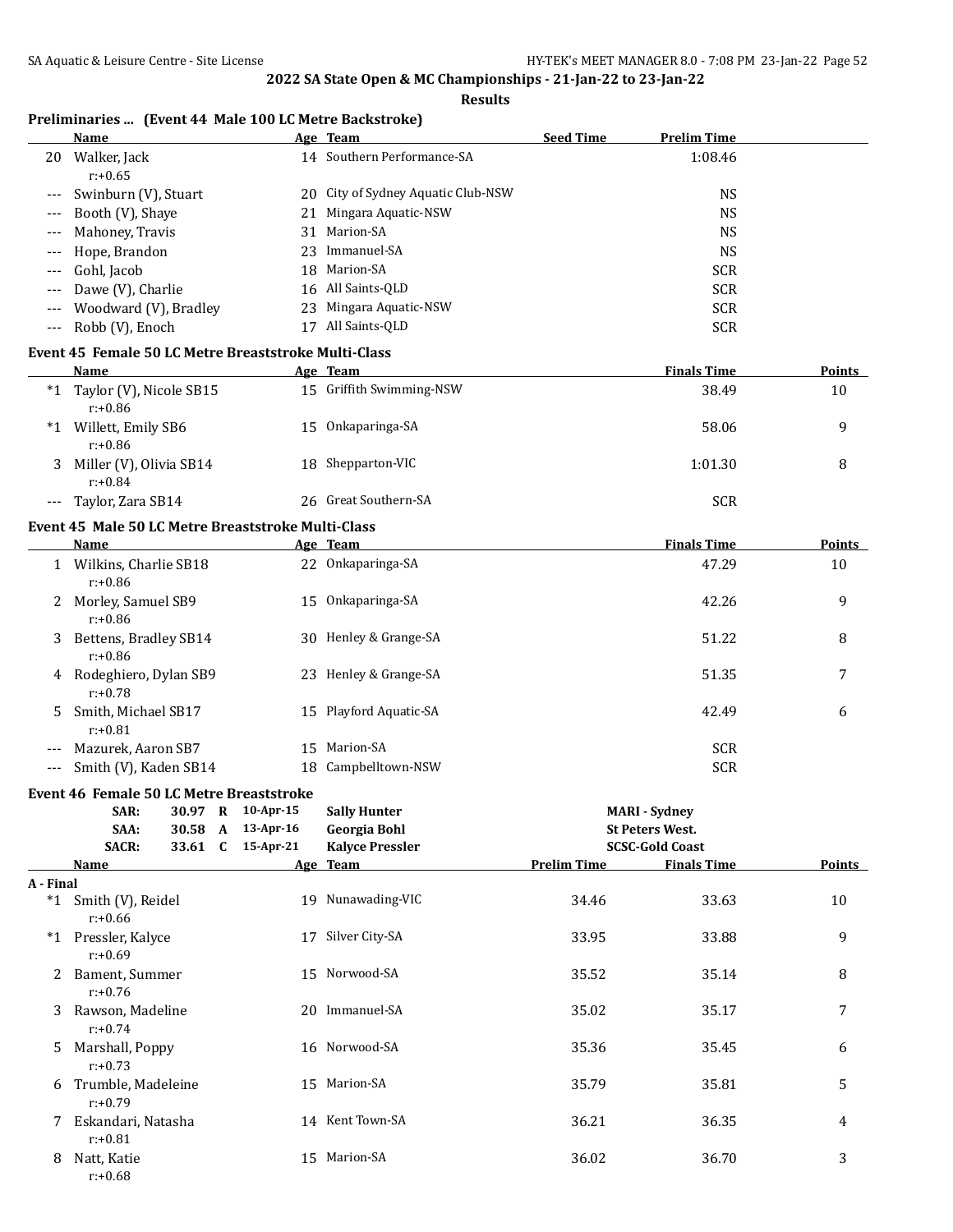**2022 SA State Open & MC Championships - 21-Jan-22 to 23-Jan-22**

**Results**

### Preliminaries ... (Event 44 Male 100 LC Metre Backstroke)

| | Name | Age | Team | Seed Time | Prelim Time |
|---|---|---|---|---|---|
| 20 | Walker, Jack r:+0.65 | 14 | Southern Performance-SA | | 1:08.46 |
| --- | Swinburn (V), Stuart | 20 | City of Sydney Aquatic Club-NSW | | NS |
| --- | Booth (V), Shaye | 21 | Mingara Aquatic-NSW | | NS |
| --- | Mahoney, Travis | 31 | Marion-SA | | NS |
| --- | Hope, Brandon | 23 | Immanuel-SA | | NS |
| --- | Gohl, Jacob | 18 | Marion-SA | | SCR |
| --- | Dawe (V), Charlie | 16 | All Saints-QLD | | SCR |
| --- | Woodward (V), Bradley | 23 | Mingara Aquatic-NSW | | SCR |
| --- | Robb (V), Enoch | 17 | All Saints-QLD | | SCR |

### Event 45 Female 50 LC Metre Breaststroke Multi-Class

| | Name | Age | Team | Finals Time | Points |
|---|---|---|---|---|---|
| *1 | Taylor (V), Nicole SB15 r:+0.86 | 15 | Griffith Swimming-NSW | 38.49 | 10 |
| *1 | Willett, Emily SB6 r:+0.86 | 15 | Onkaparinga-SA | 58.06 | 9 |
| 3 | Miller (V), Olivia SB14 r:+0.84 | 18 | Shepparton-VIC | 1:01.30 | 8 |
| --- | Taylor, Zara SB14 | 26 | Great Southern-SA | SCR | |

### Event 45 Male 50 LC Metre Breaststroke Multi-Class

| | Name | Age | Team | Finals Time | Points |
|---|---|---|---|---|---|
| 1 | Wilkins, Charlie SB18 r:+0.86 | 22 | Onkaparinga-SA | 47.29 | 10 |
| 2 | Morley, Samuel SB9 r:+0.86 | 15 | Onkaparinga-SA | 42.26 | 9 |
| 3 | Bettens, Bradley SB14 r:+0.86 | 30 | Henley & Grange-SA | 51.22 | 8 |
| 4 | Rodeghiero, Dylan SB9 r:+0.78 | 23 | Henley & Grange-SA | 51.35 | 7 |
| 5 | Smith, Michael SB17 r:+0.81 | 15 | Playford Aquatic-SA | 42.49 | 6 |
| --- | Mazurek, Aaron SB7 | 15 | Marion-SA | SCR | |
| --- | Smith (V), Kaden SB14 | 18 | Campbelltown-NSW | SCR | |

### Event 46 Female 50 LC Metre Breaststroke

| Record | Time | | Date | Name | Team |
|---|---|---|---|---|---|
| SAR: | 30.97 | R | 10-Apr-15 | Sally Hunter | MARI - Sydney |
| SAA: | 30.58 | A | 13-Apr-16 | Georgia Bohl | St Peters West. |
| SACR: | 33.61 | C | 15-Apr-21 | Kalyce Pressler | SCSC-Gold Coast |

**A - Final**

| | Name | Age | Team | Prelim Time | Finals Time | Points |
|---|---|---|---|---|---|---|
| *1 | Smith (V), Reidel r:+0.66 | 19 | Nunawading-VIC | 34.46 | 33.63 | 10 |
| *1 | Pressler, Kalyce r:+0.69 | 17 | Silver City-SA | 33.95 | 33.88 | 9 |
| 2 | Bament, Summer r:+0.76 | 15 | Norwood-SA | 35.52 | 35.14 | 8 |
| 3 | Rawson, Madeline r:+0.74 | 20 | Immanuel-SA | 35.02 | 35.17 | 7 |
| 5 | Marshall, Poppy r:+0.73 | 16 | Norwood-SA | 35.36 | 35.45 | 6 |
| 6 | Trumble, Madeleine r:+0.79 | 15 | Marion-SA | 35.79 | 35.81 | 5 |
| 7 | Eskandari, Natasha r:+0.81 | 14 | Kent Town-SA | 36.21 | 36.35 | 4 |
| 8 | Natt, Katie r:+0.68 | 15 | Marion-SA | 36.02 | 36.70 | 3 |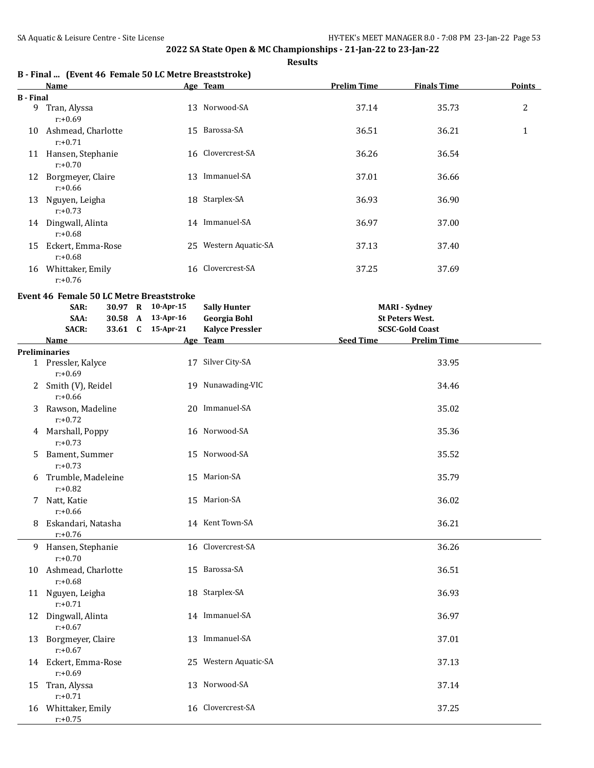## 2022 SA State Open & MC Championships - 21-Jan-22 to 23-Jan-22

**Results**

### B - Final ... (Event 46 Female 50 LC Metre Breaststroke)

| | Name | Age | Team | Prelim Time | Finals Time | Points |
|---|---|---|---|---|---|---|
| **B - Final** | | | | | | |
| 9 | Tran, Alyssa<br>r:+0.69 | 13 | Norwood-SA | 37.14 | 35.73 | 2 |
| 10 | Ashmead, Charlotte<br>r:+0.71 | 15 | Barossa-SA | 36.51 | 36.21 | 1 |
| 11 | Hansen, Stephanie<br>r:+0.70 | 16 | Clovercrest-SA | 36.26 | 36.54 | |
| 12 | Borgmeyer, Claire<br>r:+0.66 | 13 | Immanuel-SA | 37.01 | 36.66 | |
| 13 | Nguyen, Leigha<br>r:+0.73 | 18 | Starplex-SA | 36.93 | 36.90 | |
| 14 | Dingwall, Alinta<br>r:+0.68 | 14 | Immanuel-SA | 36.97 | 37.00 | |
| 15 | Eckert, Emma-Rose<br>r:+0.68 | 25 | Western Aquatic-SA | 37.13 | 37.40 | |
| 16 | Whittaker, Emily<br>r:+0.76 | 16 | Clovercrest-SA | 37.25 | 37.69 | |

### Event 46 Female 50 LC Metre Breaststroke

| | | | | | |
|---|---|---|---|---|---|
| **SAR:** | **30.97** | **R** | **10-Apr-15** | **Sally Hunter** | **MARI - Sydney** |
| **SAA:** | **30.58** | **A** | **13-Apr-16** | **Georgia Bohl** | **St Peters West.** |
| **SACR:** | **33.61** | **C** | **15-Apr-21** | **Kalyce Pressler** | **SCSC-Gold Coast** |

| | Name | Age | Team | Seed Time | Prelim Time |
|---|---|---|---|---|---|
| **Preliminaries** | | | | | |
| 1 | Pressler, Kalyce<br>r:+0.69 | 17 | Silver City-SA | | 33.95 |
| 2 | Smith (V), Reidel<br>r:+0.66 | 19 | Nunawading-VIC | | 34.46 |
| 3 | Rawson, Madeline<br>r:+0.72 | 20 | Immanuel-SA | | 35.02 |
| 4 | Marshall, Poppy<br>r:+0.73 | 16 | Norwood-SA | | 35.36 |
| 5 | Bament, Summer<br>r:+0.73 | 15 | Norwood-SA | | 35.52 |
| 6 | Trumble, Madeleine<br>r:+0.82 | 15 | Marion-SA | | 35.79 |
| 7 | Natt, Katie<br>r:+0.66 | 15 | Marion-SA | | 36.02 |
| 8 | Eskandari, Natasha<br>r:+0.76 | 14 | Kent Town-SA | | 36.21 |
| 9 | Hansen, Stephanie<br>r:+0.70 | 16 | Clovercrest-SA | | 36.26 |
| 10 | Ashmead, Charlotte<br>r:+0.68 | 15 | Barossa-SA | | 36.51 |
| 11 | Nguyen, Leigha<br>r:+0.71 | 18 | Starplex-SA | | 36.93 |
| 12 | Dingwall, Alinta<br>r:+0.67 | 14 | Immanuel-SA | | 36.97 |
| 13 | Borgmeyer, Claire<br>r:+0.67 | 13 | Immanuel-SA | | 37.01 |
| 14 | Eckert, Emma-Rose<br>r:+0.69 | 25 | Western Aquatic-SA | | 37.13 |
| 15 | Tran, Alyssa<br>r:+0.71 | 13 | Norwood-SA | | 37.14 |
| 16 | Whittaker, Emily<br>r:+0.75 | 16 | Clovercrest-SA | | 37.25 |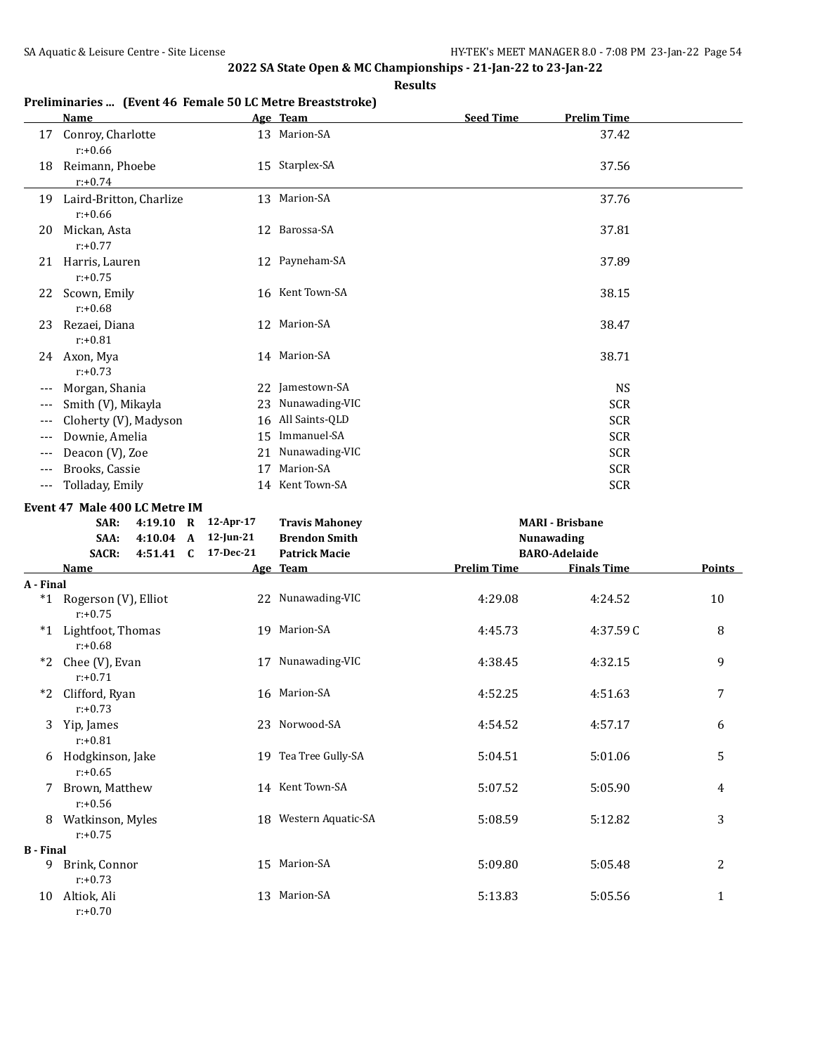## 2022 SA State Open & MC Championships - 21-Jan-22 to 23-Jan-22

### Results

**Preliminaries ... (Event 46 Female 50 LC Metre Breaststroke)**

| | Name | Age | Team | Seed Time | Prelim Time |
|---|---|---|---|---|---|
| 17 | Conroy, Charlotte r:+0.66 | 13 | Marion-SA | | 37.42 |
| 18 | Reimann, Phoebe r:+0.74 | 15 | Starplex-SA | | 37.56 |
| 19 | Laird-Britton, Charlize r:+0.66 | 13 | Marion-SA | | 37.76 |
| 20 | Mickan, Asta r:+0.77 | 12 | Barossa-SA | | 37.81 |
| 21 | Harris, Lauren r:+0.75 | 12 | Payneham-SA | | 37.89 |
| 22 | Scown, Emily r:+0.68 | 16 | Kent Town-SA | | 38.15 |
| 23 | Rezaei, Diana r:+0.81 | 12 | Marion-SA | | 38.47 |
| 24 | Axon, Mya r:+0.73 | 14 | Marion-SA | | 38.71 |
| --- | Morgan, Shania | 22 | Jamestown-SA | | NS |
| --- | Smith (V), Mikayla | 23 | Nunawading-VIC | | SCR |
| --- | Cloherty (V), Madyson | 16 | All Saints-QLD | | SCR |
| --- | Downie, Amelia | 15 | Immanuel-SA | | SCR |
| --- | Deacon (V), Zoe | 21 | Nunawading-VIC | | SCR |
| --- | Brooks, Cassie | 17 | Marion-SA | | SCR |
| --- | Tolladay, Emily | 14 | Kent Town-SA | | SCR |

**Event 47 Male 400 LC Metre IM**

| | | | | | |
|---|---|---|---|---|---|
| SAR: | 4:19.10 | R | 12-Apr-17 | Travis Mahoney | MARI - Brisbane |
| SAA: | 4:10.04 | A | 12-Jun-21 | Brendon Smith | Nunawading |
| SACR: | 4:51.41 | C | 17-Dec-21 | Patrick Macie | BARO-Adelaide |

| | Name | Age | Team | Prelim Time | Finals Time | Points |
|---|---|---|---|---|---|---|
| **A - Final** | | | | | | |
| *1 | Rogerson (V), Elliot r:+0.75 | 22 | Nunawading-VIC | 4:29.08 | 4:24.52 | 10 |
| *1 | Lightfoot, Thomas r:+0.68 | 19 | Marion-SA | 4:45.73 | 4:37.59 C | 8 |
| *2 | Chee (V), Evan r:+0.71 | 17 | Nunawading-VIC | 4:38.45 | 4:32.15 | 9 |
| *2 | Clifford, Ryan r:+0.73 | 16 | Marion-SA | 4:52.25 | 4:51.63 | 7 |
| 3 | Yip, James r:+0.81 | 23 | Norwood-SA | 4:54.52 | 4:57.17 | 6 |
| 6 | Hodgkinson, Jake r:+0.65 | 19 | Tea Tree Gully-SA | 5:04.51 | 5:01.06 | 5 |
| 7 | Brown, Matthew r:+0.56 | 14 | Kent Town-SA | 5:07.52 | 5:05.90 | 4 |
| 8 | Watkinson, Myles r:+0.75 | 18 | Western Aquatic-SA | 5:08.59 | 5:12.82 | 3 |
| **B - Final** | | | | | | |
| 9 | Brink, Connor r:+0.73 | 15 | Marion-SA | 5:09.80 | 5:05.48 | 2 |
| 10 | Altiok, Ali r:+0.70 | 13 | Marion-SA | 5:13.83 | 5:05.56 | 1 |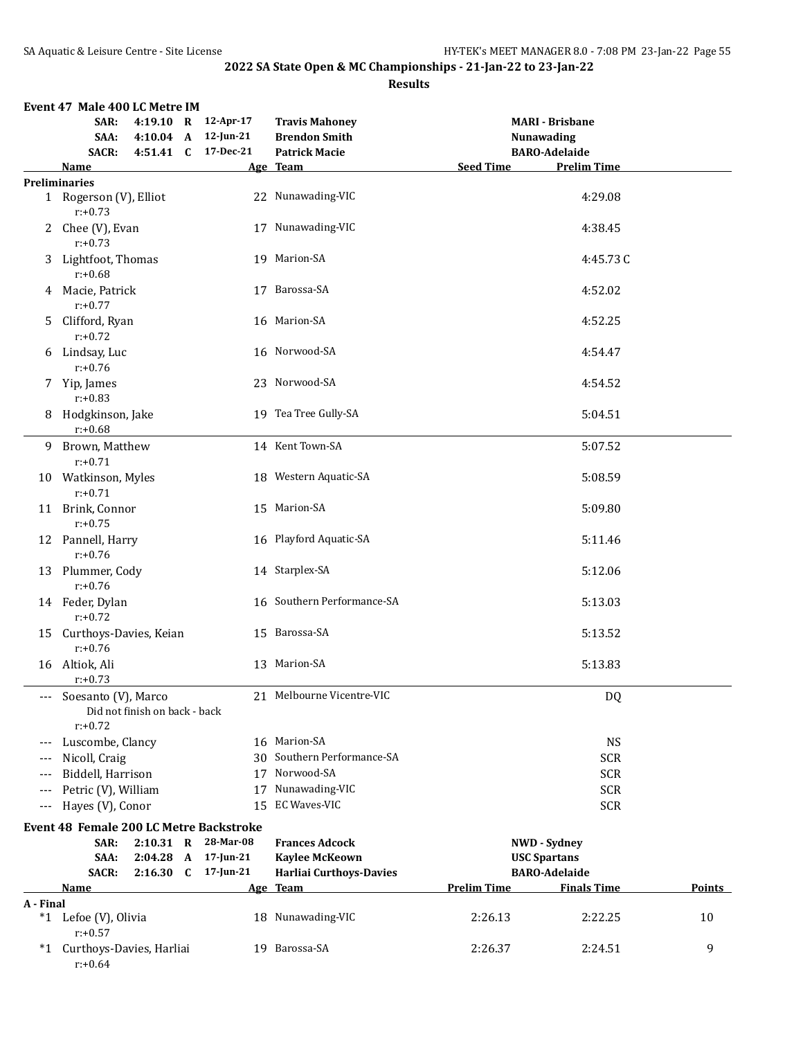## 2022 SA State Open & MC Championships - 21-Jan-22 to 23-Jan-22

### Results

**Event 47 Male 400 LC Metre IM**

| | | | | | |
|---|---|---|---|---|---|
| SAR: | 4:19.10 | R | 12-Apr-17 | Travis Mahoney | MARI - Brisbane |
| SAA: | 4:10.04 | A | 12-Jun-21 | Brendon Smith | Nunawading |
| SACR: | 4:51.41 | C | 17-Dec-21 | Patrick Macie | BARO-Adelaide |

| | Name | Age | Team | Seed Time | Prelim Time |
|---|---|---|---|---|---|
| **Preliminaries** | | | | | |
| 1 | Rogerson (V), Elliot<br>r:+0.73 | 22 | Nunawading-VIC | | 4:29.08 |
| 2 | Chee (V), Evan<br>r:+0.73 | 17 | Nunawading-VIC | | 4:38.45 |
| 3 | Lightfoot, Thomas<br>r:+0.68 | 19 | Marion-SA | | 4:45.73 C |
| 4 | Macie, Patrick<br>r:+0.77 | 17 | Barossa-SA | | 4:52.02 |
| 5 | Clifford, Ryan<br>r:+0.72 | 16 | Marion-SA | | 4:52.25 |
| 6 | Lindsay, Luc<br>r:+0.76 | 16 | Norwood-SA | | 4:54.47 |
| 7 | Yip, James<br>r:+0.83 | 23 | Norwood-SA | | 4:54.52 |
| 8 | Hodgkinson, Jake<br>r:+0.68 | 19 | Tea Tree Gully-SA | | 5:04.51 |
| 9 | Brown, Matthew<br>r:+0.71 | 14 | Kent Town-SA | | 5:07.52 |
| 10 | Watkinson, Myles<br>r:+0.71 | 18 | Western Aquatic-SA | | 5:08.59 |
| 11 | Brink, Connor<br>r:+0.75 | 15 | Marion-SA | | 5:09.80 |
| 12 | Pannell, Harry<br>r:+0.76 | 16 | Playford Aquatic-SA | | 5:11.46 |
| 13 | Plummer, Cody<br>r:+0.76 | 14 | Starplex-SA | | 5:12.06 |
| 14 | Feder, Dylan<br>r:+0.72 | 16 | Southern Performance-SA | | 5:13.03 |
| 15 | Curthoys-Davies, Keian<br>r:+0.76 | 15 | Barossa-SA | | 5:13.52 |
| 16 | Altiok, Ali<br>r:+0.73 | 13 | Marion-SA | | 5:13.83 |
| --- | Soesanto (V), Marco<br>Did not finish on back - back<br>r:+0.72 | 21 | Melbourne Vicentre-VIC | | DQ |
| --- | Luscombe, Clancy | 16 | Marion-SA | | NS |
| --- | Nicoll, Craig | 30 | Southern Performance-SA | | SCR |
| --- | Biddell, Harrison | 17 | Norwood-SA | | SCR |
| --- | Petric (V), William | 17 | Nunawading-VIC | | SCR |
| --- | Hayes (V), Conor | 15 | EC Waves-VIC | | SCR |

**Event 48 Female 200 LC Metre Backstroke**

| | | | | | |
|---|---|---|---|---|---|
| SAR: | 2:10.31 | R | 28-Mar-08 | Frances Adcock | NWD - Sydney |
| SAA: | 2:04.28 | A | 17-Jun-21 | Kaylee McKeown | USC Spartans |
| SACR: | 2:16.30 | C | 17-Jun-21 | Harliai Curthoys-Davies | BARO-Adelaide |

| | Name | Age | Team | Prelim Time | Finals Time | Points |
|---|---|---|---|---|---|---|
| **A - Final** | | | | | | |
| *1 | Lefoe (V), Olivia<br>r:+0.57 | 18 | Nunawading-VIC | 2:26.13 | 2:22.25 | 10 |
| *1 | Curthoys-Davies, Harliai<br>r:+0.64 | 19 | Barossa-SA | 2:26.37 | 2:24.51 | 9 |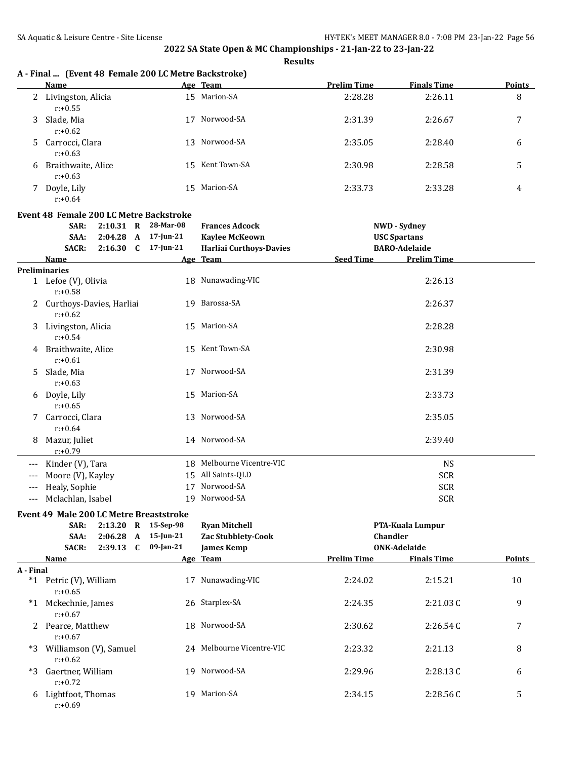2022 SA State Open & MC Championships - 21-Jan-22 to 23-Jan-22

**Results**

### A - Final ... (Event 48 Female 200 LC Metre Backstroke)

| | Name | Age | Team | Prelim Time | Finals Time | Points |
|---|---|---|---|---|---|---|
| 2 | Livingston, Alicia<br>r:+0.55 | 15 | Marion-SA | 2:28.28 | 2:26.11 | 8 |
| 3 | Slade, Mia<br>r:+0.62 | 17 | Norwood-SA | 2:31.39 | 2:26.67 | 7 |
| 5 | Carrocci, Clara<br>r:+0.63 | 13 | Norwood-SA | 2:35.05 | 2:28.40 | 6 |
| 6 | Braithwaite, Alice<br>r:+0.63 | 15 | Kent Town-SA | 2:30.98 | 2:28.58 | 5 |
| 7 | Doyle, Lily<br>r:+0.64 | 15 | Marion-SA | 2:33.73 | 2:33.28 | 4 |

### Event 48 Female 200 LC Metre Backstroke

| | | | | | |
|---|---|---|---|---|---|
| SAR: | 2:10.31 | R | 28-Mar-08 | Frances Adcock | NWD - Sydney |
| SAA: | 2:04.28 | A | 17-Jun-21 | Kaylee McKeown | USC Spartans |
| SACR: | 2:16.30 | C | 17-Jun-21 | Harliai Curthoys-Davies | BARO-Adelaide |

**Preliminaries**

| | Name | Age | Team | Seed Time | Prelim Time |
|---|---|---|---|---|---|
| 1 | Lefoe (V), Olivia<br>r:+0.58 | 18 | Nunawading-VIC | | 2:26.13 |
| 2 | Curthoys-Davies, Harliai<br>r:+0.62 | 19 | Barossa-SA | | 2:26.37 |
| 3 | Livingston, Alicia<br>r:+0.54 | 15 | Marion-SA | | 2:28.28 |
| 4 | Braithwaite, Alice<br>r:+0.61 | 15 | Kent Town-SA | | 2:30.98 |
| 5 | Slade, Mia<br>r:+0.63 | 17 | Norwood-SA | | 2:31.39 |
| 6 | Doyle, Lily<br>r:+0.65 | 15 | Marion-SA | | 2:33.73 |
| 7 | Carrocci, Clara<br>r:+0.64 | 13 | Norwood-SA | | 2:35.05 |
| 8 | Mazur, Juliet<br>r:+0.79 | 14 | Norwood-SA | | 2:39.40 |
| --- | Kinder (V), Tara | 18 | Melbourne Vicentre-VIC | | NS |
| --- | Moore (V), Kayley | 15 | All Saints-QLD | | SCR |
| --- | Healy, Sophie | 17 | Norwood-SA | | SCR |
| --- | Mclachlan, Isabel | 19 | Norwood-SA | | SCR |

### Event 49 Male 200 LC Metre Breaststroke

| | | | | | |
|---|---|---|---|---|---|
| SAR: | 2:13.20 | R | 15-Sep-98 | Ryan Mitchell | PTA-Kuala Lumpur |
| SAA: | 2:06.28 | A | 15-Jun-21 | Zac Stubblety-Cook | Chandler |
| SACR: | 2:39.13 | C | 09-Jan-21 | James Kemp | ONK-Adelaide |

**A - Final**

| | Name | Age | Team | Prelim Time | Finals Time | Points |
|---|---|---|---|---|---|---|
| *1 | Petric (V), William<br>r:+0.65 | 17 | Nunawading-VIC | 2:24.02 | 2:15.21 | 10 |
| *1 | Mckechnie, James<br>r:+0.67 | 26 | Starplex-SA | 2:24.35 | 2:21.03 C | 9 |
| 2 | Pearce, Matthew<br>r:+0.67 | 18 | Norwood-SA | 2:30.62 | 2:26.54 C | 7 |
| *3 | Williamson (V), Samuel<br>r:+0.62 | 24 | Melbourne Vicentre-VIC | 2:23.32 | 2:21.13 | 8 |
| *3 | Gaertner, William<br>r:+0.72 | 19 | Norwood-SA | 2:29.96 | 2:28.13 C | 6 |
| 6 | Lightfoot, Thomas<br>r:+0.69 | 19 | Marion-SA | 2:34.15 | 2:28.56 C | 5 |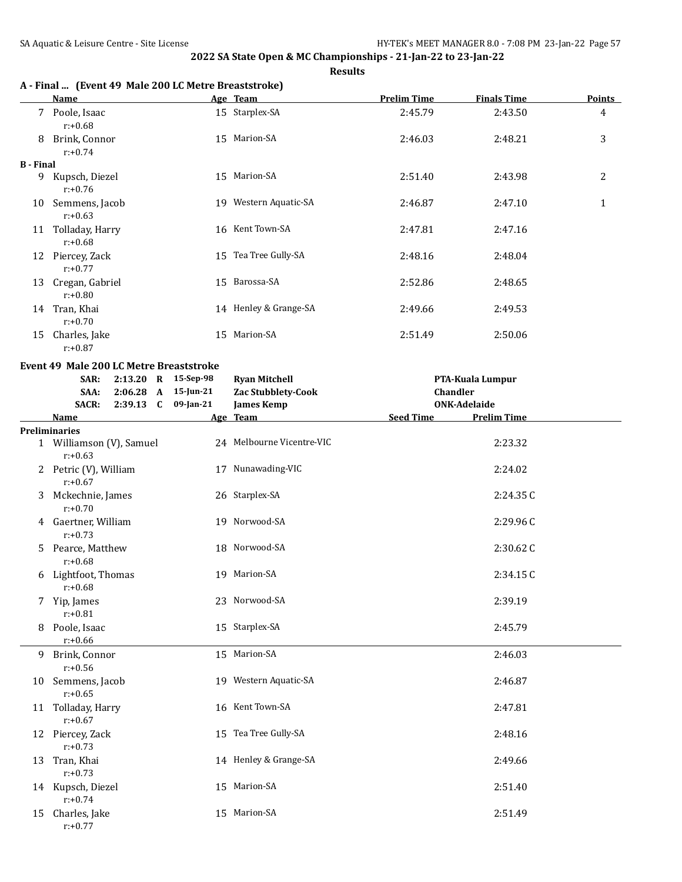**2022 SA State Open & MC Championships - 21-Jan-22 to 23-Jan-22**

**Results**

### A - Final ... (Event 49 Male 200 LC Metre Breaststroke)

| | Name | Age | Team | Prelim Time | Finals Time | Points |
|---|---|---|---|---|---|---|
| 7 | Poole, Isaac<br>r:+0.68 | 15 | Starplex-SA | 2:45.79 | 2:43.50 | 4 |
| 8 | Brink, Connor<br>r:+0.74 | 15 | Marion-SA | 2:46.03 | 2:48.21 | 3 |
| **B - Final** | | | | | | |
| 9 | Kupsch, Diezel<br>r:+0.76 | 15 | Marion-SA | 2:51.40 | 2:43.98 | 2 |
| 10 | Semmens, Jacob<br>r:+0.63 | 19 | Western Aquatic-SA | 2:46.87 | 2:47.10 | 1 |
| 11 | Tolladay, Harry<br>r:+0.68 | 16 | Kent Town-SA | 2:47.81 | 2:47.16 | |
| 12 | Piercey, Zack<br>r:+0.77 | 15 | Tea Tree Gully-SA | 2:48.16 | 2:48.04 | |
| 13 | Cregan, Gabriel<br>r:+0.80 | 15 | Barossa-SA | 2:52.86 | 2:48.65 | |
| 14 | Tran, Khai<br>r:+0.70 | 14 | Henley & Grange-SA | 2:49.66 | 2:49.53 | |
| 15 | Charles, Jake<br>r:+0.87 | 15 | Marion-SA | 2:51.49 | 2:50.06 | |

### Event 49 Male 200 LC Metre Breaststroke

| | | | | | |
|---|---|---|---|---|---|
| SAR: | 2:13.20 | R | 15-Sep-98 | Ryan Mitchell | PTA-Kuala Lumpur |
| SAA: | 2:06.28 | A | 15-Jun-21 | Zac Stubblety-Cook | Chandler |
| SACR: | 2:39.13 | C | 09-Jan-21 | James Kemp | ONK-Adelaide |

| | Name | Age | Team | Seed Time | Prelim Time |
|---|---|---|---|---|---|
| **Preliminaries** | | | | | |
| 1 | Williamson (V), Samuel<br>r:+0.63 | 24 | Melbourne Vicentre-VIC | | 2:23.32 |
| 2 | Petric (V), William<br>r:+0.67 | 17 | Nunawading-VIC | | 2:24.02 |
| 3 | Mckechnie, James<br>r:+0.70 | 26 | Starplex-SA | | 2:24.35 C |
| 4 | Gaertner, William<br>r:+0.73 | 19 | Norwood-SA | | 2:29.96 C |
| 5 | Pearce, Matthew<br>r:+0.68 | 18 | Norwood-SA | | 2:30.62 C |
| 6 | Lightfoot, Thomas<br>r:+0.68 | 19 | Marion-SA | | 2:34.15 C |
| 7 | Yip, James<br>r:+0.81 | 23 | Norwood-SA | | 2:39.19 |
| 8 | Poole, Isaac<br>r:+0.66 | 15 | Starplex-SA | | 2:45.79 |
| 9 | Brink, Connor<br>r:+0.56 | 15 | Marion-SA | | 2:46.03 |
| 10 | Semmens, Jacob<br>r:+0.65 | 19 | Western Aquatic-SA | | 2:46.87 |
| 11 | Tolladay, Harry<br>r:+0.67 | 16 | Kent Town-SA | | 2:47.81 |
| 12 | Piercey, Zack<br>r:+0.73 | 15 | Tea Tree Gully-SA | | 2:48.16 |
| 13 | Tran, Khai<br>r:+0.73 | 14 | Henley & Grange-SA | | 2:49.66 |
| 14 | Kupsch, Diezel<br>r:+0.74 | 15 | Marion-SA | | 2:51.40 |
| 15 | Charles, Jake<br>r:+0.77 | 15 | Marion-SA | | 2:51.49 |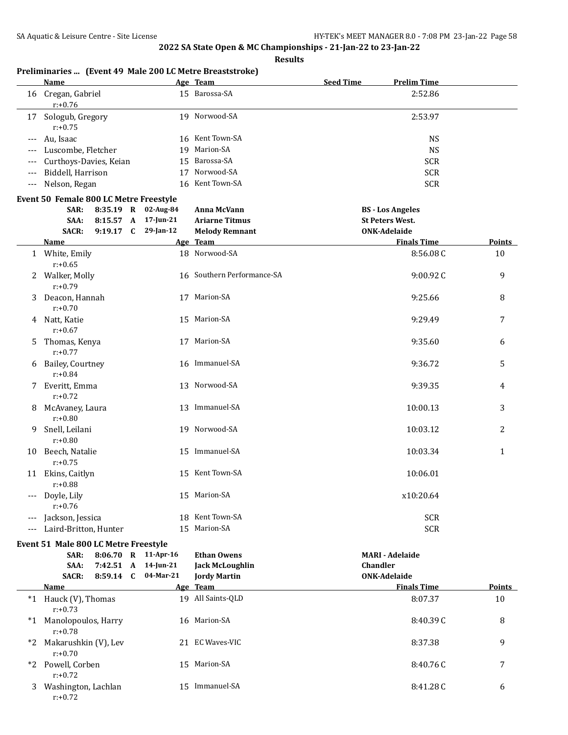## 2022 SA State Open & MC Championships - 21-Jan-22 to 23-Jan-22

**Results**

### Preliminaries ... (Event 49 Male 200 LC Metre Breaststroke)

| | Name | Age | Team | Seed Time | Prelim Time |
|---|---|---|---|---|---|
| 16 | Cregan, Gabriel<br>r:+0.76 | 15 | Barossa-SA | | 2:52.86 |
| 17 | Sologub, Gregory<br>r:+0.75 | 19 | Norwood-SA | | 2:53.97 |
| --- | Au, Isaac | 16 | Kent Town-SA | | NS |
| --- | Luscombe, Fletcher | 19 | Marion-SA | | NS |
| --- | Curthoys-Davies, Keian | 15 | Barossa-SA | | SCR |
| --- | Biddell, Harrison | 17 | Norwood-SA | | SCR |
| --- | Nelson, Regan | 16 | Kent Town-SA | | SCR |

### Event 50 Female 800 LC Metre Freestyle

| | | | | | |
|---|---|---|---|---|---|
| **SAR:** | **8:35.19** | **R** | **02-Aug-84** | **Anna McVann** | **BS - Los Angeles** |
| **SAA:** | **8:15.57** | **A** | **17-Jun-21** | **Ariarne Titmus** | **St Peters West.** |
| **SACR:** | **9:19.17** | **C** | **29-Jan-12** | **Melody Remnant** | **ONK-Adelaide** |

| | Name | Age | Team | Finals Time | Points |
|---|---|---|---|---|---|
| 1 | White, Emily<br>r:+0.65 | 18 | Norwood-SA | 8:56.08 C | 10 |
| 2 | Walker, Molly<br>r:+0.79 | 16 | Southern Performance-SA | 9:00.92 C | 9 |
| 3 | Deacon, Hannah<br>r:+0.70 | 17 | Marion-SA | 9:25.66 | 8 |
| 4 | Natt, Katie<br>r:+0.67 | 15 | Marion-SA | 9:29.49 | 7 |
| 5 | Thomas, Kenya<br>r:+0.77 | 17 | Marion-SA | 9:35.60 | 6 |
| 6 | Bailey, Courtney<br>r:+0.84 | 16 | Immanuel-SA | 9:36.72 | 5 |
| 7 | Everitt, Emma<br>r:+0.72 | 13 | Norwood-SA | 9:39.35 | 4 |
| 8 | McAvaney, Laura<br>r:+0.80 | 13 | Immanuel-SA | 10:00.13 | 3 |
| 9 | Snell, Leilani<br>r:+0.80 | 19 | Norwood-SA | 10:03.12 | 2 |
| 10 | Beech, Natalie<br>r:+0.75 | 15 | Immanuel-SA | 10:03.34 | 1 |
| 11 | Ekins, Caitlyn<br>r:+0.88 | 15 | Kent Town-SA | 10:06.01 | |
| --- | Doyle, Lily<br>r:+0.76 | 15 | Marion-SA | x10:20.64 | |
| --- | Jackson, Jessica | 18 | Kent Town-SA | SCR | |
| --- | Laird-Britton, Hunter | 15 | Marion-SA | SCR | |

### Event 51 Male 800 LC Metre Freestyle

| | | | | | |
|---|---|---|---|---|---|
| **SAR:** | **8:06.70** | **R** | **11-Apr-16** | **Ethan Owens** | **MARI - Adelaide** |
| **SAA:** | **7:42.51** | **A** | **14-Jun-21** | **Jack McLoughlin** | **Chandler** |
| **SACR:** | **8:59.14** | **C** | **04-Mar-21** | **Jordy Martin** | **ONK-Adelaide** |

| | Name | Age | Team | Finals Time | Points |
|---|---|---|---|---|---|
| *1 | Hauck (V), Thomas<br>r:+0.73 | 19 | All Saints-QLD | 8:07.37 | 10 |
| *1 | Manolopoulos, Harry<br>r:+0.78 | 16 | Marion-SA | 8:40.39 C | 8 |
| *2 | Makarushkin (V), Lev<br>r:+0.70 | 21 | EC Waves-VIC | 8:37.38 | 9 |
| *2 | Powell, Corben<br>r:+0.72 | 15 | Marion-SA | 8:40.76 C | 7 |
| 3 | Washington, Lachlan<br>r:+0.72 | 15 | Immanuel-SA | 8:41.28 C | 6 |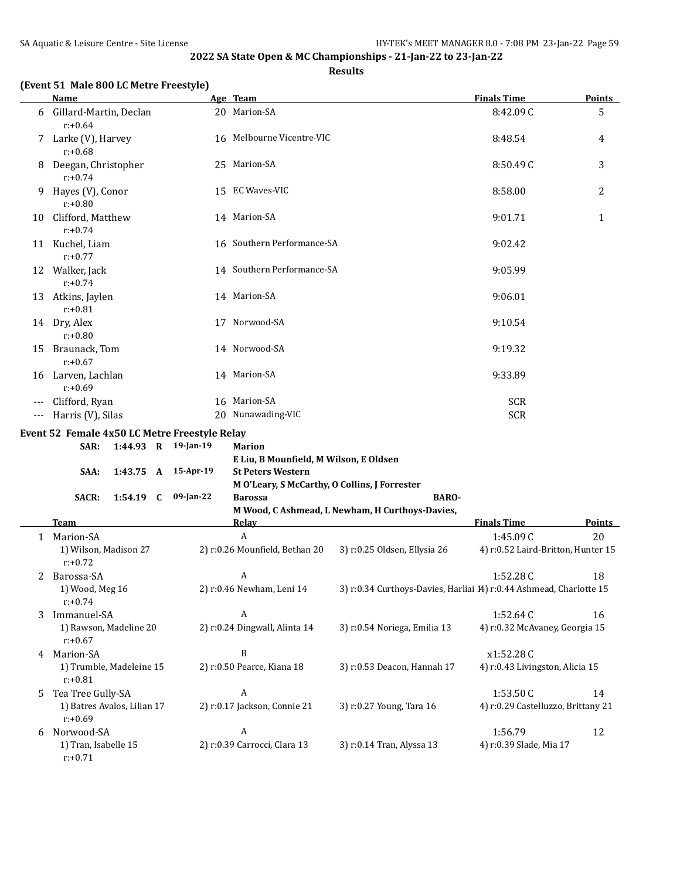## 2022 SA State Open & MC Championships - 21-Jan-22 to 23-Jan-22

### Results

### (Event 51 Male 800 LC Metre Freestyle)

| | Name | Age | Team | Finals Time | Points |
|---|---|---|---|---|---|
| 6 | Gillard-Martin, Declan<br>r:+0.64 | 20 | Marion-SA | 8:42.09 C | 5 |
| 7 | Larke (V), Harvey<br>r:+0.68 | 16 | Melbourne Vicentre-VIC | 8:48.54 | 4 |
| 8 | Deegan, Christopher<br>r:+0.74 | 25 | Marion-SA | 8:50.49 C | 3 |
| 9 | Hayes (V), Conor<br>r:+0.80 | 15 | EC Waves-VIC | 8:58.00 | 2 |
| 10 | Clifford, Matthew<br>r:+0.74 | 14 | Marion-SA | 9:01.71 | 1 |
| 11 | Kuchel, Liam<br>r:+0.77 | 16 | Southern Performance-SA | 9:02.42 | |
| 12 | Walker, Jack<br>r:+0.74 | 14 | Southern Performance-SA | 9:05.99 | |
| 13 | Atkins, Jaylen<br>r:+0.81 | 14 | Marion-SA | 9:06.01 | |
| 14 | Dry, Alex<br>r:+0.80 | 17 | Norwood-SA | 9:10.54 | |
| 15 | Braunack, Tom<br>r:+0.67 | 14 | Norwood-SA | 9:19.32 | |
| 16 | Larven, Lachlan<br>r:+0.69 | 14 | Marion-SA | 9:33.89 | |
| --- | Clifford, Ryan | 16 | Marion-SA | SCR | |
| --- | Harris (V), Silas | 20 | Nunawading-VIC | SCR | |

### Event 52 Female 4x50 LC Metre Freestyle Relay

| | | | | |
|---|---|---|---|---|
| SAR: | 1:44.93 | R | 19-Jan-19 | **Marion**<br>E Liu, B Mounfield, M Wilson, E Oldsen |
| SAA: | 1:43.75 | A | 15-Apr-19 | **St Peters Western**<br>M O'Leary, S McCarthy, O Collins, J Forrester |
| SACR: | 1:54.19 | C | 09-Jan-22 | **Barossa** BARO-<br>M Wood, C Ashmead, L Newham, H Curthoys-Davies, |

| | Team | Relay | | | Finals Time | Points |
|---|---|---|---|---|---|---|
| 1 | Marion-SA | A | | | 1:45.09 C | 20 |
| | 1) Wilson, Madison 27<br>r:+0.72 | 2) r:0.26 Mounfield, Bethan 20 | 3) r:0.25 Oldsen, Ellysia 26 | 4) r:0.52 Laird-Britton, Hunter 15 | | |
| 2 | Barossa-SA | A | | | 1:52.28 C | 18 |
| | 1) Wood, Meg 16<br>r:+0.74 | 2) r:0.46 Newham, Leni 14 | 3) r:0.34 Curthoys-Davies, Harliai 14 | 4) r:0.44 Ashmead, Charlotte 15 | | |
| 3 | Immanuel-SA | A | | | 1:52.64 C | 16 |
| | 1) Rawson, Madeline 20<br>r:+0.67 | 2) r:0.24 Dingwall, Alinta 14 | 3) r:0.54 Noriega, Emilia 13 | 4) r:0.32 McAvaney, Georgia 15 | | |
| 4 | Marion-SA | B | | | x1:52.28 C | |
| | 1) Trumble, Madeleine 15<br>r:+0.81 | 2) r:0.50 Pearce, Kiana 18 | 3) r:0.53 Deacon, Hannah 17 | 4) r:0.43 Livingston, Alicia 15 | | |
| 5 | Tea Tree Gully-SA | A | | | 1:53.50 C | 14 |
| | 1) Batres Avalos, Lilian 17<br>r:+0.69 | 2) r:0.17 Jackson, Connie 21 | 3) r:0.27 Young, Tara 16 | 4) r:0.29 Castelluzzo, Brittany 21 | | |
| 6 | Norwood-SA | A | | | 1:56.79 | 12 |
| | 1) Tran, Isabelle 15<br>r:+0.71 | 2) r:0.39 Carrocci, Clara 13 | 3) r:0.14 Tran, Alyssa 13 | 4) r:0.39 Slade, Mia 17 | | |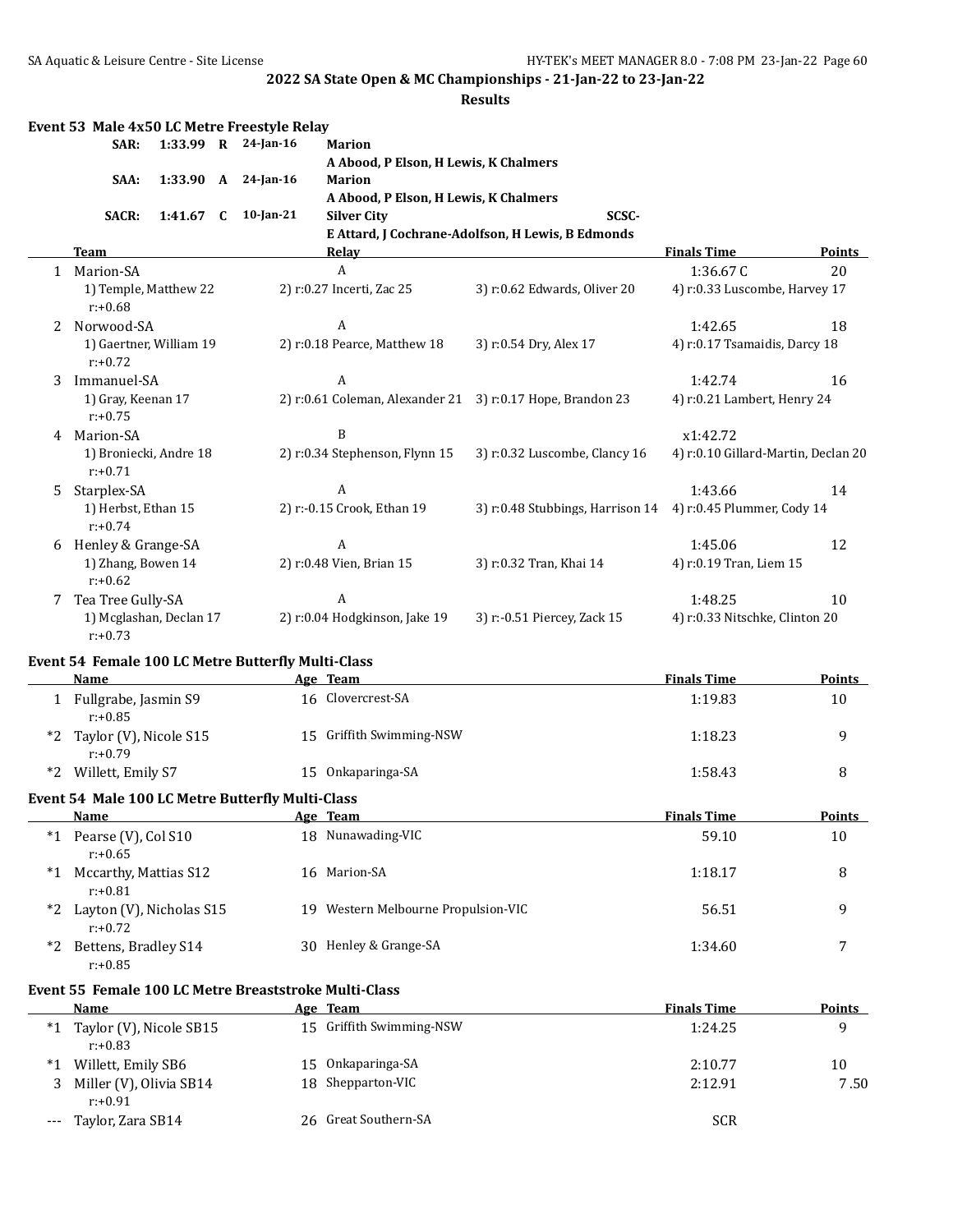**2022 SA State Open & MC Championships - 21-Jan-22 to 23-Jan-22**

**Results**

### Event 53 Male 4x50 LC Metre Freestyle Relay

| | | | | |
|---|---|---|---|---|
| SAR: | 1:33.99 R | 24-Jan-16 | Marion | |
| | | | A Abood, P Elson, H Lewis, K Chalmers | |
| SAA: | 1:33.90 A | 24-Jan-16 | Marion | |
| | | | A Abood, P Elson, H Lewis, K Chalmers | |
| SACR: | 1:41.67 C | 10-Jan-21 | Silver City | SCSC- |
| | | | E Attard, J Cochrane-Adolfson, H Lewis, B Edmonds | |

| | Team | Relay | | | Finals Time | Points |
|---|---|---|---|---|---|---|
| 1 | Marion-SA | A | | | 1:36.67 C | 20 |
| | 1) Temple, Matthew 22 r:+0.68 | 2) r:0.27 Incerti, Zac 25 | 3) r:0.62 Edwards, Oliver 20 | 4) r:0.33 Luscombe, Harvey 17 | | |
| 2 | Norwood-SA | A | | | 1:42.65 | 18 |
| | 1) Gaertner, William 19 r:+0.72 | 2) r:0.18 Pearce, Matthew 18 | 3) r:0.54 Dry, Alex 17 | 4) r:0.17 Tsamaidis, Darcy 18 | | |
| 3 | Immanuel-SA | A | | | 1:42.74 | 16 |
| | 1) Gray, Keenan 17 r:+0.75 | 2) r:0.61 Coleman, Alexander 21 | 3) r:0.17 Hope, Brandon 23 | 4) r:0.21 Lambert, Henry 24 | | |
| 4 | Marion-SA | B | | | x1:42.72 | |
| | 1) Broniecki, Andre 18 r:+0.71 | 2) r:0.34 Stephenson, Flynn 15 | 3) r:0.32 Luscombe, Clancy 16 | 4) r:0.10 Gillard-Martin, Declan 20 | | |
| 5 | Starplex-SA | A | | | 1:43.66 | 14 |
| | 1) Herbst, Ethan 15 r:+0.74 | 2) r:-0.15 Crook, Ethan 19 | 3) r:0.48 Stubbings, Harrison 14 | 4) r:0.45 Plummer, Cody 14 | | |
| 6 | Henley & Grange-SA | A | | | 1:45.06 | 12 |
| | 1) Zhang, Bowen 14 r:+0.62 | 2) r:0.48 Vien, Brian 15 | 3) r:0.32 Tran, Khai 14 | 4) r:0.19 Tran, Liem 15 | | |
| 7 | Tea Tree Gully-SA | A | | | 1:48.25 | 10 |
| | 1) Mcglashan, Declan 17 r:+0.73 | 2) r:0.04 Hodgkinson, Jake 19 | 3) r:-0.51 Piercey, Zack 15 | 4) r:0.33 Nitschke, Clinton 20 | | |

### Event 54 Female 100 LC Metre Butterfly Multi-Class

| | Name | Age | Team | Finals Time | Points |
|---|---|---|---|---|---|
| 1 | Fullgrabe, Jasmin S9 r:+0.85 | 16 | Clovercrest-SA | 1:19.83 | 10 |
| *2 | Taylor (V), Nicole S15 r:+0.79 | 15 | Griffith Swimming-NSW | 1:18.23 | 9 |
| *2 | Willett, Emily S7 | 15 | Onkaparinga-SA | 1:58.43 | 8 |

### Event 54 Male 100 LC Metre Butterfly Multi-Class

| | Name | Age | Team | Finals Time | Points |
|---|---|---|---|---|---|
| *1 | Pearse (V), Col S10 r:+0.65 | 18 | Nunawading-VIC | 59.10 | 10 |
| *1 | Mccarthy, Mattias S12 r:+0.81 | 16 | Marion-SA | 1:18.17 | 8 |
| *2 | Layton (V), Nicholas S15 r:+0.72 | 19 | Western Melbourne Propulsion-VIC | 56.51 | 9 |
| *2 | Bettens, Bradley S14 r:+0.85 | 30 | Henley & Grange-SA | 1:34.60 | 7 |

### Event 55 Female 100 LC Metre Breaststroke Multi-Class

| | Name | Age | Team | Finals Time | Points |
|---|---|---|---|---|---|
| *1 | Taylor (V), Nicole SB15 r:+0.83 | 15 | Griffith Swimming-NSW | 1:24.25 | 9 |
| *1 | Willett, Emily SB6 | 15 | Onkaparinga-SA | 2:10.77 | 10 |
| 3 | Miller (V), Olivia SB14 r:+0.91 | 18 | Shepparton-VIC | 2:12.91 | 7.50 |
| --- | Taylor, Zara SB14 | 26 | Great Southern-SA | SCR | |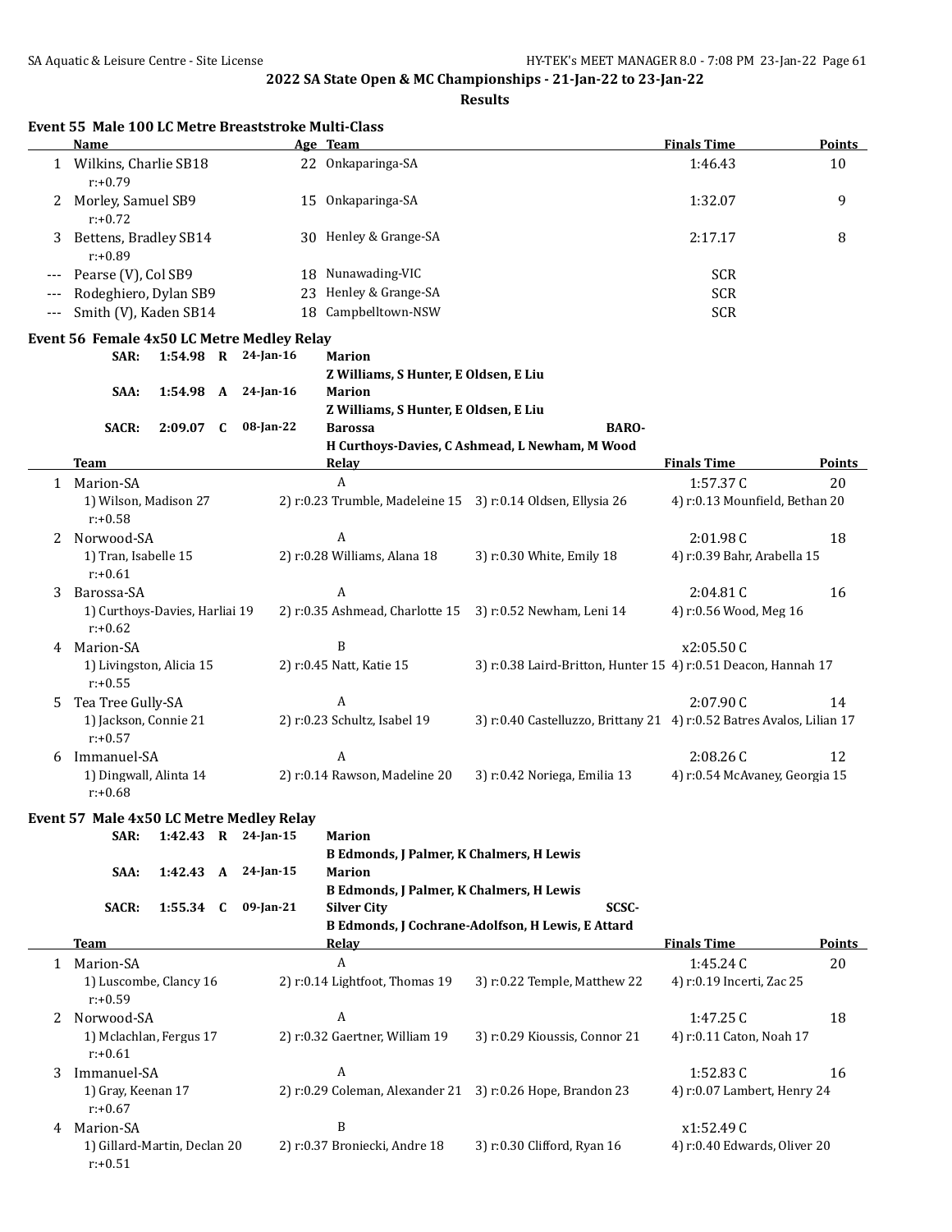2022 SA State Open & MC Championships - 21-Jan-22 to 23-Jan-22

Results

### Event 55 Male 100 LC Metre Breaststroke Multi-Class

| | Name | Age | Team | Finals Time | Points |
|---|---|---|---|---|---|
| 1 | Wilkins, Charlie SB18 r:+0.79 | 22 | Onkaparinga-SA | 1:46.43 | 10 |
| 2 | Morley, Samuel SB9 r:+0.72 | 15 | Onkaparinga-SA | 1:32.07 | 9 |
| 3 | Bettens, Bradley SB14 r:+0.89 | 30 | Henley & Grange-SA | 2:17.17 | 8 |
| --- | Pearse (V), Col SB9 | 18 | Nunawading-VIC | SCR | |
| --- | Rodeghiero, Dylan SB9 | 23 | Henley & Grange-SA | SCR | |
| --- | Smith (V), Kaden SB14 | 18 | Campbelltown-NSW | SCR | |

### Event 56 Female 4x50 LC Metre Medley Relay

SAR: 1:54.98 R 24-Jan-16 Marion
Z Williams, S Hunter, E Oldsen, E Liu

SAA: 1:54.98 A 24-Jan-16 Marion
Z Williams, S Hunter, E Oldsen, E Liu

SACR: 2:09.07 C 08-Jan-22 Barossa BARO-
H Curthoys-Davies, C Ashmead, L Newham, M Wood

| | Team | Relay | Finals Time | Points |
|---|---|---|---|---|
| 1 | Marion-SA | A | 1:57.37 C | 20 |
| | 1) Wilson, Madison 27 r:+0.58 | 2) r:0.23 Trumble, Madeleine 15 | 3) r:0.14 Oldsen, Ellysia 26 | 4) r:0.13 Mounfield, Bethan 20 |
| 2 | Norwood-SA | A | 2:01.98 C | 18 |
| | 1) Tran, Isabelle 15 r:+0.61 | 2) r:0.28 Williams, Alana 18 | 3) r:0.30 White, Emily 18 | 4) r:0.39 Bahr, Arabella 15 |
| 3 | Barossa-SA | A | 2:04.81 C | 16 |
| | 1) Curthoys-Davies, Harliai 19 r:+0.62 | 2) r:0.35 Ashmead, Charlotte 15 | 3) r:0.52 Newham, Leni 14 | 4) r:0.56 Wood, Meg 16 |
| 4 | Marion-SA | B | x2:05.50 C | |
| | 1) Livingston, Alicia 15 r:+0.55 | 2) r:0.45 Natt, Katie 15 | 3) r:0.38 Laird-Britton, Hunter 15 | 4) r:0.51 Deacon, Hannah 17 |
| 5 | Tea Tree Gully-SA | A | 2:07.90 C | 14 |
| | 1) Jackson, Connie 21 r:+0.57 | 2) r:0.23 Schultz, Isabel 19 | 3) r:0.40 Castelluzzo, Brittany 21 | 4) r:0.52 Batres Avalos, Lilian 17 |
| 6 | Immanuel-SA | A | 2:08.26 C | 12 |
| | 1) Dingwall, Alinta 14 r:+0.68 | 2) r:0.14 Rawson, Madeline 20 | 3) r:0.42 Noriega, Emilia 13 | 4) r:0.54 McAvaney, Georgia 15 |

### Event 57 Male 4x50 LC Metre Medley Relay

SAR: 1:42.43 R 24-Jan-15 Marion
B Edmonds, J Palmer, K Chalmers, H Lewis

SAA: 1:42.43 A 24-Jan-15 Marion
B Edmonds, J Palmer, K Chalmers, H Lewis

SACR: 1:55.34 C 09-Jan-21 Silver City SCSC-
B Edmonds, J Cochrane-Adolfson, H Lewis, E Attard

| | Team | Relay | Finals Time | Points |
|---|---|---|---|---|
| 1 | Marion-SA | A | 1:45.24 C | 20 |
| | 1) Luscombe, Clancy 16 r:+0.59 | 2) r:0.14 Lightfoot, Thomas 19 | 3) r:0.22 Temple, Matthew 22 | 4) r:0.19 Incerti, Zac 25 |
| 2 | Norwood-SA | A | 1:47.25 C | 18 |
| | 1) Mclachlan, Fergus 17 r:+0.61 | 2) r:0.32 Gaertner, William 19 | 3) r:0.29 Kioussis, Connor 21 | 4) r:0.11 Caton, Noah 17 |
| 3 | Immanuel-SA | A | 1:52.83 C | 16 |
| | 1) Gray, Keenan 17 r:+0.67 | 2) r:0.29 Coleman, Alexander 21 | 3) r:0.26 Hope, Brandon 23 | 4) r:0.07 Lambert, Henry 24 |
| 4 | Marion-SA | B | x1:52.49 C | |
| | 1) Gillard-Martin, Declan 20 r:+0.51 | 2) r:0.37 Broniecki, Andre 18 | 3) r:0.30 Clifford, Ryan 16 | 4) r:0.40 Edwards, Oliver 20 |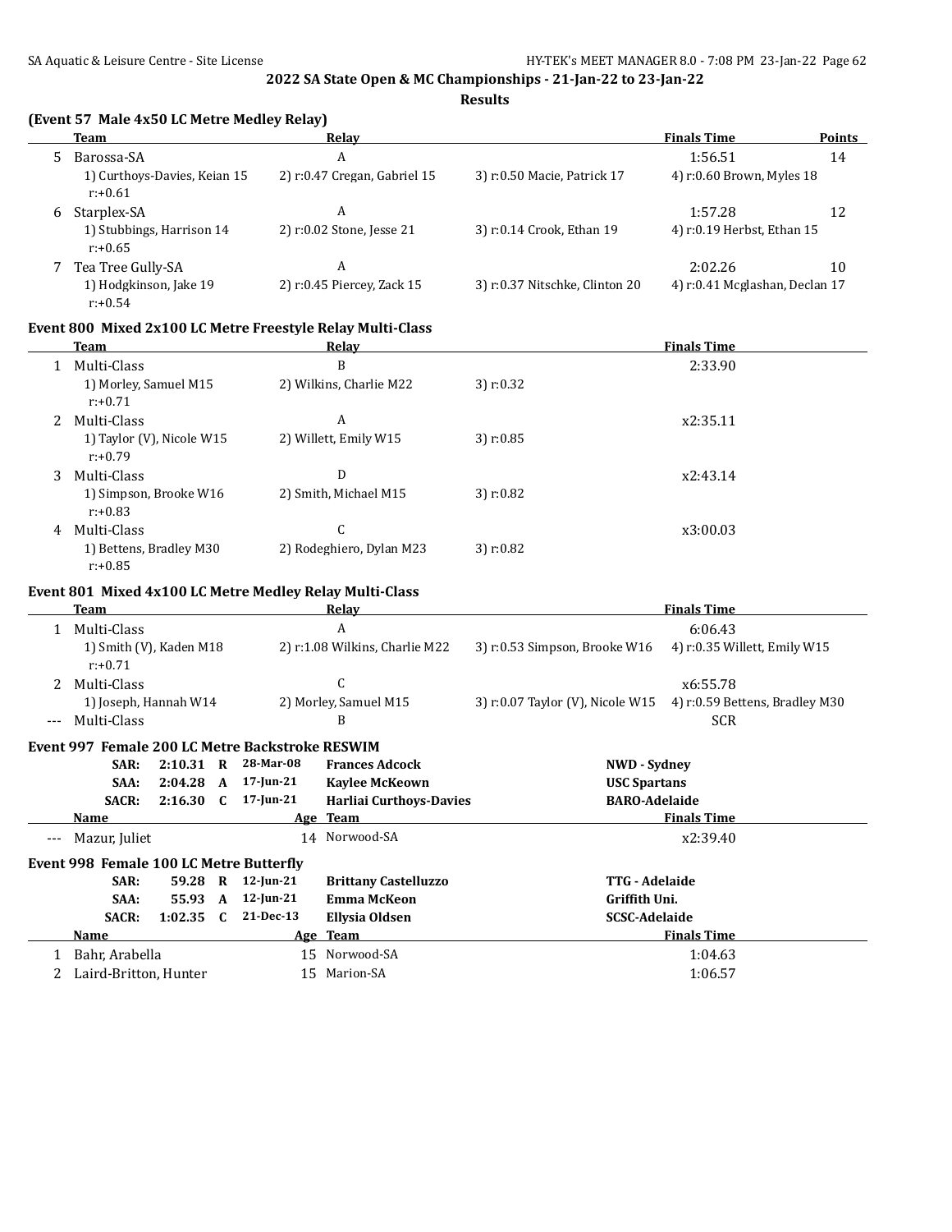2022 SA State Open & MC Championships - 21-Jan-22 to 23-Jan-22

**Results**

### (Event 57 Male 4x50 LC Metre Medley Relay)

| | Team | Relay | | Finals Time | Points |
|---|---|---|---|---|---|
| 5 | Barossa-SA | A | | 1:56.51 | 14 |
| | 1) Curthoys-Davies, Keian 15 r:+0.61 | 2) r:0.47 Cregan, Gabriel 15 | 3) r:0.50 Macie, Patrick 17 | 4) r:0.60 Brown, Myles 18 | |
| 6 | Starplex-SA | A | | 1:57.28 | 12 |
| | 1) Stubbings, Harrison 14 r:+0.65 | 2) r:0.02 Stone, Jesse 21 | 3) r:0.14 Crook, Ethan 19 | 4) r:0.19 Herbst, Ethan 15 | |
| 7 | Tea Tree Gully-SA | A | | 2:02.26 | 10 |
| | 1) Hodgkinson, Jake 19 r:+0.54 | 2) r:0.45 Piercey, Zack 15 | 3) r:0.37 Nitschke, Clinton 20 | 4) r:0.41 Mcglashan, Declan 17 | |

### Event 800 Mixed 2x100 LC Metre Freestyle Relay Multi-Class

| | Team | Relay | | Finals Time |
|---|---|---|---|---|
| 1 | Multi-Class | B | | 2:33.90 |
| | 1) Morley, Samuel M15 r:+0.71 | 2) Wilkins, Charlie M22 | 3) r:0.32 | |
| 2 | Multi-Class | A | | x2:35.11 |
| | 1) Taylor (V), Nicole W15 r:+0.79 | 2) Willett, Emily W15 | 3) r:0.85 | |
| 3 | Multi-Class | D | | x2:43.14 |
| | 1) Simpson, Brooke W16 r:+0.83 | 2) Smith, Michael M15 | 3) r:0.82 | |
| 4 | Multi-Class | C | | x3:00.03 |
| | 1) Bettens, Bradley M30 r:+0.85 | 2) Rodeghiero, Dylan M23 | 3) r:0.82 | |

### Event 801 Mixed 4x100 LC Metre Medley Relay Multi-Class

| | Team | Relay | | Finals Time |
|---|---|---|---|---|
| 1 | Multi-Class | A | | 6:06.43 |
| | 1) Smith (V), Kaden M18 r:+0.71 | 2) r:1.08 Wilkins, Charlie M22 | 3) r:0.53 Simpson, Brooke W16 | 4) r:0.35 Willett, Emily W15 |
| 2 | Multi-Class | C | | x6:55.78 |
| | 1) Joseph, Hannah W14 | 2) Morley, Samuel M15 | 3) r:0.07 Taylor (V), Nicole W15 | 4) r:0.59 Bettens, Bradley M30 |
| --- | Multi-Class | B | | SCR |

### Event 997 Female 200 LC Metre Backstroke RESWIM

| | | | | | |
|---|---|---|---|---|---|
| SAR: | 2:10.31 | R | 28-Mar-08 | Frances Adcock | NWD - Sydney |
| SAA: | 2:04.28 | A | 17-Jun-21 | Kaylee McKeown | USC Spartans |
| SACR: | 2:16.30 | C | 17-Jun-21 | Harliai Curthoys-Davies | BARO-Adelaide |

| | Name | Age | Team | Finals Time |
|---|---|---|---|---|
| --- | Mazur, Juliet | 14 | Norwood-SA | x2:39.40 |

### Event 998 Female 100 LC Metre Butterfly

| | | | | | |
|---|---|---|---|---|---|
| SAR: | 59.28 | R | 12-Jun-21 | Brittany Castelluzzo | TTG - Adelaide |
| SAA: | 55.93 | A | 12-Jun-21 | Emma McKeon | Griffith Uni. |
| SACR: | 1:02.35 | C | 21-Dec-13 | Ellysia Oldsen | SCSC-Adelaide |

| | Name | Age | Team | Finals Time |
|---|---|---|---|---|
| 1 | Bahr, Arabella | 15 | Norwood-SA | 1:04.63 |
| 2 | Laird-Britton, Hunter | 15 | Marion-SA | 1:06.57 |